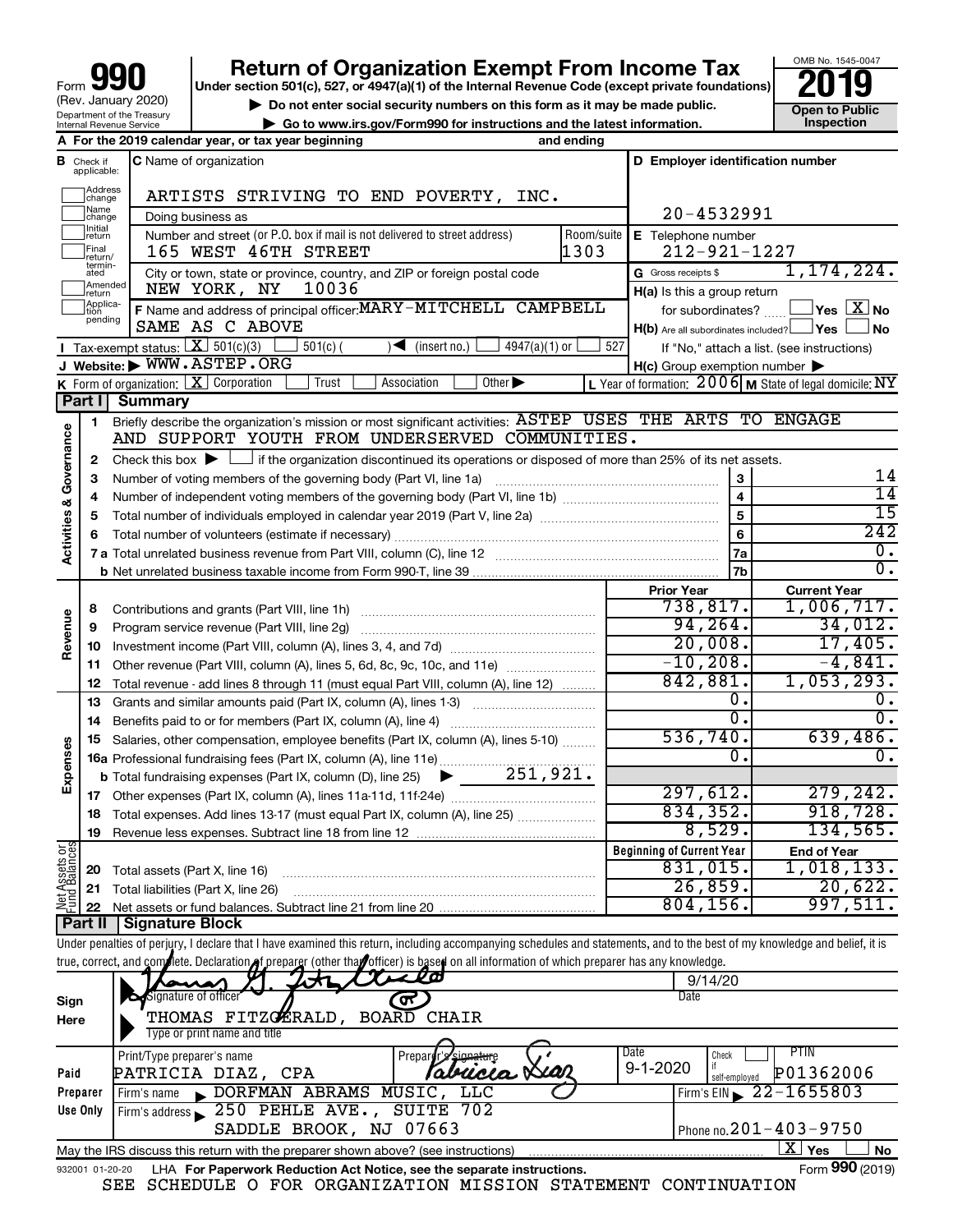# Form 990 Return of Organization Exempt From Income Tax

(Rev. January 2020)

Department of the Treasury
Internal Revenue Service

**Under section 501(c), 527, or 4947(a)(1) of the Internal Revenue Code (except private foundations)**

▶ Do not enter social security numbers on this form as it may be made public.

▶ Go to www.irs.gov/Form990 for instructions and the latest information.

OMB No. 1545-0047

**2019**

**Open to Public Inspection**

**A** For the 2019 calendar year, or tax year beginning and ending

**B** Check if applicable: Address change, Name change, Initial return, Final return/terminated, Amended return, Application pending

**C** Name of organization: ARTISTS STRIVING TO END POVERTY, INC.

Doing business as

Number and street (or P.O. box if mail is not delivered to street address): 165 WEST 46TH STREET — Room/suite: 1303

City or town, state or province, country, and ZIP or foreign postal code: NEW YORK, NY 10036

**D** Employer identification number: 20-4532991

**E** Telephone number: 212-921-1227

**G** Gross receipts $ 1,174,224.

**F** Name and address of principal officer: MARY-MITCHELL CAMPBELL, SAME AS C ABOVE

**H(a)** Is this a group return for subordinates? ☐ Yes ☒ No

**H(b)** Are all subordinates included? ☐ Yes ☐ No — If "No," attach a list. (see instructions)

**H(c)** Group exemption number ▶

**I** Tax-exempt status: ☒ 501(c)(3) ☐ 501(c) ( ) ◀ (insert no.) ☐ 4947(a)(1) or ☐ 527

**J** Website: ▶ WWW.ASTEP.ORG

**K** Form of organization: ☒ Corporation ☐ Trust ☐ Association ☐ Other ▶

**L** Year of formation: 2006 **M** State of legal domicile: NY

## Part I Summary

**Activities & Governance**

1 Briefly describe the organization's mission or most significant activities: ASTEP USES THE ARTS TO ENGAGE AND SUPPORT YOUTH FROM UNDERSERVED COMMUNITIES.

2 Check this box ▶ ☐ if the organization discontinued its operations or disposed of more than 25% of its net assets.

| | | | |
|---|---|---|---|
| 3 | Number of voting members of the governing body (Part VI, line 1a) | 3 | 14 |
| 4 | Number of independent voting members of the governing body (Part VI, line 1b) | 4 | 14 |
| 5 | Total number of individuals employed in calendar year 2019 (Part V, line 2a) | 5 | 15 |
| 6 | Total number of volunteers (estimate if necessary) | 6 | 242 |
| 7a | Total unrelated business revenue from Part VIII, column (C), line 12 | 7a | 0. |
| b | Net unrelated business taxable income from Form 990-T, line 39 | 7b | 0. |

| | | | Prior Year | Current Year |
|---|---|---|---|---|
| **Revenue** | 8 | Contributions and grants (Part VIII, line 1h) | 738,817. | 1,006,717. |
| | 9 | Program service revenue (Part VIII, line 2g) | 94,264. | 34,012. |
| | 10 | Investment income (Part VIII, column (A), lines 3, 4, and 7d) | 20,008. | 17,405. |
| | 11 | Other revenue (Part VIII, column (A), lines 5, 6d, 8c, 9c, 10c, and 11e) | -10,208. | -4,841. |
| | 12 | Total revenue - add lines 8 through 11 (must equal Part VIII, column (A), line 12) | 842,881. | 1,053,293. |
| **Expenses** | 13 | Grants and similar amounts paid (Part IX, column (A), lines 1-3) | 0. | 0. |
| | 14 | Benefits paid to or for members (Part IX, column (A), line 4) | 0. | 0. |
| | 15 | Salaries, other compensation, employee benefits (Part IX, column (A), lines 5-10) | 536,740. | 639,486. |
| | 16a | Professional fundraising fees (Part IX, column (A), line 11e) | 0. | 0. |
| | b | Total fundraising expenses (Part IX, column (D), line 25) ▶ 251,921. | | |
| | 17 | Other expenses (Part IX, column (A), lines 11a-11d, 11f-24e) | 297,612. | 279,242. |
| | 18 | Total expenses. Add lines 13-17 (must equal Part IX, column (A), line 25) | 834,352. | 918,728. |
| | 19 | Revenue less expenses. Subtract line 18 from line 12 | 8,529. | 134,565. |
| | | | **Beginning of Current Year** | **End of Year** |
| **Net Assets or Fund Balances** | 20 | Total assets (Part X, line 16) | 831,015. | 1,018,133. |
| | 21 | Total liabilities (Part X, line 26) | 26,859. | 20,622. |
| | 22 | Net assets or fund balances. Subtract line 21 from line 20 | 804,156. | 997,511. |

## Part II Signature Block

Under penalties of perjury, I declare that I have examined this return, including accompanying schedules and statements, and to the best of my knowledge and belief, it is true, correct, and complete. Declaration of preparer (other than officer) is based on all information of which preparer has any knowledge.

**Sign Here**

Signature of officer — Date: 9/14/20

THOMAS FITZGERALD, BOARD CHAIR
Type or print name and title

**Paid Preparer Use Only**

| Print/Type preparer's name | Preparer's signature | Date | Check ☐ if self-employed | PTIN |
|---|---|---|---|---|
| PATRICIA DIAZ, CPA | Patricia Diaz | 9-1-2020 | | P01362006 |

Firm's name ▶ DORFMAN ABRAMS MUSIC, LLC — Firm's EIN ▶ 22-1655803

Firm's address ▶ 250 PEHLE AVE., SUITE 702, SADDLE BROOK, NJ 07663 — Phone no. 201-403-9750

May the IRS discuss this return with the preparer shown above? (see instructions) ☒ Yes ☐ No

932001 01-20-20 LHA **For Paperwork Reduction Act Notice, see the separate instructions.** Form **990** (2019)

SEE SCHEDULE O FOR ORGANIZATION MISSION STATEMENT CONTINUATION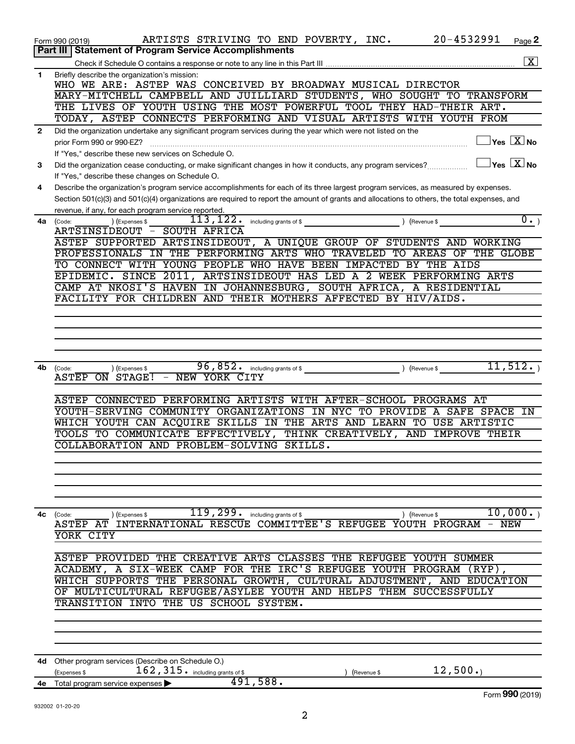Form 990 (2019) ARTISTS STRIVING TO END POVERTY, INC. 20-4532991 Page **2**

**Part III | Statement of Program Service Accomplishments**

Check if Schedule O contains a response or note to any line in this Part III [X]

**1** Briefly describe the organization's mission:

WHO WE ARE: ASTEP WAS CONCEIVED BY BROADWAY MUSICAL DIRECTOR MARY-MITCHELL CAMPBELL AND JUILLIARD STUDENTS, WHO SOUGHT TO TRANSFORM THE LIVES OF YOUTH USING THE MOST POWERFUL TOOL THEY HAD-THEIR ART. TODAY, ASTEP CONNECTS PERFORMING AND VISUAL ARTISTS WITH YOUTH FROM

**2** Did the organization undertake any significant program services during the year which were not listed on the prior Form 990 or 990-EZ? [ ] Yes [X] No

If "Yes," describe these new services on Schedule O.

**3** Did the organization cease conducting, or make significant changes in how it conducts, any program services? [ ] Yes [X] No

If "Yes," describe these changes on Schedule O.

**4** Describe the organization's program service accomplishments for each of its three largest program services, as measured by expenses. Section 501(c)(3) and 501(c)(4) organizations are required to report the amount of grants and allocations to others, the total expenses, and revenue, if any, for each program service reported.

**4a** (Code: ) (Expenses $ 113,122. including grants of $ ) (Revenue $ 0. )

ARTSINSIDEOUT - SOUTH AFRICA

ASTEP SUPPORTED ARTSINSIDEOUT, A UNIQUE GROUP OF STUDENTS AND WORKING PROFESSIONALS IN THE PERFORMING ARTS WHO TRAVELED TO AREAS OF THE GLOBE TO CONNECT WITH YOUNG PEOPLE WHO HAVE BEEN IMPACTED BY THE AIDS EPIDEMIC. SINCE 2011, ARTSINSIDEOUT HAS LED A 2 WEEK PERFORMING ARTS CAMP AT NKOSI'S HAVEN IN JOHANNESBURG, SOUTH AFRICA, A RESIDENTIAL FACILITY FOR CHILDREN AND THEIR MOTHERS AFFECTED BY HIV/AIDS.

**4b** (Code: ) (Expenses $ 96,852. including grants of $ ) (Revenue $ 11,512. )

ASTEP ON STAGE! - NEW YORK CITY

ASTEP CONNECTED PERFORMING ARTISTS WITH AFTER-SCHOOL PROGRAMS AT YOUTH-SERVING COMMUNITY ORGANIZATIONS IN NYC TO PROVIDE A SAFE SPACE IN WHICH YOUTH CAN ACQUIRE SKILLS IN THE ARTS AND LEARN TO USE ARTISTIC TOOLS TO COMMUNICATE EFFECTIVELY, THINK CREATIVELY, AND IMPROVE THEIR COLLABORATION AND PROBLEM-SOLVING SKILLS.

**4c** (Code: ) (Expenses $ 119,299. including grants of $ ) (Revenue $ 10,000. )

ASTEP AT INTERNATIONAL RESCUE COMMITTEE'S REFUGEE YOUTH PROGRAM - NEW YORK CITY

ASTEP PROVIDED THE CREATIVE ARTS CLASSES THE REFUGEE YOUTH SUMMER ACADEMY, A SIX-WEEK CAMP FOR THE IRC'S REFUGEE YOUTH PROGRAM (RYP), WHICH SUPPORTS THE PERSONAL GROWTH, CULTURAL ADJUSTMENT, AND EDUCATION OF MULTICULTURAL REFUGEE/ASYLEE YOUTH AND HELPS THEM SUCCESSFULLY TRANSITION INTO THE US SCHOOL SYSTEM.

**4d** Other program services (Describe on Schedule O.)

(Expenses $ 162,315. including grants of $ ) (Revenue $ 12,500.)

**4e** Total program service expenses ▶ 491,588.

932002 01-20-20

Form **990** (2019)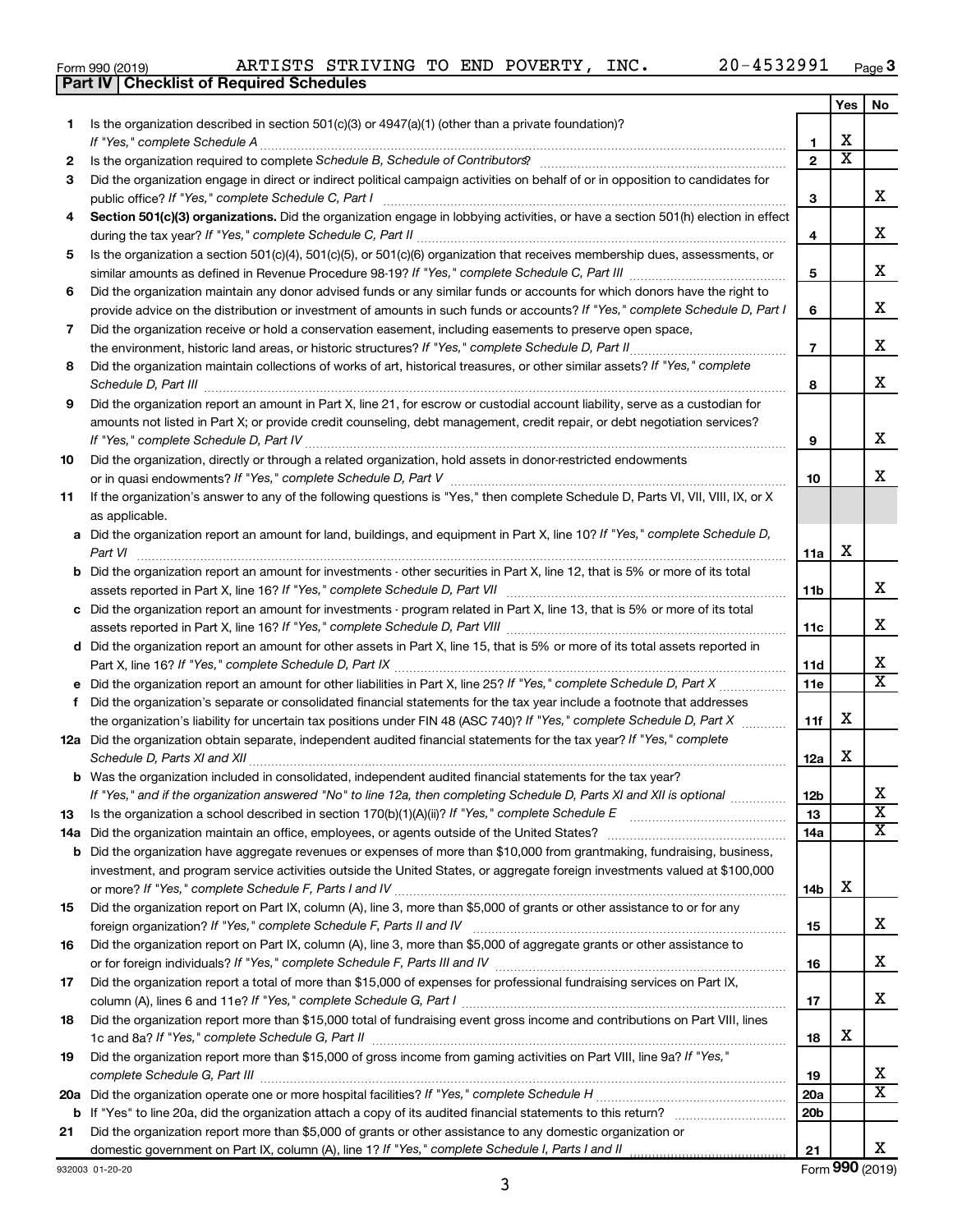Form 990 (2019) ARTISTS STRIVING TO END POVERTY, INC. 20-4532991 Page 3

**Part IV | Checklist of Required Schedules**

| | | | Yes | No |
|---|---|---|---|---|
| 1 | Is the organization described in section 501(c)(3) or 4947(a)(1) (other than a private foundation)? *If "Yes," complete Schedule A* | 1 | X | |
| 2 | Is the organization required to complete *Schedule B, Schedule of Contributors*? | 2 | X | |
| 3 | Did the organization engage in direct or indirect political campaign activities on behalf of or in opposition to candidates for public office? *If "Yes," complete Schedule C, Part I* | 3 | | X |
| 4 | **Section 501(c)(3) organizations.** Did the organization engage in lobbying activities, or have a section 501(h) election in effect during the tax year? *If "Yes," complete Schedule C, Part II* | 4 | | X |
| 5 | Is the organization a section 501(c)(4), 501(c)(5), or 501(c)(6) organization that receives membership dues, assessments, or similar amounts as defined in Revenue Procedure 98-19? *If "Yes," complete Schedule C, Part III* | 5 | | X |
| 6 | Did the organization maintain any donor advised funds or any similar funds or accounts for which donors have the right to provide advice on the distribution or investment of amounts in such funds or accounts? *If "Yes," complete Schedule D, Part I* | 6 | | X |
| 7 | Did the organization receive or hold a conservation easement, including easements to preserve open space, the environment, historic land areas, or historic structures? *If "Yes," complete Schedule D, Part II* | 7 | | X |
| 8 | Did the organization maintain collections of works of art, historical treasures, or other similar assets? *If "Yes," complete Schedule D, Part III* | 8 | | X |
| 9 | Did the organization report an amount in Part X, line 21, for escrow or custodial account liability, serve as a custodian for amounts not listed in Part X; or provide credit counseling, debt management, credit repair, or debt negotiation services? *If "Yes," complete Schedule D, Part IV* | 9 | | X |
| 10 | Did the organization, directly or through a related organization, hold assets in donor-restricted endowments or in quasi endowments? *If "Yes," complete Schedule D, Part V* | 10 | | X |
| 11 | If the organization's answer to any of the following questions is "Yes," then complete Schedule D, Parts VI, VII, VIII, IX, or X as applicable. | | | |
| a | Did the organization report an amount for land, buildings, and equipment in Part X, line 10? *If "Yes," complete Schedule D, Part VI* | 11a | X | |
| b | Did the organization report an amount for investments - other securities in Part X, line 12, that is 5% or more of its total assets reported in Part X, line 16? *If "Yes," complete Schedule D, Part VII* | 11b | | X |
| c | Did the organization report an amount for investments - program related in Part X, line 13, that is 5% or more of its total assets reported in Part X, line 16? *If "Yes," complete Schedule D, Part VIII* | 11c | | X |
| d | Did the organization report an amount for other assets in Part X, line 15, that is 5% or more of its total assets reported in Part X, line 16? *If "Yes," complete Schedule D, Part IX* | 11d | | X |
| e | Did the organization report an amount for other liabilities in Part X, line 25? *If "Yes," complete Schedule D, Part X* | 11e | | X |
| f | Did the organization's separate or consolidated financial statements for the tax year include a footnote that addresses the organization's liability for uncertain tax positions under FIN 48 (ASC 740)? *If "Yes," complete Schedule D, Part X* | 11f | X | |
| 12a | Did the organization obtain separate, independent audited financial statements for the tax year? *If "Yes," complete Schedule D, Parts XI and XII* | 12a | X | |
| b | Was the organization included in consolidated, independent audited financial statements for the tax year? *If "Yes," and if the organization answered "No" to line 12a, then completing Schedule D, Parts XI and XII is optional* | 12b | | X |
| 13 | Is the organization a school described in section 170(b)(1)(A)(ii)? *If "Yes," complete Schedule E* | 13 | | X |
| 14a | Did the organization maintain an office, employees, or agents outside of the United States? | 14a | | X |
| b | Did the organization have aggregate revenues or expenses of more than $10,000 from grantmaking, fundraising, business, investment, and program service activities outside the United States, or aggregate foreign investments valued at $100,000 or more? *If "Yes," complete Schedule F, Parts I and IV* | 14b | X | |
| 15 | Did the organization report on Part IX, column (A), line 3, more than $5,000 of grants or other assistance to or for any foreign organization? *If "Yes," complete Schedule F, Parts II and IV* | 15 | | X |
| 16 | Did the organization report on Part IX, column (A), line 3, more than $5,000 of aggregate grants or other assistance to or for foreign individuals? *If "Yes," complete Schedule F, Parts III and IV* | 16 | | X |
| 17 | Did the organization report a total of more than $15,000 of expenses for professional fundraising services on Part IX, column (A), lines 6 and 11e? *If "Yes," complete Schedule G, Part I* | 17 | | X |
| 18 | Did the organization report more than $15,000 total of fundraising event gross income and contributions on Part VIII, lines 1c and 8a? *If "Yes," complete Schedule G, Part II* | 18 | X | |
| 19 | Did the organization report more than $15,000 of gross income from gaming activities on Part VIII, line 9a? *If "Yes," complete Schedule G, Part III* | 19 | | X |
| 20a | Did the organization operate one or more hospital facilities? *If "Yes," complete Schedule H* | 20a | | X |
| b | If "Yes" to line 20a, did the organization attach a copy of its audited financial statements to this return? | 20b | | |
| 21 | Did the organization report more than $5,000 of grants or other assistance to any domestic organization or domestic government on Part IX, column (A), line 1? *If "Yes," complete Schedule I, Parts I and II* | 21 | | X |

932003 01-20-20 Form **990** (2019)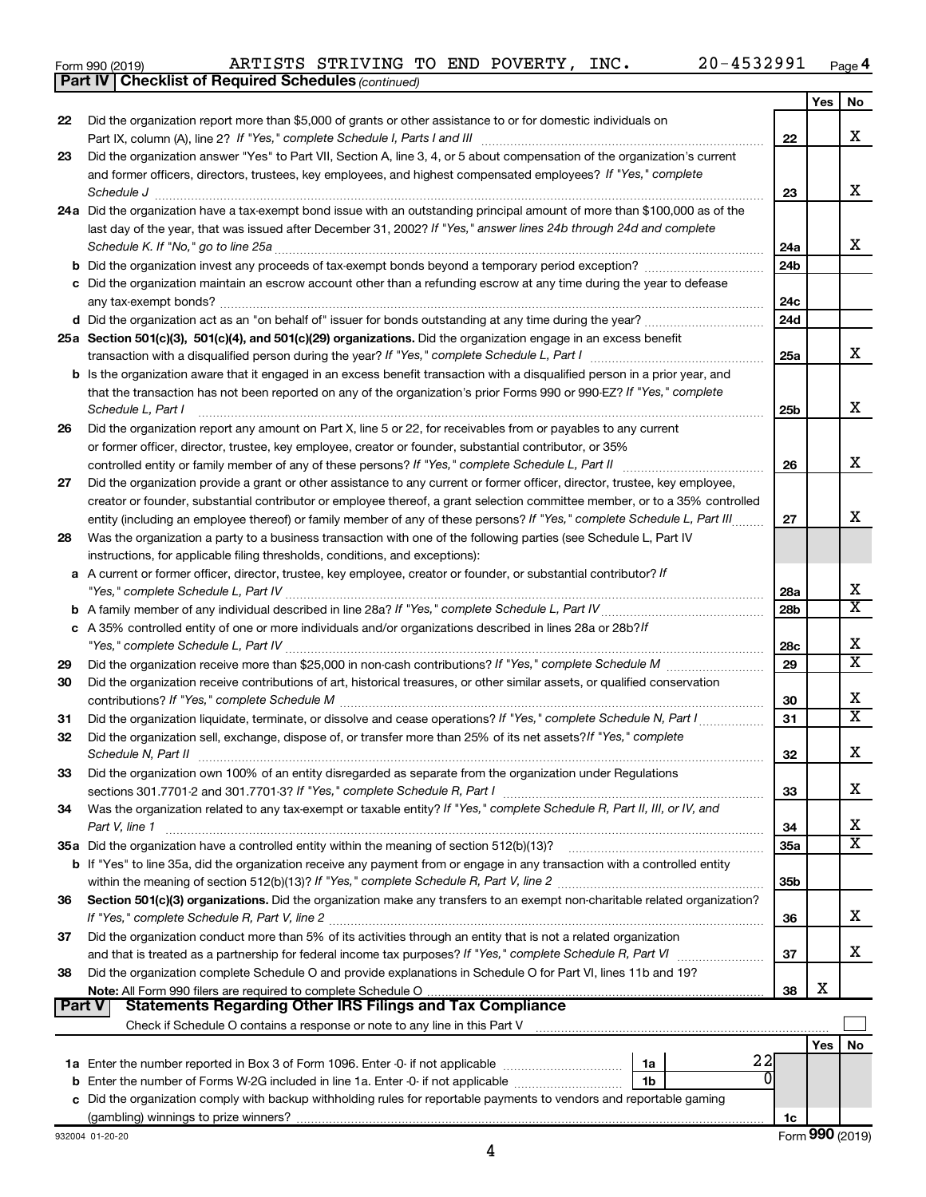Form 990 (2019) ARTISTS STRIVING TO END POVERTY, INC. 20-4532991 Page 4

**Part IV | Checklist of Required Schedules** *(continued)*

| | | | Yes | No |
|---|---|---|---|---|
| 22 | Did the organization report more than $5,000 of grants or other assistance to or for domestic individuals on Part IX, column (A), line 2? *If "Yes," complete Schedule I, Parts I and III* | 22 | | X |
| 23 | Did the organization answer "Yes" to Part VII, Section A, line 3, 4, or 5 about compensation of the organization's current and former officers, directors, trustees, key employees, and highest compensated employees? *If "Yes," complete Schedule J* | 23 | | X |
| 24a | Did the organization have a tax-exempt bond issue with an outstanding principal amount of more than $100,000 as of the last day of the year, that was issued after December 31, 2002? *If "Yes," answer lines 24b through 24d and complete Schedule K. If "No," go to line 25a* | 24a | | X |
| b | Did the organization invest any proceeds of tax-exempt bonds beyond a temporary period exception? | 24b | | |
| c | Did the organization maintain an escrow account other than a refunding escrow at any time during the year to defease any tax-exempt bonds? | 24c | | |
| d | Did the organization act as an "on behalf of" issuer for bonds outstanding at any time during the year? | 24d | | |
| 25a | **Section 501(c)(3), 501(c)(4), and 501(c)(29) organizations.** Did the organization engage in an excess benefit transaction with a disqualified person during the year? *If "Yes," complete Schedule L, Part I* | 25a | | X |
| b | Is the organization aware that it engaged in an excess benefit transaction with a disqualified person in a prior year, and that the transaction has not been reported on any of the organization's prior Forms 990 or 990-EZ? *If "Yes," complete Schedule L, Part I* | 25b | | X |
| 26 | Did the organization report any amount on Part X, line 5 or 22, for receivables from or payables to any current or former officer, director, trustee, key employee, creator or founder, substantial contributor, or 35% controlled entity or family member of any of these persons? *If "Yes," complete Schedule L, Part II* | 26 | | X |
| 27 | Did the organization provide a grant or other assistance to any current or former officer, director, trustee, key employee, creator or founder, substantial contributor or employee thereof, a grant selection committee member, or to a 35% controlled entity (including an employee thereof) or family member of any of these persons? *If "Yes," complete Schedule L, Part III* | 27 | | X |
| 28 | Was the organization a party to a business transaction with one of the following parties (see Schedule L, Part IV instructions, for applicable filing thresholds, conditions, and exceptions): | | | |
| a | A current or former officer, director, trustee, key employee, creator or founder, or substantial contributor? *If "Yes," complete Schedule L, Part IV* | 28a | | X |
| b | A family member of any individual described in line 28a? *If "Yes," complete Schedule L, Part IV* | 28b | | X |
| c | A 35% controlled entity of one or more individuals and/or organizations described in lines 28a or 28b? *If "Yes," complete Schedule L, Part IV* | 28c | | X |
| 29 | Did the organization receive more than $25,000 in non-cash contributions? *If "Yes," complete Schedule M* | 29 | | X |
| 30 | Did the organization receive contributions of art, historical treasures, or other similar assets, or qualified conservation contributions? *If "Yes," complete Schedule M* | 30 | | X |
| 31 | Did the organization liquidate, terminate, or dissolve and cease operations? *If "Yes," complete Schedule N, Part I* | 31 | | X |
| 32 | Did the organization sell, exchange, dispose of, or transfer more than 25% of its net assets? *If "Yes," complete Schedule N, Part II* | 32 | | X |
| 33 | Did the organization own 100% of an entity disregarded as separate from the organization under Regulations sections 301.7701-2 and 301.7701-3? *If "Yes," complete Schedule R, Part I* | 33 | | X |
| 34 | Was the organization related to any tax-exempt or taxable entity? *If "Yes," complete Schedule R, Part II, III, or IV, and Part V, line 1* | 34 | | X |
| 35a | Did the organization have a controlled entity within the meaning of section 512(b)(13)? | 35a | | X |
| b | If "Yes" to line 35a, did the organization receive any payment from or engage in any transaction with a controlled entity within the meaning of section 512(b)(13)? *If "Yes," complete Schedule R, Part V, line 2* | 35b | | |
| 36 | **Section 501(c)(3) organizations.** Did the organization make any transfers to an exempt non-charitable related organization? *If "Yes," complete Schedule R, Part V, line 2* | 36 | | X |
| 37 | Did the organization conduct more than 5% of its activities through an entity that is not a related organization and that is treated as a partnership for federal income tax purposes? *If "Yes," complete Schedule R, Part VI* | 37 | | X |
| 38 | Did the organization complete Schedule O and provide explanations in Schedule O for Part VI, lines 11b and 19? **Note:** All Form 990 filers are required to complete Schedule O | 38 | X | |

**Part V | Statements Regarding Other IRS Filings and Tax Compliance**

Check if Schedule O contains a response or note to any line in this Part V ☐

| | | | | | Yes | No |
|---|---|---|---|---|---|---|
| 1a | Enter the number reported in Box 3 of Form 1096. Enter -0- if not applicable | 1a | 22 | | | |
| b | Enter the number of Forms W-2G included in line 1a. Enter -0- if not applicable | 1b | 0 | | | |
| c | Did the organization comply with backup withholding rules for reportable payments to vendors and reportable gaming (gambling) winnings to prize winners? | | | 1c | | |

932004 01-20-20 Form **990** (2019)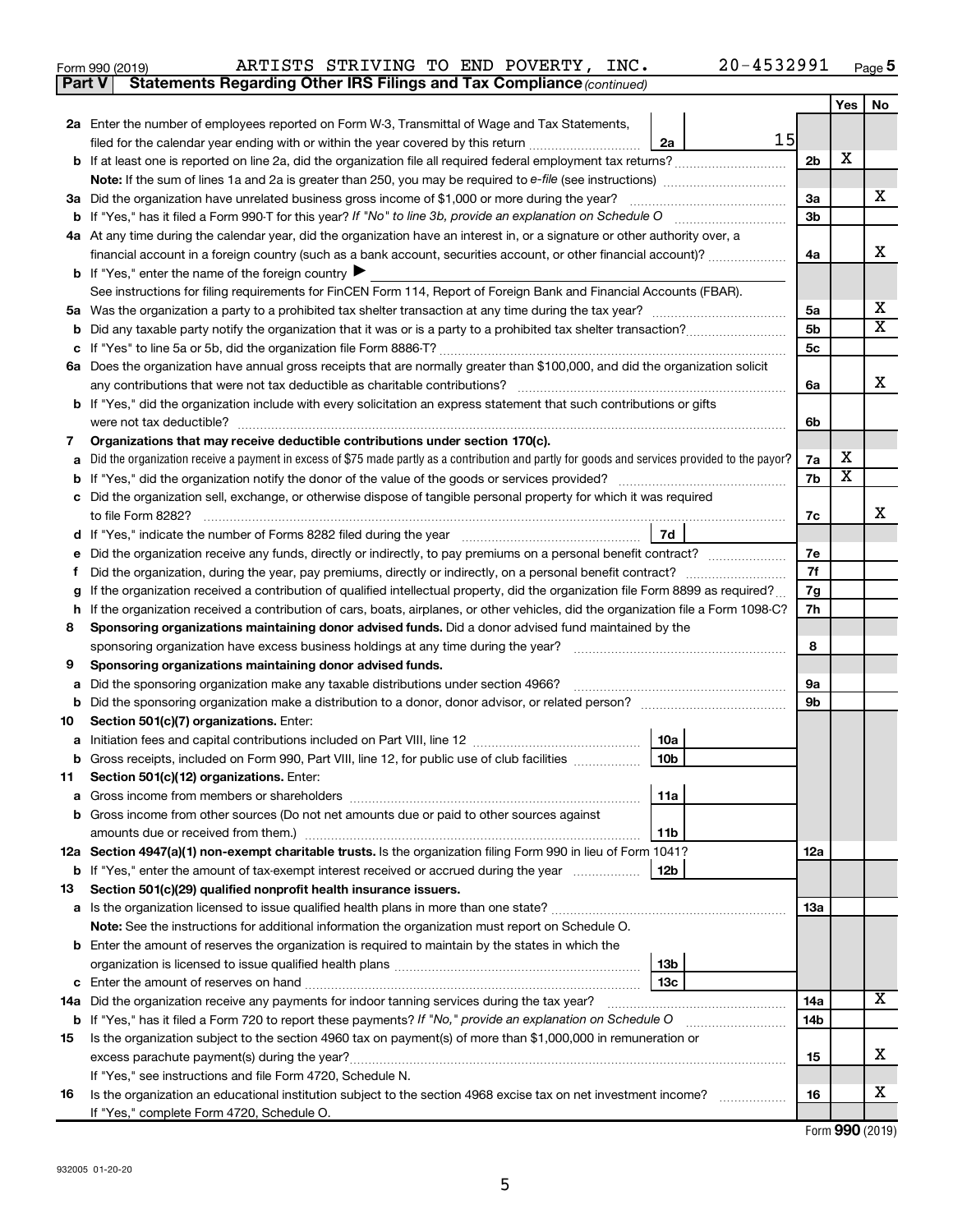Form 990 (2019) ARTISTS STRIVING TO END POVERTY, INC. 20-4532991 Page 5

**Part V Statements Regarding Other IRS Filings and Tax Compliance** *(continued)*

| | | | | | Yes | No |
|---|---|---|---|---|---|---|
| **2a** | Enter the number of employees reported on Form W-3, Transmittal of Wage and Tax Statements, filed for the calendar year ending with or within the year covered by this return | 2a | 15 | | | |
| **b** | If at least one is reported on line 2a, did the organization file all required federal employment tax returns? | | | 2b | X | |
| | **Note:** If the sum of lines 1a and 2a is greater than 250, you may be required to *e-file* (see instructions) | | | | | |
| **3a** | Did the organization have unrelated business gross income of $1,000 or more during the year? | | | 3a | | X |
| **b** | If "Yes," has it filed a Form 990-T for this year? *If "No" to line 3b, provide an explanation on Schedule O* | | | 3b | | |
| **4a** | At any time during the calendar year, did the organization have an interest in, or a signature or other authority over, a financial account in a foreign country (such as a bank account, securities account, or other financial account)? | | | 4a | | X |
| **b** | If "Yes," enter the name of the foreign country ▶ | | | | | |
| | See instructions for filing requirements for FinCEN Form 114, Report of Foreign Bank and Financial Accounts (FBAR). | | | | | |
| **5a** | Was the organization a party to a prohibited tax shelter transaction at any time during the tax year? | | | 5a | | X |
| **b** | Did any taxable party notify the organization that it was or is a party to a prohibited tax shelter transaction? | | | 5b | | X |
| **c** | If "Yes" to line 5a or 5b, did the organization file Form 8886-T? | | | 5c | | |
| **6a** | Does the organization have annual gross receipts that are normally greater than $100,000, and did the organization solicit any contributions that were not tax deductible as charitable contributions? | | | 6a | | X |
| **b** | If "Yes," did the organization include with every solicitation an express statement that such contributions or gifts were not tax deductible? | | | 6b | | |
| **7** | **Organizations that may receive deductible contributions under section 170(c).** | | | | | |
| **a** | Did the organization receive a payment in excess of $75 made partly as a contribution and partly for goods and services provided to the payor? | | | 7a | X | |
| **b** | If "Yes," did the organization notify the donor of the value of the goods or services provided? | | | 7b | X | |
| **c** | Did the organization sell, exchange, or otherwise dispose of tangible personal property for which it was required to file Form 8282? | | | 7c | | X |
| **d** | If "Yes," indicate the number of Forms 8282 filed during the year | 7d | | | | |
| **e** | Did the organization receive any funds, directly or indirectly, to pay premiums on a personal benefit contract? | | | 7e | | |
| **f** | Did the organization, during the year, pay premiums, directly or indirectly, on a personal benefit contract? | | | 7f | | |
| **g** | If the organization received a contribution of qualified intellectual property, did the organization file Form 8899 as required? | | | 7g | | |
| **h** | If the organization received a contribution of cars, boats, airplanes, or other vehicles, did the organization file a Form 1098-C? | | | 7h | | |
| **8** | **Sponsoring organizations maintaining donor advised funds.** Did a donor advised fund maintained by the sponsoring organization have excess business holdings at any time during the year? | | | 8 | | |
| **9** | **Sponsoring organizations maintaining donor advised funds.** | | | | | |
| **a** | Did the sponsoring organization make any taxable distributions under section 4966? | | | 9a | | |
| **b** | Did the sponsoring organization make a distribution to a donor, donor advisor, or related person? | | | 9b | | |
| **10** | **Section 501(c)(7) organizations.** Enter: | | | | | |
| **a** | Initiation fees and capital contributions included on Part VIII, line 12 | 10a | | | | |
| **b** | Gross receipts, included on Form 990, Part VIII, line 12, for public use of club facilities | 10b | | | | |
| **11** | **Section 501(c)(12) organizations.** Enter: | | | | | |
| **a** | Gross income from members or shareholders | 11a | | | | |
| **b** | Gross income from other sources (Do not net amounts due or paid to other sources against amounts due or received from them.) | 11b | | | | |
| **12a** | **Section 4947(a)(1) non-exempt charitable trusts.** Is the organization filing Form 990 in lieu of Form 1041? | | | 12a | | |
| **b** | If "Yes," enter the amount of tax-exempt interest received or accrued during the year | 12b | | | | |
| **13** | **Section 501(c)(29) qualified nonprofit health insurance issuers.** | | | | | |
| **a** | Is the organization licensed to issue qualified health plans in more than one state? | | | 13a | | |
| | **Note:** See the instructions for additional information the organization must report on Schedule O. | | | | | |
| **b** | Enter the amount of reserves the organization is required to maintain by the states in which the organization is licensed to issue qualified health plans | 13b | | | | |
| **c** | Enter the amount of reserves on hand | 13c | | | | |
| **14a** | Did the organization receive any payments for indoor tanning services during the tax year? | | | 14a | | X |
| **b** | If "Yes," has it filed a Form 720 to report these payments? *If "No," provide an explanation on Schedule O* | | | 14b | | |
| **15** | Is the organization subject to the section 4960 tax on payment(s) of more than $1,000,000 in remuneration or excess parachute payment(s) during the year? | | | 15 | | X |
| | If "Yes," see instructions and file Form 4720, Schedule N. | | | | | |
| **16** | Is the organization an educational institution subject to the section 4968 excise tax on net investment income? | | | 16 | | X |
| | If "Yes," complete Form 4720, Schedule O. | | | | | |

Form **990** (2019)

932005 01-20-20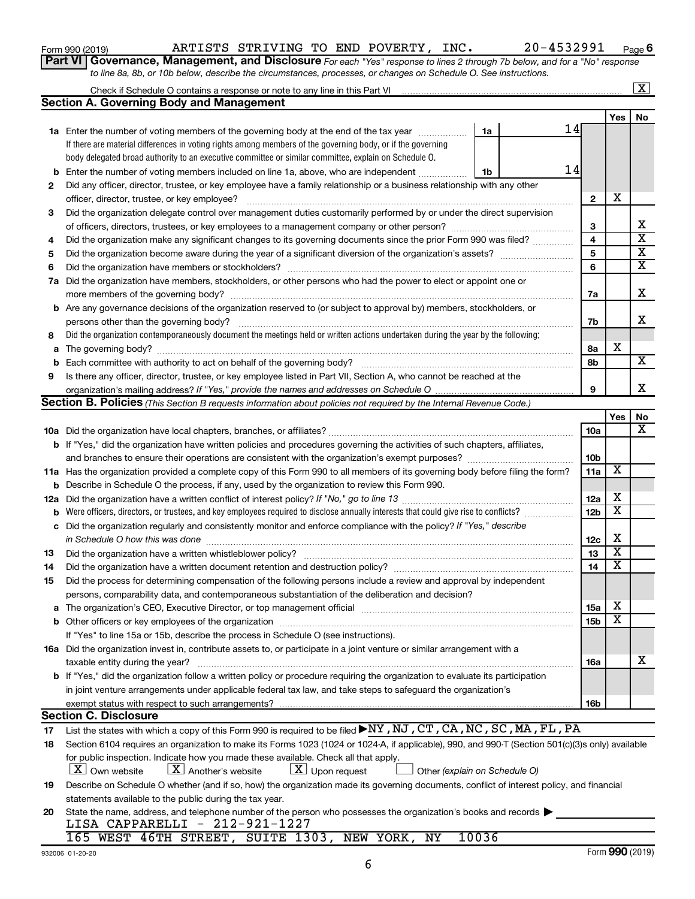Form 990 (2019) ARTISTS STRIVING TO END POVERTY, INC. 20-4532991 Page 6

**Part VI Governance, Management, and Disclosure** *For each "Yes" response to lines 2 through 7b below, and for a "No" response to line 8a, 8b, or 10b below, describe the circumstances, processes, or changes on Schedule O. See instructions.*

Check if Schedule O contains a response or note to any line in this Part VI ... [X]

## Section A. Governing Body and Management

| | | | | Yes | No |
|---|---|---|---|---|---|
| **1a** | Enter the number of voting members of the governing body at the end of the tax year ... **1a** 14 | | | | |
| | If there are material differences in voting rights among members of the governing body, or if the governing body delegated broad authority to an executive committee or similar committee, explain on Schedule O. | | | | |
| **b** | Enter the number of voting members included on line 1a, above, who are independent ... **1b** 14 | | | | |
| **2** | Did any officer, director, trustee, or key employee have a family relationship or a business relationship with any other officer, director, trustee, or key employee? | | **2** | X | |
| **3** | Did the organization delegate control over management duties customarily performed by or under the direct supervision of officers, directors, trustees, or key employees to a management company or other person? | | **3** | | X |
| **4** | Did the organization make any significant changes to its governing documents since the prior Form 990 was filed? | | **4** | | X |
| **5** | Did the organization become aware during the year of a significant diversion of the organization's assets? | | **5** | | X |
| **6** | Did the organization have members or stockholders? | | **6** | | X |
| **7a** | Did the organization have members, stockholders, or other persons who had the power to elect or appoint one or more members of the governing body? | | **7a** | | X |
| **b** | Are any governance decisions of the organization reserved to (or subject to approval by) members, stockholders, or persons other than the governing body? | | **7b** | | X |
| **8** | Did the organization contemporaneously document the meetings held or written actions undertaken during the year by the following: | | | | |
| **a** | The governing body? | | **8a** | X | |
| **b** | Each committee with authority to act on behalf of the governing body? | | **8b** | | X |
| **9** | Is there any officer, director, trustee, or key employee listed in Part VII, Section A, who cannot be reached at the organization's mailing address? *If "Yes," provide the names and addresses on Schedule O* | | **9** | | X |

## Section B. Policies *(This Section B requests information about policies not required by the Internal Revenue Code.)*

| | | | Yes | No |
|---|---|---|---|---|
| **10a** | Did the organization have local chapters, branches, or affiliates? | **10a** | | X |
| **b** | If "Yes," did the organization have written policies and procedures governing the activities of such chapters, affiliates, and branches to ensure their operations are consistent with the organization's exempt purposes? | **10b** | | |
| **11a** | Has the organization provided a complete copy of this Form 990 to all members of its governing body before filing the form? | **11a** | X | |
| **b** | Describe in Schedule O the process, if any, used by the organization to review this Form 990. | | | |
| **12a** | Did the organization have a written conflict of interest policy? *If "No," go to line 13* | **12a** | X | |
| **b** | Were officers, directors, or trustees, and key employees required to disclose annually interests that could give rise to conflicts? | **12b** | X | |
| **c** | Did the organization regularly and consistently monitor and enforce compliance with the policy? *If "Yes," describe in Schedule O how this was done* | **12c** | X | |
| **13** | Did the organization have a written whistleblower policy? | **13** | X | |
| **14** | Did the organization have a written document retention and destruction policy? | **14** | X | |
| **15** | Did the process for determining compensation of the following persons include a review and approval by independent persons, comparability data, and contemporaneous substantiation of the deliberation and decision? | | | |
| **a** | The organization's CEO, Executive Director, or top management official | **15a** | X | |
| **b** | Other officers or key employees of the organization | **15b** | X | |
| | If "Yes" to line 15a or 15b, describe the process in Schedule O (see instructions). | | | |
| **16a** | Did the organization invest in, contribute assets to, or participate in a joint venture or similar arrangement with a taxable entity during the year? | **16a** | | X |
| **b** | If "Yes," did the organization follow a written policy or procedure requiring the organization to evaluate its participation in joint venture arrangements under applicable federal tax law, and take steps to safeguard the organization's exempt status with respect to such arrangements? | **16b** | | |

## Section C. Disclosure

**17** List the states with which a copy of this Form 990 is required to be filed ▶ NY,NJ,CT,CA,NC,SC,MA,FL,PA

**18** Section 6104 requires an organization to make its Forms 1023 (1024 or 1024-A, if applicable), 990, and 990-T (Section 501(c)(3)s only) available for public inspection. Indicate how you made these available. Check all that apply.

[X] Own website [X] Another's website [X] Upon request [ ] Other *(explain on Schedule O)*

**19** Describe on Schedule O whether (and if so, how) the organization made its governing documents, conflict of interest policy, and financial statements available to the public during the tax year.

**20** State the name, address, and telephone number of the person who possesses the organization's books and records ▶

LISA CAPPARELLI - 212-921-1227
165 WEST 46TH STREET, SUITE 1303, NEW YORK, NY 10036

932006 01-20-20 Form **990** (2019)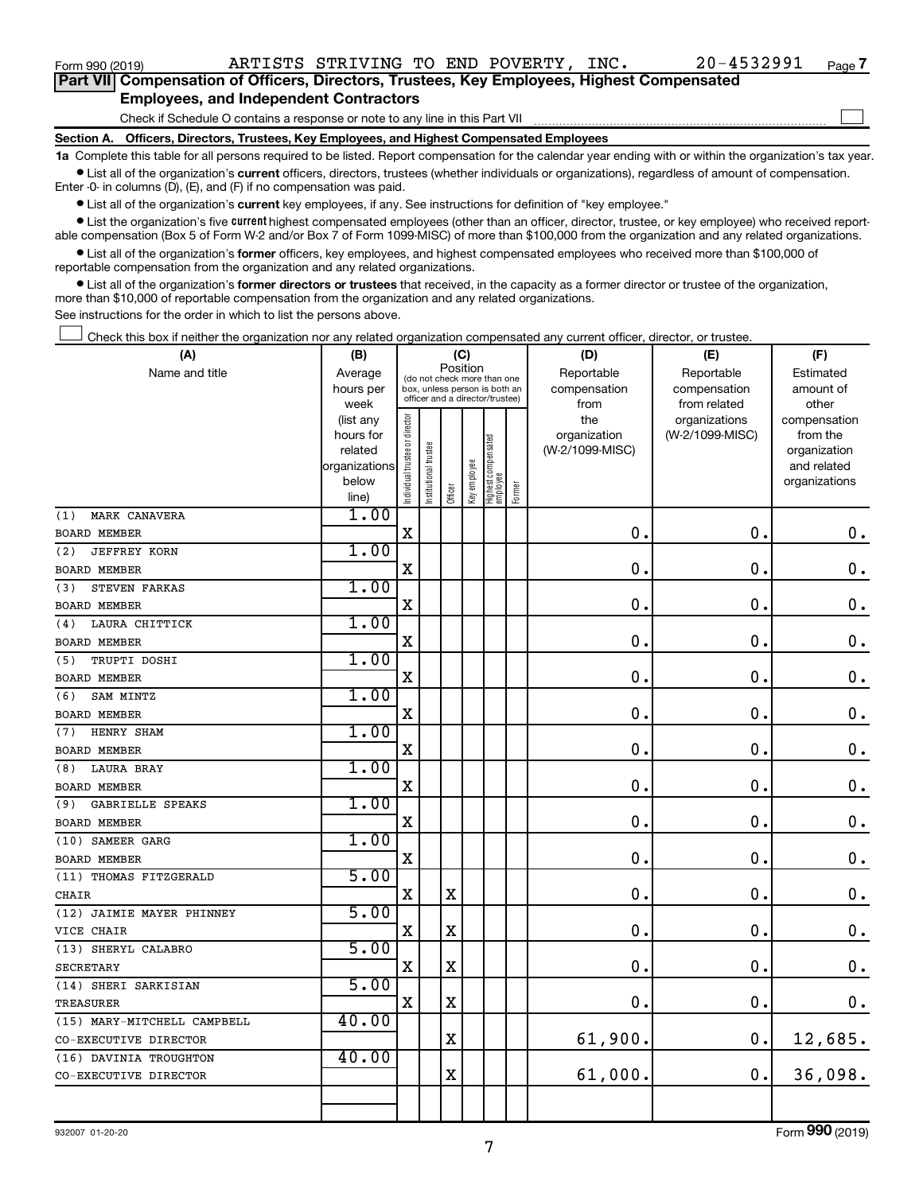Form 990 (2019) ARTISTS STRIVING TO END POVERTY, INC. 20-4532991 Page 7

## Part VII Compensation of Officers, Directors, Trustees, Key Employees, Highest Compensated Employees, and Independent Contractors

Check if Schedule O contains a response or note to any line in this Part VII ☐

**Section A. Officers, Directors, Trustees, Key Employees, and Highest Compensated Employees**

**1a** Complete this table for all persons required to be listed. Report compensation for the calendar year ending with or within the organization's tax year.

- List all of the organization's **current** officers, directors, trustees (whether individuals or organizations), regardless of amount of compensation. Enter -0- in columns (D), (E), and (F) if no compensation was paid.
- List all of the organization's **current** key employees, if any. See instructions for definition of "key employee."
- List the organization's five **current** highest compensated employees (other than an officer, director, trustee, or key employee) who received reportable compensation (Box 5 of Form W-2 and/or Box 7 of Form 1099-MISC) of more than $100,000 from the organization and any related organizations.
- List all of the organization's **former** officers, key employees, and highest compensated employees who received more than $100,000 of reportable compensation from the organization and any related organizations.
- List all of the organization's **former directors or trustees** that received, in the capacity as a former director or trustee of the organization, more than $10,000 of reportable compensation from the organization and any related organizations.

See instructions for the order in which to list the persons above.

☐ Check this box if neither the organization nor any related organization compensated any current officer, director, or trustee.

| (A) Name and title | (B) Average hours per week (list any hours for related organizations below line) | (C) Position: Individual trustee or director | Institutional trustee | Officer | Key employee | Highest compensated employee | Former | (D) Reportable compensation from the organization (W-2/1099-MISC) | (E) Reportable compensation from related organizations (W-2/1099-MISC) | (F) Estimated amount of other compensation from the organization and related organizations |
|---|---|---|---|---|---|---|---|---|---|---|
| (1) MARK CANAVERA<br>BOARD MEMBER | 1.00 | X | | | | | | 0. | 0. | 0. |
| (2) JEFFREY KORN<br>BOARD MEMBER | 1.00 | X | | | | | | 0. | 0. | 0. |
| (3) STEVEN FARKAS<br>BOARD MEMBER | 1.00 | X | | | | | | 0. | 0. | 0. |
| (4) LAURA CHITTICK<br>BOARD MEMBER | 1.00 | X | | | | | | 0. | 0. | 0. |
| (5) TRUPTI DOSHI<br>BOARD MEMBER | 1.00 | X | | | | | | 0. | 0. | 0. |
| (6) SAM MINTZ<br>BOARD MEMBER | 1.00 | X | | | | | | 0. | 0. | 0. |
| (7) HENRY SHAM<br>BOARD MEMBER | 1.00 | X | | | | | | 0. | 0. | 0. |
| (8) LAURA BRAY<br>BOARD MEMBER | 1.00 | X | | | | | | 0. | 0. | 0. |
| (9) GABRIELLE SPEAKS<br>BOARD MEMBER | 1.00 | X | | | | | | 0. | 0. | 0. |
| (10) SAMEER GARG<br>BOARD MEMBER | 1.00 | X | | | | | | 0. | 0. | 0. |
| (11) THOMAS FITZGERALD<br>CHAIR | 5.00 | X | | X | | | | 0. | 0. | 0. |
| (12) JAIMIE MAYER PHINNEY<br>VICE CHAIR | 5.00 | X | | X | | | | 0. | 0. | 0. |
| (13) SHERYL CALABRO<br>SECRETARY | 5.00 | X | | X | | | | 0. | 0. | 0. |
| (14) SHERI SARKISIAN<br>TREASURER | 5.00 | X | | X | | | | 0. | 0. | 0. |
| (15) MARY-MITCHELL CAMPBELL<br>CO-EXECUTIVE DIRECTOR | 40.00 | | | X | | | | 61,900. | 0. | 12,685. |
| (16) DAVINIA TROUGHTON<br>CO-EXECUTIVE DIRECTOR | 40.00 | | | X | | | | 61,000. | 0. | 36,098. |

932007 01-20-20 Form 990 (2019)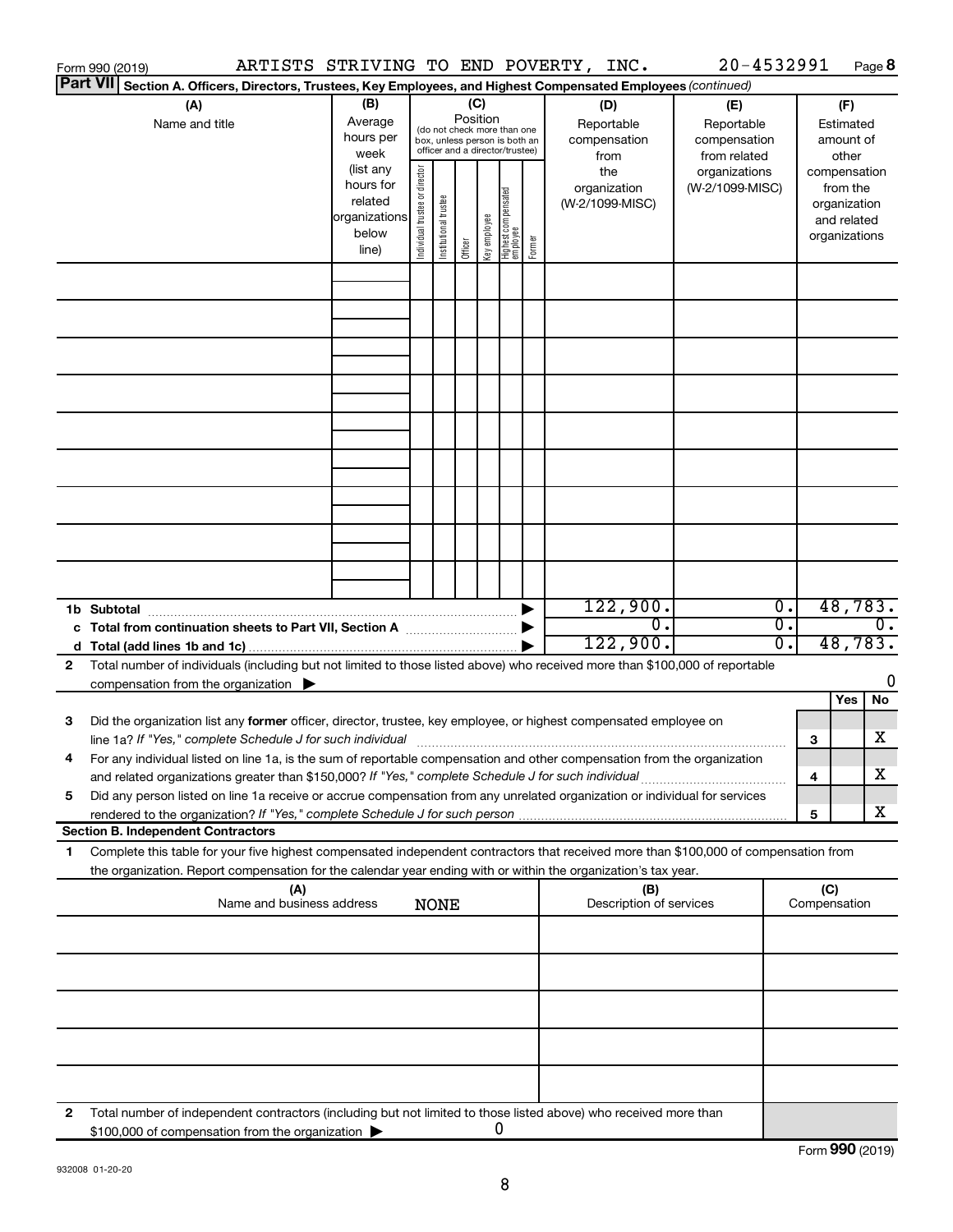Form 990 (2019) ARTISTS STRIVING TO END POVERTY, INC. 20-4532991 Page 8

**Part VII Section A. Officers, Directors, Trustees, Key Employees, and Highest Compensated Employees** *(continued)*

| (A) Name and title | (B) Average hours per week (list any hours for related organizations below line) | (C) Position (do not check more than one box, unless person is both an officer and a director/trustee): Individual trustee or director | Institutional trustee | Officer | Key employee | Highest compensated employee | Former | (D) Reportable compensation from the organization (W-2/1099-MISC) | (E) Reportable compensation from related organizations (W-2/1099-MISC) | (F) Estimated amount of other compensation from the organization and related organizations |
|---|---|---|---|---|---|---|---|---|---|---|
| | | | | | | | | | | |
| | | | | | | | | | | |
| | | | | | | | | | | |
| | | | | | | | | | | |
| | | | | | | | | | | |
| | | | | | | | | | | |
| | | | | | | | | | | |
| | | | | | | | | | | |
| | | | | | | | | | | |
| **1b Subtotal** | | | | | | | | 122,900. | 0. | 48,783. |
| **c Total from continuation sheets to Part VII, Section A** | | | | | | | | 0. | 0. | 0. |
| **d Total (add lines 1b and 1c)** | | | | | | | | 122,900. | 0. | 48,783. |

**2** Total number of individuals (including but not limited to those listed above) who received more than $100,000 of reportable compensation from the organization ▶ 0

| | | | Yes | No |
|---|---|---|---|---|
| **3** | Did the organization list any **former** officer, director, trustee, key employee, or highest compensated employee on line 1a? *If "Yes," complete Schedule J for such individual* | 3 | | X |
| **4** | For any individual listed on line 1a, is the sum of reportable compensation and other compensation from the organization and related organizations greater than $150,000? *If "Yes," complete Schedule J for such individual* | 4 | | X |
| **5** | Did any person listed on line 1a receive or accrue compensation from any unrelated organization or individual for services rendered to the organization? *If "Yes," complete Schedule J for such person* | 5 | | X |

**Section B. Independent Contractors**

**1** Complete this table for your five highest compensated independent contractors that received more than $100,000 of compensation from the organization. Report compensation for the calendar year ending with or within the organization's tax year.

| (A) Name and business address NONE | (B) Description of services | (C) Compensation |
|---|---|---|
| | | |
| | | |
| | | |
| | | |
| | | |

**2** Total number of independent contractors (including but not limited to those listed above) who received more than $100,000 of compensation from the organization ▶ 0

Form **990** (2019)

932008 01-20-20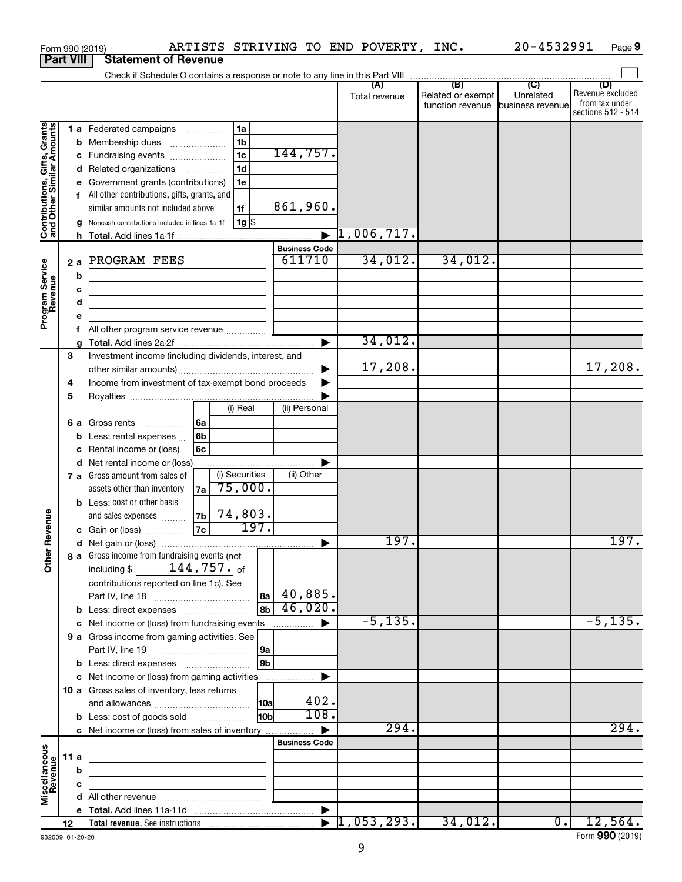Form 990 (2019) ARTISTS STRIVING TO END POVERTY, INC. 20-4532991 Page 9

**Part VIII Statement of Revenue**

Check if Schedule O contains a response or note to any line in this Part VIII ☐

| | | | | (A) Total revenue | (B) Related or exempt function revenue | (C) Unrelated business revenue | (D) Revenue excluded from tax under sections 512 - 514 |
|---|---|---|---|---|---|---|---|
| **Contributions, Gifts, Grants and Other Similar Amounts** | 1 a Federated campaigns | 1a | | | | | |
| | b Membership dues | 1b | | | | | |
| | c Fundraising events | 1c | 144,757. | | | | |
| | d Related organizations | 1d | | | | | |
| | e Government grants (contributions) | 1e | | | | | |
| | f All other contributions, gifts, grants, and similar amounts not included above | 1f | 861,960. | | | | |
| | g Noncash contributions included in lines 1a-1f | 1g $ | | | | | |
| | h Total. Add lines 1a-1f | | | 1,006,717. | | | |
| | | | **Business Code** | | | | |
| **Program Service Revenue** | 2 a PROGRAM FEES | | 611710 | 34,012. | 34,012. | | |
| | b | | | | | | |
| | c | | | | | | |
| | d | | | | | | |
| | e | | | | | | |
| | f All other program service revenue | | | | | | |
| | g Total. Add lines 2a-2f | | | 34,012. | | | |
| **Other Revenue** | 3 Investment income (including dividends, interest, and other similar amounts) | | | 17,208. | | | 17,208. |
| | 4 Income from investment of tax-exempt bond proceeds | | | | | | |
| | 5 Royalties | | | | | | |
| | | (i) Real | (ii) Personal | | | | |
| | 6 a Gross rents (6a) | | | | | | |
| | b Less: rental expenses (6b) | | | | | | |
| | c Rental income or (loss) (6c) | | | | | | |
| | d Net rental income or (loss) | | | | | | |
| | | (i) Securities | (ii) Other | | | | |
| | 7 a Gross amount from sales of assets other than inventory (7a) | 75,000. | | | | | |
| | b Less: cost or other basis and sales expenses (7b) | 74,803. | | | | | |
| | c Gain or (loss) (7c) | 197. | | | | | |
| | d Net gain or (loss) | | | 197. | | | 197. |
| | 8 a Gross income from fundraising events (not including $ 144,757. of contributions reported on line 1c). See Part IV, line 18 | 8a | 40,885. | | | | |
| | b Less: direct expenses | 8b | 46,020. | | | | |
| | c Net income or (loss) from fundraising events | | | -5,135. | | | -5,135. |
| | 9 a Gross income from gaming activities. See Part IV, line 19 | 9a | | | | | |
| | b Less: direct expenses | 9b | | | | | |
| | c Net income or (loss) from gaming activities | | | | | | |
| | 10 a Gross sales of inventory, less returns and allowances | 10a | 402. | | | | |
| | b Less: cost of goods sold | 10b | 108. | | | | |
| | c Net income or (loss) from sales of inventory | | | 294. | | | 294. |
| | | | **Business Code** | | | | |
| **Miscellaneous Revenue** | 11 a | | | | | | |
| | b | | | | | | |
| | c | | | | | | |
| | d All other revenue | | | | | | |
| | e Total. Add lines 11a-11d | | | | | | |
| | 12 Total revenue. See instructions | | | 1,053,293. | 34,012. | 0. | 12,564. |

932009 01-20-20

Form **990** (2019)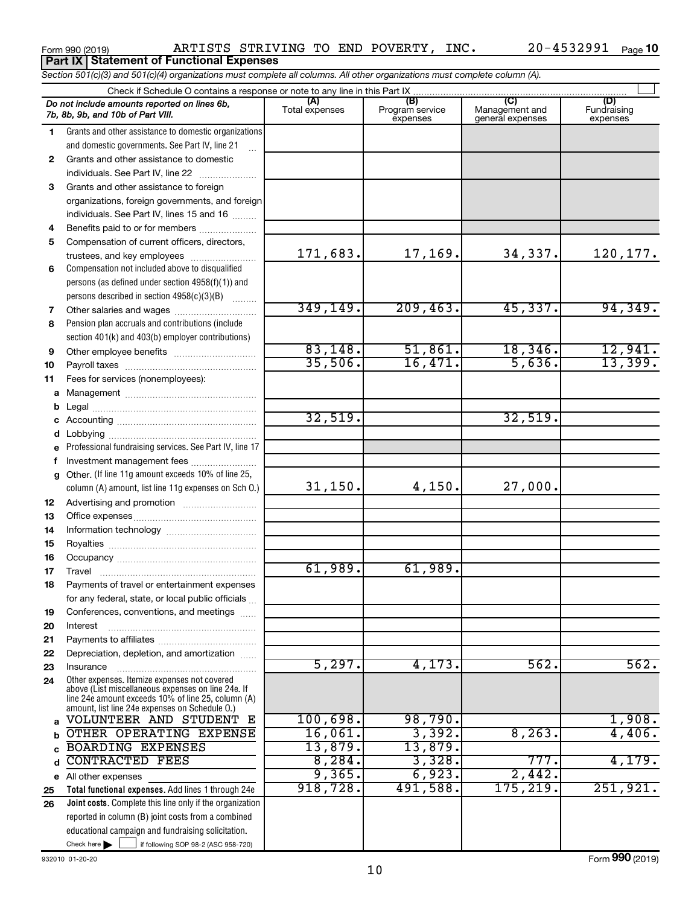Form 990 (2019) ARTISTS STRIVING TO END POVERTY, INC. 20-4532991

## Part IX Statement of Functional Expenses

*Section 501(c)(3) and 501(c)(4) organizations must complete all columns. All other organizations must complete column (A).*

Check if Schedule O contains a response or note to any line in this Part IX

| | *Do not include amounts reported on lines 6b, 7b, 8b, 9b, and 10b of Part VIII.* | (A) Total expenses | (B) Program service expenses | (C) Management and general expenses | (D) Fundraising expenses |
|---|---|---|---|---|---|
| 1 | Grants and other assistance to domestic organizations and domestic governments. See Part IV, line 21 | | | | |
| 2 | Grants and other assistance to domestic individuals. See Part IV, line 22 | | | | |
| 3 | Grants and other assistance to foreign organizations, foreign governments, and foreign individuals. See Part IV, lines 15 and 16 | | | | |
| 4 | Benefits paid to or for members | | | | |
| 5 | Compensation of current officers, directors, trustees, and key employees | 171,683. | 17,169. | 34,337. | 120,177. |
| 6 | Compensation not included above to disqualified persons (as defined under section 4958(f)(1)) and persons described in section 4958(c)(3)(B) | | | | |
| 7 | Other salaries and wages | 349,149. | 209,463. | 45,337. | 94,349. |
| 8 | Pension plan accruals and contributions (include section 401(k) and 403(b) employer contributions) | | | | |
| 9 | Other employee benefits | 83,148. | 51,861. | 18,346. | 12,941. |
| 10 | Payroll taxes | 35,506. | 16,471. | 5,636. | 13,399. |
| 11 | Fees for services (nonemployees): | | | | |
| a | Management | | | | |
| b | Legal | | | | |
| c | Accounting | 32,519. | | 32,519. | |
| d | Lobbying | | | | |
| e | Professional fundraising services. See Part IV, line 17 | | | | |
| f | Investment management fees | | | | |
| g | Other. (If line 11g amount exceeds 10% of line 25, column (A) amount, list line 11g expenses on Sch O.) | 31,150. | 4,150. | 27,000. | |
| 12 | Advertising and promotion | | | | |
| 13 | Office expenses | | | | |
| 14 | Information technology | | | | |
| 15 | Royalties | | | | |
| 16 | Occupancy | | | | |
| 17 | Travel | 61,989. | 61,989. | | |
| 18 | Payments of travel or entertainment expenses for any federal, state, or local public officials | | | | |
| 19 | Conferences, conventions, and meetings | | | | |
| 20 | Interest | | | | |
| 21 | Payments to affiliates | | | | |
| 22 | Depreciation, depletion, and amortization | | | | |
| 23 | Insurance | 5,297. | 4,173. | 562. | 562. |
| 24 | Other expenses. Itemize expenses not covered above (List miscellaneous expenses on line 24e. If line 24e amount exceeds 10% of line 25, column (A) amount, list line 24e expenses on Schedule O.) | | | | |
| a | VOLUNTEER AND STUDENT E | 100,698. | 98,790. | | 1,908. |
| b | OTHER OPERATING EXPENSE | 16,061. | 3,392. | 8,263. | 4,406. |
| c | BOARDING EXPENSES | 13,879. | 13,879. | | |
| d | CONTRACTED FEES | 8,284. | 3,328. | 777. | 4,179. |
| e | All other expenses | 9,365. | 6,923. | 2,442. | |
| 25 | **Total functional expenses.** Add lines 1 through 24e | 918,728. | 491,588. | 175,219. | 251,921. |
| 26 | **Joint costs.** Complete this line only if the organization reported in column (B) joint costs from a combined educational campaign and fundraising solicitation. Check here ☐ if following SOP 98-2 (ASC 958-720) | | | | |

932010 01-20-20 Form **990** (2019)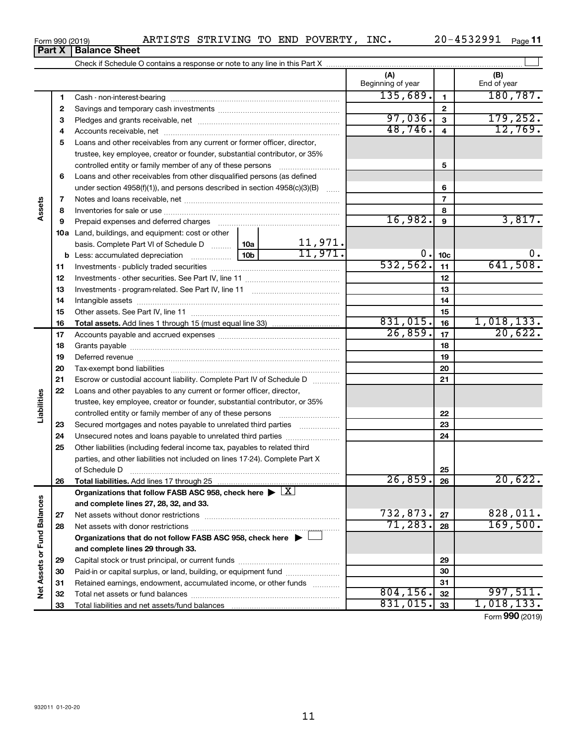Form 990 (2019) ARTISTS STRIVING TO END POVERTY, INC. 20-4532991 Page 11

**Part X | Balance Sheet**

Check if Schedule O contains a response or note to any line in this Part X

| | | | | | (A) Beginning of year | | (B) End of year |
|---|---|---|---|---|---|---|---|
| Assets | 1 | Cash - non-interest-bearing | | | 135,689. | 1 | 180,787. |
| | 2 | Savings and temporary cash investments | | | | 2 | |
| | 3 | Pledges and grants receivable, net | | | 97,036. | 3 | 179,252. |
| | 4 | Accounts receivable, net | | | 48,746. | 4 | 12,769. |
| | 5 | Loans and other receivables from any current or former officer, director, trustee, key employee, creator or founder, substantial contributor, or 35% controlled entity or family member of any of these persons | | | | 5 | |
| | 6 | Loans and other receivables from other disqualified persons (as defined under section 4958(f)(1)), and persons described in section 4958(c)(3)(B) | | | | 6 | |
| | 7 | Notes and loans receivable, net | | | | 7 | |
| | 8 | Inventories for sale or use | | | | 8 | |
| | 9 | Prepaid expenses and deferred charges | | | 16,982. | 9 | 3,817. |
| | 10a | Land, buildings, and equipment: cost or other basis. Complete Part VI of Schedule D | 10a | 11,971. | | | |
| | b | Less: accumulated depreciation | 10b | 11,971. | 0. | 10c | 0. |
| | 11 | Investments - publicly traded securities | | | 532,562. | 11 | 641,508. |
| | 12 | Investments - other securities. See Part IV, line 11 | | | | 12 | |
| | 13 | Investments - program-related. See Part IV, line 11 | | | | 13 | |
| | 14 | Intangible assets | | | | 14 | |
| | 15 | Other assets. See Part IV, line 11 | | | | 15 | |
| | 16 | **Total assets.** Add lines 1 through 15 (must equal line 33) | | | 831,015. | 16 | 1,018,133. |
| Liabilities | 17 | Accounts payable and accrued expenses | | | 26,859. | 17 | 20,622. |
| | 18 | Grants payable | | | | 18 | |
| | 19 | Deferred revenue | | | | 19 | |
| | 20 | Tax-exempt bond liabilities | | | | 20 | |
| | 21 | Escrow or custodial account liability. Complete Part IV of Schedule D | | | | 21 | |
| | 22 | Loans and other payables to any current or former officer, director, trustee, key employee, creator or founder, substantial contributor, or 35% controlled entity or family member of any of these persons | | | | 22 | |
| | 23 | Secured mortgages and notes payable to unrelated third parties | | | | 23 | |
| | 24 | Unsecured notes and loans payable to unrelated third parties | | | | 24 | |
| | 25 | Other liabilities (including federal income tax, payables to related third parties, and other liabilities not included on lines 17-24). Complete Part X of Schedule D | | | | 25 | |
| | 26 | **Total liabilities.** Add lines 17 through 25 | | | 26,859. | 26 | 20,622. |
| Net Assets or Fund Balances | | **Organizations that follow FASB ASC 958, check here** ▶ [X] **and complete lines 27, 28, 32, and 33.** | | | | | |
| | 27 | Net assets without donor restrictions | | | 732,873. | 27 | 828,011. |
| | 28 | Net assets with donor restrictions | | | 71,283. | 28 | 169,500. |
| | | **Organizations that do not follow FASB ASC 958, check here** ▶ [ ] **and complete lines 29 through 33.** | | | | | |
| | 29 | Capital stock or trust principal, or current funds | | | | 29 | |
| | 30 | Paid-in or capital surplus, or land, building, or equipment fund | | | | 30 | |
| | 31 | Retained earnings, endowment, accumulated income, or other funds | | | | 31 | |
| | 32 | Total net assets or fund balances | | | 804,156. | 32 | 997,511. |
| | 33 | Total liabilities and net assets/fund balances | | | 831,015. | 33 | 1,018,133. |

Form **990** (2019)

932011 01-20-20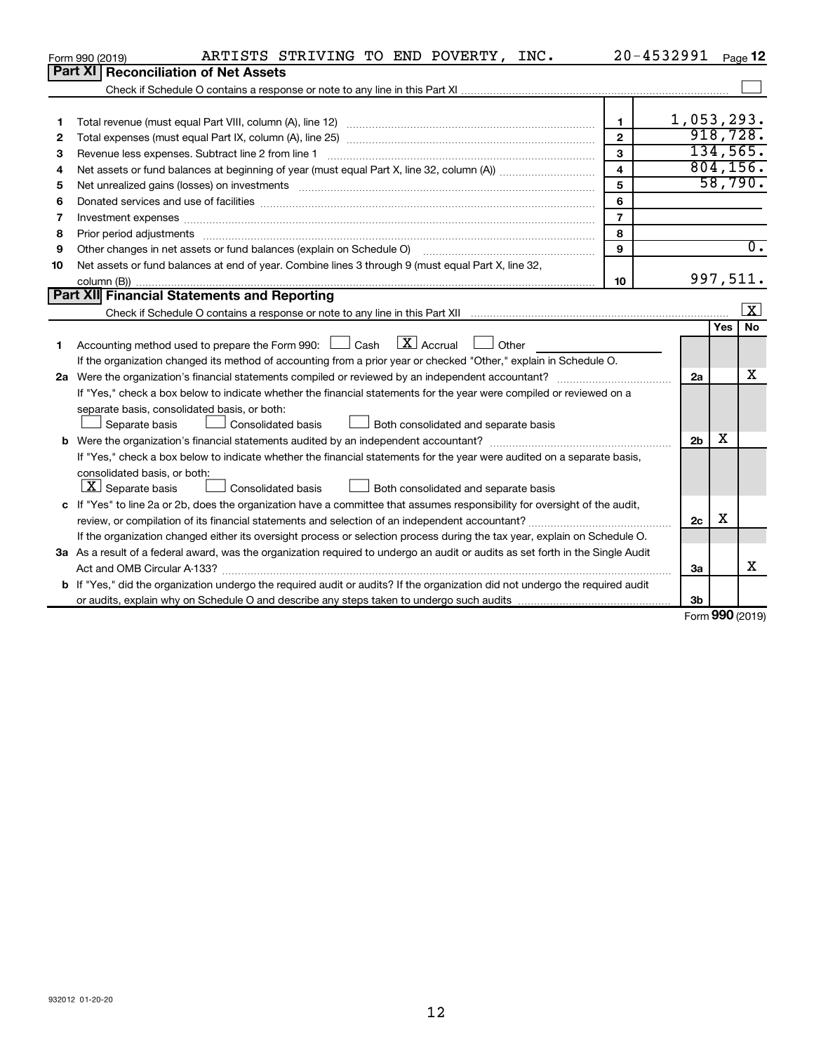Form 990 (2019) ARTISTS STRIVING TO END POVERTY, INC. 20-4532991 Page **12**

## Part XI Reconciliation of Net Assets

Check if Schedule O contains a response or note to any line in this Part XI ☐

| | | | |
|---|---|---|---|
| 1 | Total revenue (must equal Part VIII, column (A), line 12) | 1 | 1,053,293. |
| 2 | Total expenses (must equal Part IX, column (A), line 25) | 2 | 918,728. |
| 3 | Revenue less expenses. Subtract line 2 from line 1 | 3 | 134,565. |
| 4 | Net assets or fund balances at beginning of year (must equal Part X, line 32, column (A)) | 4 | 804,156. |
| 5 | Net unrealized gains (losses) on investments | 5 | 58,790. |
| 6 | Donated services and use of facilities | 6 | |
| 7 | Investment expenses | 7 | |
| 8 | Prior period adjustments | 8 | |
| 9 | Other changes in net assets or fund balances (explain on Schedule O) | 9 | 0. |
| 10 | Net assets or fund balances at end of year. Combine lines 3 through 9 (must equal Part X, line 32, column (B)) | 10 | 997,511. |

## Part XII Financial Statements and Reporting

Check if Schedule O contains a response or note to any line in this Part XII ☒

| | | | Yes | No |
|---|---|---|---|---|
| 1 | Accounting method used to prepare the Form 990: ☐ Cash ☒ Accrual ☐ Other<br>If the organization changed its method of accounting from a prior year or checked "Other," explain in Schedule O. | | | |
| 2a | Were the organization's financial statements compiled or reviewed by an independent accountant?<br>If "Yes," check a box below to indicate whether the financial statements for the year were compiled or reviewed on a separate basis, consolidated basis, or both:<br>☐ Separate basis ☐ Consolidated basis ☐ Both consolidated and separate basis | 2a | | X |
| b | Were the organization's financial statements audited by an independent accountant?<br>If "Yes," check a box below to indicate whether the financial statements for the year were audited on a separate basis, consolidated basis, or both:<br>☒ Separate basis ☐ Consolidated basis ☐ Both consolidated and separate basis | 2b | X | |
| c | If "Yes" to line 2a or 2b, does the organization have a committee that assumes responsibility for oversight of the audit, review, or compilation of its financial statements and selection of an independent accountant?<br>If the organization changed either its oversight process or selection process during the tax year, explain on Schedule O. | 2c | X | |
| 3a | As a result of a federal award, was the organization required to undergo an audit or audits as set forth in the Single Audit Act and OMB Circular A-133? | 3a | | X |
| b | If "Yes," did the organization undergo the required audit or audits? If the organization did not undergo the required audit or audits, explain why on Schedule O and describe any steps taken to undergo such audits | 3b | | |

Form **990** (2019)

932012 01-20-20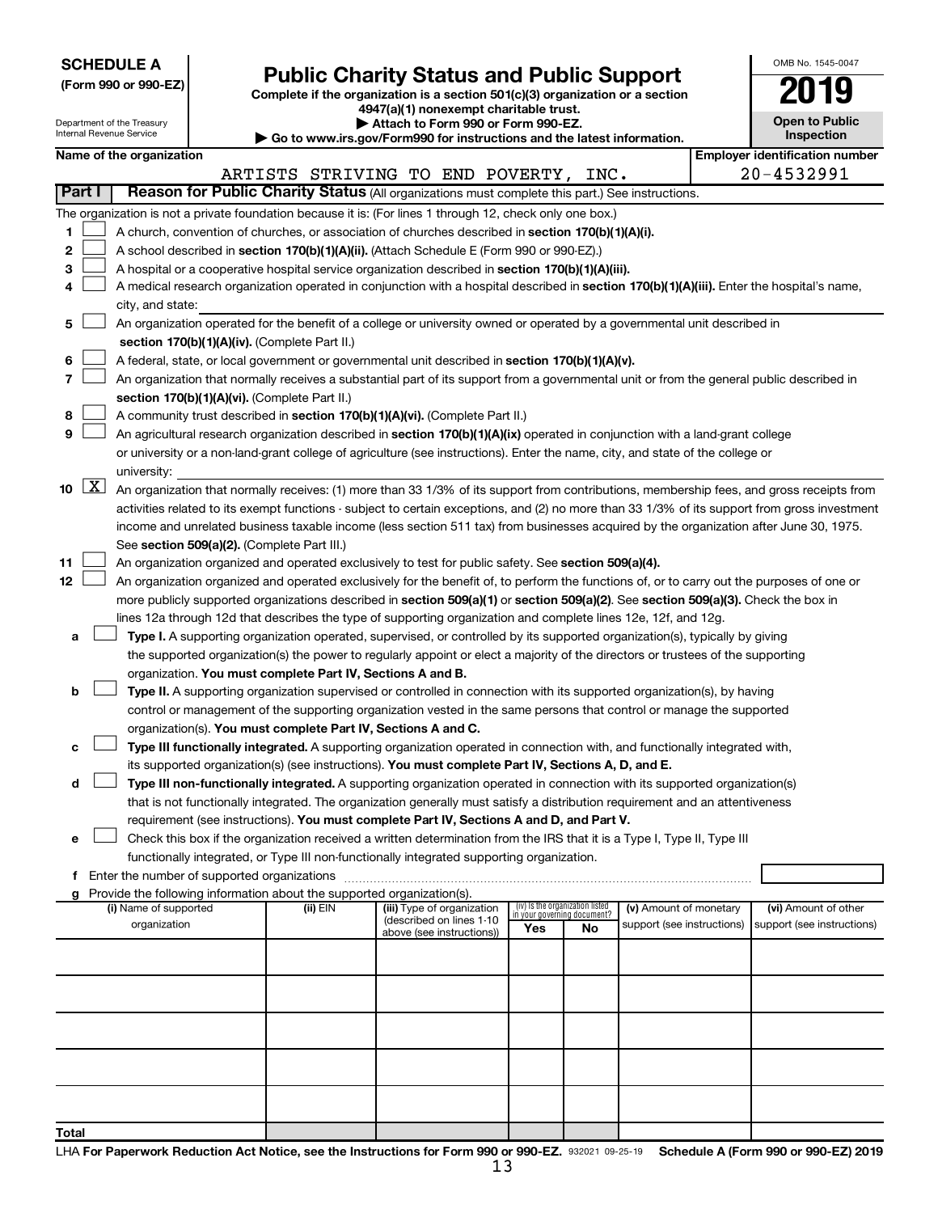**SCHEDULE A**
**(Form 990 or 990-EZ)**

Department of the Treasury
Internal Revenue Service

# Public Charity Status and Public Support

**Complete if the organization is a section 501(c)(3) organization or a section 4947(a)(1) nonexempt charitable trust.**
**▶ Attach to Form 990 or Form 990-EZ.**
**▶ Go to www.irs.gov/Form990 for instructions and the latest information.**

OMB No. 1545-0047

**2019**

**Open to Public Inspection**

**Name of the organization**
ARTISTS STRIVING TO END POVERTY, INC.

**Employer identification number**
20-4532991

**Part I** **Reason for Public Charity Status** (All organizations must complete this part.) See instructions.

The organization is not a private foundation because it is: (For lines 1 through 12, check only one box.)

1 ☐ A church, convention of churches, or association of churches described in **section 170(b)(1)(A)(i).**

2 ☐ A school described in **section 170(b)(1)(A)(ii).** (Attach Schedule E (Form 990 or 990-EZ).)

3 ☐ A hospital or a cooperative hospital service organization described in **section 170(b)(1)(A)(iii).**

4 ☐ A medical research organization operated in conjunction with a hospital described in **section 170(b)(1)(A)(iii).** Enter the hospital's name, city, and state:

5 ☐ An organization operated for the benefit of a college or university owned or operated by a governmental unit described in **section 170(b)(1)(A)(iv).** (Complete Part II.)

6 ☐ A federal, state, or local government or governmental unit described in **section 170(b)(1)(A)(v).**

7 ☐ An organization that normally receives a substantial part of its support from a governmental unit or from the general public described in **section 170(b)(1)(A)(vi).** (Complete Part II.)

8 ☐ A community trust described in **section 170(b)(1)(A)(vi).** (Complete Part II.)

9 ☐ An agricultural research organization described in **section 170(b)(1)(A)(ix)** operated in conjunction with a land-grant college or university or a non-land-grant college of agriculture (see instructions). Enter the name, city, and state of the college or university:

10 ☒ An organization that normally receives: (1) more than 33 1/3% of its support from contributions, membership fees, and gross receipts from activities related to its exempt functions - subject to certain exceptions, and (2) no more than 33 1/3% of its support from gross investment income and unrelated business taxable income (less section 511 tax) from businesses acquired by the organization after June 30, 1975. See **section 509(a)(2).** (Complete Part III.)

11 ☐ An organization organized and operated exclusively to test for public safety. See **section 509(a)(4).**

12 ☐ An organization organized and operated exclusively for the benefit of, to perform the functions of, or to carry out the purposes of one or more publicly supported organizations described in **section 509(a)(1)** or **section 509(a)(2)**. See **section 509(a)(3).** Check the box in lines 12a through 12d that describes the type of supporting organization and complete lines 12e, 12f, and 12g.

a ☐ **Type I.** A supporting organization operated, supervised, or controlled by its supported organization(s), typically by giving the supported organization(s) the power to regularly appoint or elect a majority of the directors or trustees of the supporting organization. **You must complete Part IV, Sections A and B.**

b ☐ **Type II.** A supporting organization supervised or controlled in connection with its supported organization(s), by having control or management of the supporting organization vested in the same persons that control or manage the supported organization(s). **You must complete Part IV, Sections A and C.**

c ☐ **Type III functionally integrated.** A supporting organization operated in connection with, and functionally integrated with, its supported organization(s) (see instructions). **You must complete Part IV, Sections A, D, and E.**

d ☐ **Type III non-functionally integrated.** A supporting organization operated in connection with its supported organization(s) that is not functionally integrated. The organization generally must satisfy a distribution requirement and an attentiveness requirement (see instructions). **You must complete Part IV, Sections A and D, and Part V.**

e ☐ Check this box if the organization received a written determination from the IRS that it is a Type I, Type II, Type III functionally integrated, or Type III non-functionally integrated supporting organization.

f Enter the number of supported organizations

g Provide the following information about the supported organization(s).

| (i) Name of supported organization | (ii) EIN | (iii) Type of organization (described on lines 1-10 above (see instructions)) | (iv) Is the organization listed in your governing document? Yes | No | (v) Amount of monetary support (see instructions) | (vi) Amount of other support (see instructions) |
|---|---|---|---|---|---|---|
| | | | | | | |
| | | | | | | |
| | | | | | | |
| | | | | | | |
| | | | | | | |
| **Total** | | | | | | |

LHA **For Paperwork Reduction Act Notice, see the Instructions for Form 990 or 990-EZ.** 932021 09-25-19 **Schedule A (Form 990 or 990-EZ) 2019**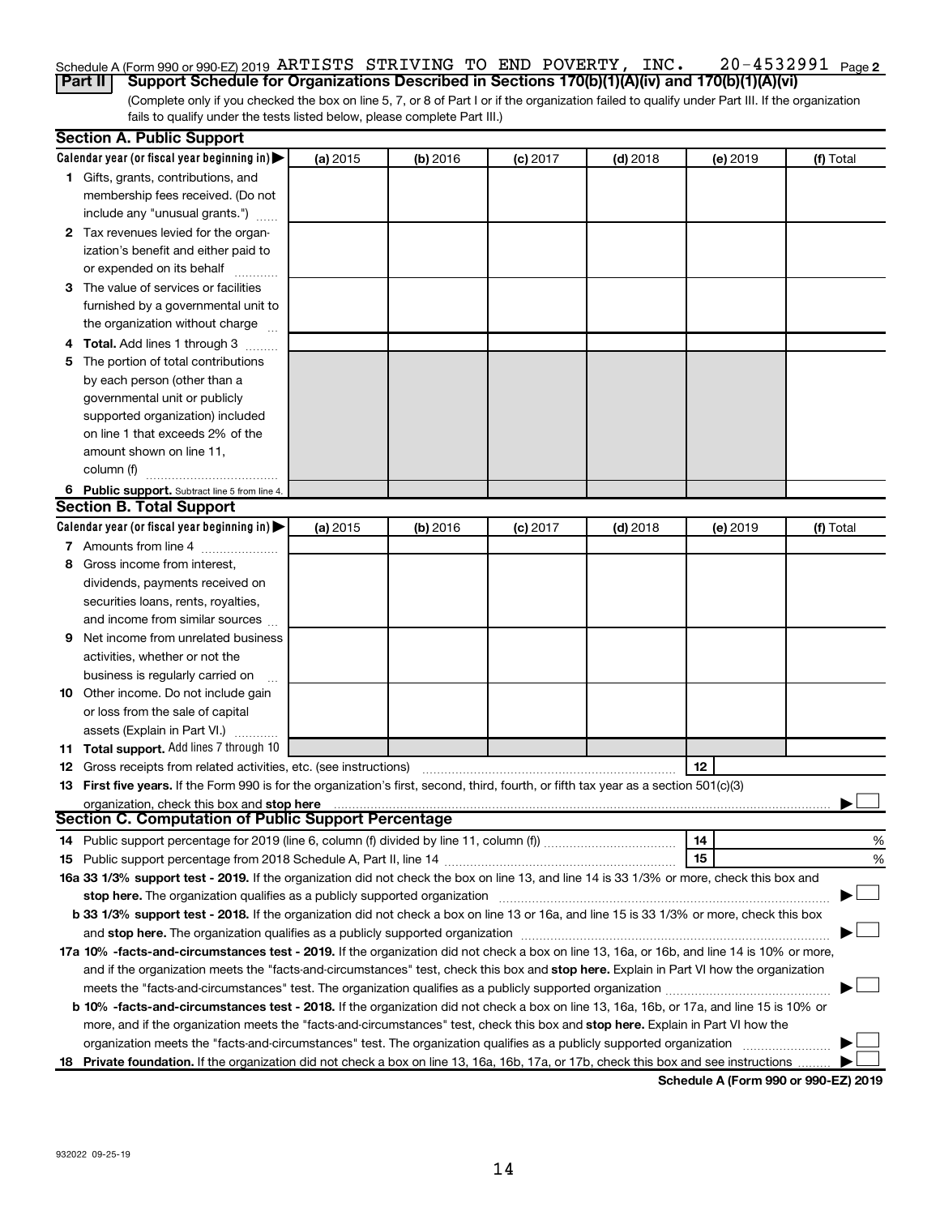Schedule A (Form 990 or 990-EZ) 2019 ARTISTS STRIVING TO END POVERTY, INC. 20-4532991 Page 2

**Part II Support Schedule for Organizations Described in Sections 170(b)(1)(A)(iv) and 170(b)(1)(A)(vi)**

(Complete only if you checked the box on line 5, 7, or 8 of Part I or if the organization failed to qualify under Part III. If the organization fails to qualify under the tests listed below, please complete Part III.)

## Section A. Public Support

| Calendar year (or fiscal year beginning in) ▶ | (a) 2015 | (b) 2016 | (c) 2017 | (d) 2018 | (e) 2019 | (f) Total |
|---|---|---|---|---|---|---|
| **1** Gifts, grants, contributions, and membership fees received. (Do not include any "unusual grants.") | | | | | | |
| **2** Tax revenues levied for the organization's benefit and either paid to or expended on its behalf | | | | | | |
| **3** The value of services or facilities furnished by a governmental unit to the organization without charge | | | | | | |
| **4** **Total.** Add lines 1 through 3 | | | | | | |
| **5** The portion of total contributions by each person (other than a governmental unit or publicly supported organization) included on line 1 that exceeds 2% of the amount shown on line 11, column (f) | | | | | | |
| **6** **Public support.** Subtract line 5 from line 4. | | | | | | |

## Section B. Total Support

| Calendar year (or fiscal year beginning in) ▶ | (a) 2015 | (b) 2016 | (c) 2017 | (d) 2018 | (e) 2019 | (f) Total |
|---|---|---|---|---|---|---|
| **7** Amounts from line 4 | | | | | | |
| **8** Gross income from interest, dividends, payments received on securities loans, rents, royalties, and income from similar sources | | | | | | |
| **9** Net income from unrelated business activities, whether or not the business is regularly carried on | | | | | | |
| **10** Other income. Do not include gain or loss from the sale of capital assets (Explain in Part VI.) | | | | | | |
| **11** **Total support.** Add lines 7 through 10 | | | | | | |

**12** Gross receipts from related activities, etc. (see instructions) | **12** |

**13** **First five years.** If the Form 990 is for the organization's first, second, third, fourth, or fifth tax year as a section 501(c)(3) organization, check this box and **stop here** ▶ ☐

## Section C. Computation of Public Support Percentage

**14** Public support percentage for 2019 (line 6, column (f) divided by line 11, column (f)) | **14** | %

**15** Public support percentage from 2018 Schedule A, Part II, line 14 | **15** | %

**16a 33 1/3% support test - 2019.** If the organization did not check the box on line 13, and line 14 is 33 1/3% or more, check this box and **stop here.** The organization qualifies as a publicly supported organization ▶ ☐

**b 33 1/3% support test - 2018.** If the organization did not check a box on line 13 or 16a, and line 15 is 33 1/3% or more, check this box and **stop here.** The organization qualifies as a publicly supported organization ▶ ☐

**17a 10% -facts-and-circumstances test - 2019.** If the organization did not check a box on line 13, 16a, or 16b, and line 14 is 10% or more, and if the organization meets the "facts-and-circumstances" test, check this box and **stop here.** Explain in Part VI how the organization meets the "facts-and-circumstances" test. The organization qualifies as a publicly supported organization ▶ ☐

**b 10% -facts-and-circumstances test - 2018.** If the organization did not check a box on line 13, 16a, 16b, or 17a, and line 15 is 10% or more, and if the organization meets the "facts-and-circumstances" test, check this box and **stop here.** Explain in Part VI how the organization meets the "facts-and-circumstances" test. The organization qualifies as a publicly supported organization ▶ ☐

**18** **Private foundation.** If the organization did not check a box on line 13, 16a, 16b, 17a, or 17b, check this box and see instructions ▶ ☐

**Schedule A (Form 990 or 990-EZ) 2019**

932022 09-25-19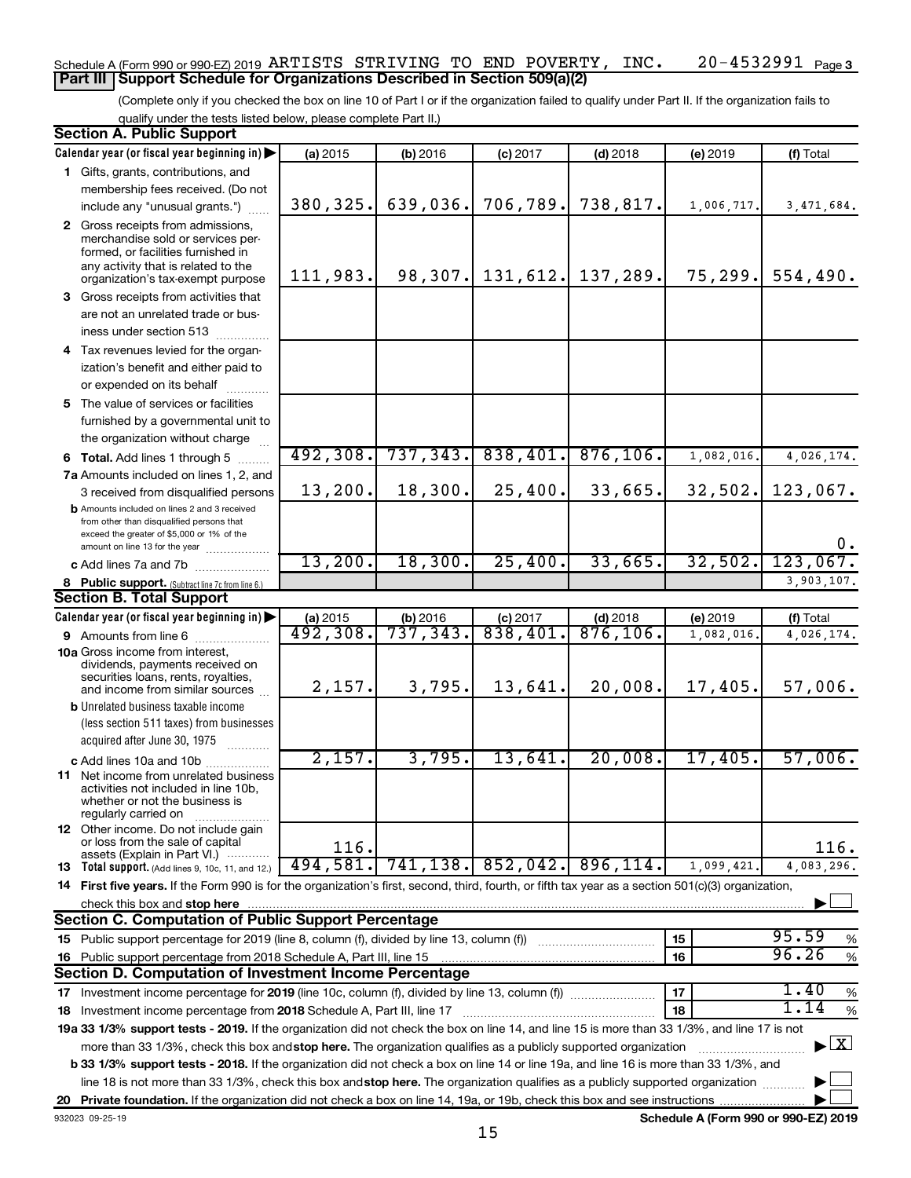Schedule A (Form 990 or 990-EZ) 2019 ARTISTS STRIVING TO END POVERTY, INC. 20-4532991 Page 3

## Part III | Support Schedule for Organizations Described in Section 509(a)(2)

(Complete only if you checked the box on line 10 of Part I or if the organization failed to qualify under Part II. If the organization fails to qualify under the tests listed below, please complete Part II.)

### Section A. Public Support

| Calendar year (or fiscal year beginning in) ▶ | (a) 2015 | (b) 2016 | (c) 2017 | (d) 2018 | (e) 2019 | (f) Total |
|---|---|---|---|---|---|---|
| 1 Gifts, grants, contributions, and membership fees received. (Do not include any "unusual grants.") | 380,325. | 639,036. | 706,789. | 738,817. | 1,006,717. | 3,471,684. |
| 2 Gross receipts from admissions, merchandise sold or services performed, or facilities furnished in any activity that is related to the organization's tax-exempt purpose | 111,983. | 98,307. | 131,612. | 137,289. | 75,299. | 554,490. |
| 3 Gross receipts from activities that are not an unrelated trade or business under section 513 | | | | | | |
| 4 Tax revenues levied for the organization's benefit and either paid to or expended on its behalf | | | | | | |
| 5 The value of services or facilities furnished by a governmental unit to the organization without charge | | | | | | |
| 6 Total. Add lines 1 through 5 | 492,308. | 737,343. | 838,401. | 876,106. | 1,082,016. | 4,026,174. |
| 7a Amounts included on lines 1, 2, and 3 received from disqualified persons | 13,200. | 18,300. | 25,400. | 33,665. | 32,502. | 123,067. |
| b Amounts included on lines 2 and 3 received from other than disqualified persons that exceed the greater of $5,000 or 1% of the amount on line 13 for the year | | | | | | 0. |
| c Add lines 7a and 7b | 13,200. | 18,300. | 25,400. | 33,665. | 32,502. | 123,067. |
| 8 Public support. (Subtract line 7c from line 6.) | | | | | | 3,903,107. |

### Section B. Total Support

| Calendar year (or fiscal year beginning in) ▶ | (a) 2015 | (b) 2016 | (c) 2017 | (d) 2018 | (e) 2019 | (f) Total |
|---|---|---|---|---|---|---|
| 9 Amounts from line 6 | 492,308. | 737,343. | 838,401. | 876,106. | 1,082,016. | 4,026,174. |
| 10a Gross income from interest, dividends, payments received on securities loans, rents, royalties, and income from similar sources | 2,157. | 3,795. | 13,641. | 20,008. | 17,405. | 57,006. |
| b Unrelated business taxable income (less section 511 taxes) from businesses acquired after June 30, 1975 | | | | | | |
| c Add lines 10a and 10b | 2,157. | 3,795. | 13,641. | 20,008. | 17,405. | 57,006. |
| 11 Net income from unrelated business activities not included in line 10b, whether or not the business is regularly carried on | | | | | | |
| 12 Other income. Do not include gain or loss from the sale of capital assets (Explain in Part VI.) | 116. | | | | | 116. |
| 13 Total support. (Add lines 9, 10c, 11, and 12.) | 494,581. | 741,138. | 852,042. | 896,114. | 1,099,421. | 4,083,296. |

14 First five years. If the Form 990 is for the organization's first, second, third, fourth, or fifth tax year as a section 501(c)(3) organization, check this box and stop here ▶ ☐

### Section C. Computation of Public Support Percentage

| | | | |
|---|---|---|---|
| 15 Public support percentage for 2019 (line 8, column (f), divided by line 13, column (f)) | 15 | 95.59 | % |
| 16 Public support percentage from 2018 Schedule A, Part III, line 15 | 16 | 96.26 | % |

### Section D. Computation of Investment Income Percentage

| | | | |
|---|---|---|---|
| 17 Investment income percentage for 2019 (line 10c, column (f), divided by line 13, column (f)) | 17 | 1.40 | % |
| 18 Investment income percentage from 2018 Schedule A, Part III, line 17 | 18 | 1.14 | % |

19a 33 1/3% support tests - 2019. If the organization did not check the box on line 14, and line 15 is more than 33 1/3%, and line 17 is not more than 33 1/3%, check this box and stop here. The organization qualifies as a publicly supported organization ▶ ☒

b 33 1/3% support tests - 2018. If the organization did not check a box on line 14 or line 19a, and line 16 is more than 33 1/3%, and line 18 is not more than 33 1/3%, check this box and stop here. The organization qualifies as a publicly supported organization ▶ ☐

20 Private foundation. If the organization did not check a box on line 14, 19a, or 19b, check this box and see instructions ▶ ☐

932023 09-25-19 Schedule A (Form 990 or 990-EZ) 2019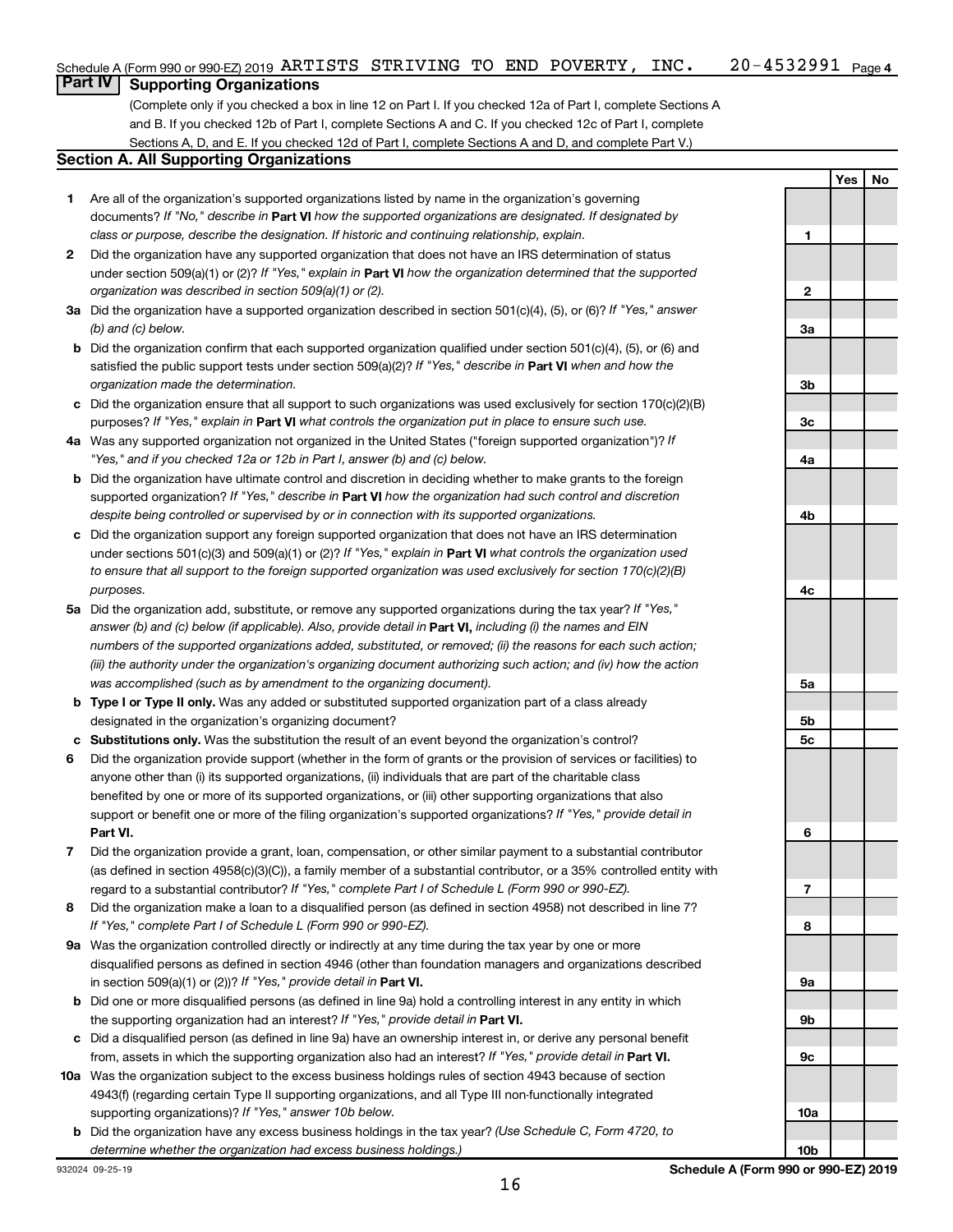Schedule A (Form 990 or 990-EZ) 2019 ARTISTS STRIVING TO END POVERTY, INC. 20-4532991 Page 4

## Part IV Supporting Organizations

(Complete only if you checked a box in line 12 on Part I. If you checked 12a of Part I, complete Sections A and B. If you checked 12b of Part I, complete Sections A and C. If you checked 12c of Part I, complete Sections A, D, and E. If you checked 12d of Part I, complete Sections A and D, and complete Part V.)

### Section A. All Supporting Organizations

| | | | Yes | No |
|---|---|---|---|---|
| **1** | Are all of the organization's supported organizations listed by name in the organization's governing documents? *If "No," describe in* **Part VI** *how the supported organizations are designated. If designated by class or purpose, describe the designation. If historic and continuing relationship, explain.* | 1 | | |
| **2** | Did the organization have any supported organization that does not have an IRS determination of status under section 509(a)(1) or (2)? *If "Yes," explain in* **Part VI** *how the organization determined that the supported organization was described in section 509(a)(1) or (2).* | 2 | | |
| **3a** | Did the organization have a supported organization described in section 501(c)(4), (5), or (6)? *If "Yes," answer (b) and (c) below.* | 3a | | |
| **b** | Did the organization confirm that each supported organization qualified under section 501(c)(4), (5), or (6) and satisfied the public support tests under section 509(a)(2)? *If "Yes," describe in* **Part VI** *when and how the organization made the determination.* | 3b | | |
| **c** | Did the organization ensure that all support to such organizations was used exclusively for section 170(c)(2)(B) purposes? *If "Yes," explain in* **Part VI** *what controls the organization put in place to ensure such use.* | 3c | | |
| **4a** | Was any supported organization not organized in the United States ("foreign supported organization")? *If "Yes," and if you checked 12a or 12b in Part I, answer (b) and (c) below.* | 4a | | |
| **b** | Did the organization have ultimate control and discretion in deciding whether to make grants to the foreign supported organization? *If "Yes," describe in* **Part VI** *how the organization had such control and discretion despite being controlled or supervised by or in connection with its supported organizations.* | 4b | | |
| **c** | Did the organization support any foreign supported organization that does not have an IRS determination under sections 501(c)(3) and 509(a)(1) or (2)? *If "Yes," explain in* **Part VI** *what controls the organization used to ensure that all support to the foreign supported organization was used exclusively for section 170(c)(2)(B) purposes.* | 4c | | |
| **5a** | Did the organization add, substitute, or remove any supported organizations during the tax year? *If "Yes," answer (b) and (c) below (if applicable). Also, provide detail in* **Part VI,** *including (i) the names and EIN numbers of the supported organizations added, substituted, or removed; (ii) the reasons for each such action; (iii) the authority under the organization's organizing document authorizing such action; and (iv) how the action was accomplished (such as by amendment to the organizing document).* | 5a | | |
| **b** | **Type I or Type II only.** Was any added or substituted supported organization part of a class already designated in the organization's organizing document? | 5b | | |
| **c** | **Substitutions only.** Was the substitution the result of an event beyond the organization's control? | 5c | | |
| **6** | Did the organization provide support (whether in the form of grants or the provision of services or facilities) to anyone other than (i) its supported organizations, (ii) individuals that are part of the charitable class benefited by one or more of its supported organizations, or (iii) other supporting organizations that also support or benefit one or more of the filing organization's supported organizations? *If "Yes," provide detail in* **Part VI.** | 6 | | |
| **7** | Did the organization provide a grant, loan, compensation, or other similar payment to a substantial contributor (as defined in section 4958(c)(3)(C)), a family member of a substantial contributor, or a 35% controlled entity with regard to a substantial contributor? *If "Yes," complete Part I of Schedule L (Form 990 or 990-EZ).* | 7 | | |
| **8** | Did the organization make a loan to a disqualified person (as defined in section 4958) not described in line 7? *If "Yes," complete Part I of Schedule L (Form 990 or 990-EZ).* | 8 | | |
| **9a** | Was the organization controlled directly or indirectly at any time during the tax year by one or more disqualified persons as defined in section 4946 (other than foundation managers and organizations described in section 509(a)(1) or (2))? *If "Yes," provide detail in* **Part VI.** | 9a | | |
| **b** | Did one or more disqualified persons (as defined in line 9a) hold a controlling interest in any entity in which the supporting organization had an interest? *If "Yes," provide detail in* **Part VI.** | 9b | | |
| **c** | Did a disqualified person (as defined in line 9a) have an ownership interest in, or derive any personal benefit from, assets in which the supporting organization also had an interest? *If "Yes," provide detail in* **Part VI.** | 9c | | |
| **10a** | Was the organization subject to the excess business holdings rules of section 4943 because of section 4943(f) (regarding certain Type II supporting organizations, and all Type III non-functionally integrated supporting organizations)? *If "Yes," answer 10b below.* | 10a | | |
| **b** | Did the organization have any excess business holdings in the tax year? *(Use Schedule C, Form 4720, to determine whether the organization had excess business holdings.)* | 10b | | |

932024 09-25-19 **Schedule A (Form 990 or 990-EZ) 2019**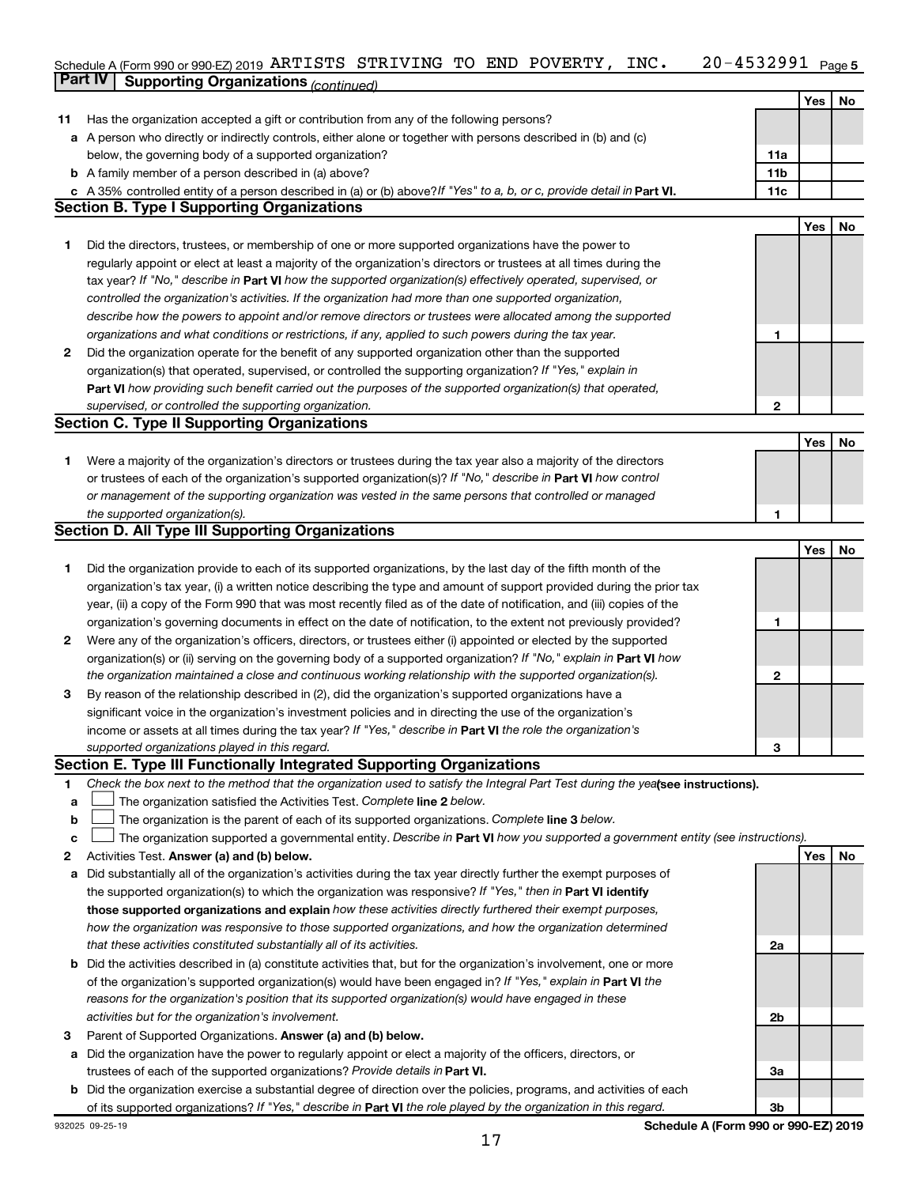Schedule A (Form 990 or 990-EZ) 2019 ARTISTS STRIVING TO END POVERTY, INC. 20-4532991 Page 5

**Part IV Supporting Organizations** *(continued)*

| | | | Yes | No |
|---|---|---|---|---|
| **11** | Has the organization accepted a gift or contribution from any of the following persons? | | | |
| **a** | A person who directly or indirectly controls, either alone or together with persons described in (b) and (c) below, the governing body of a supported organization? | 11a | | |
| **b** | A family member of a person described in (a) above? | 11b | | |
| **c** | A 35% controlled entity of a person described in (a) or (b) above? *If "Yes" to a, b, or c, provide detail in* **Part VI.** | 11c | | |

## Section B. Type I Supporting Organizations

| | | | Yes | No |
|---|---|---|---|---|
| **1** | Did the directors, trustees, or membership of one or more supported organizations have the power to regularly appoint or elect at least a majority of the organization's directors or trustees at all times during the tax year? *If "No," describe in* **Part VI** *how the supported organization(s) effectively operated, supervised, or controlled the organization's activities. If the organization had more than one supported organization, describe how the powers to appoint and/or remove directors or trustees were allocated among the supported organizations and what conditions or restrictions, if any, applied to such powers during the tax year.* | 1 | | |
| **2** | Did the organization operate for the benefit of any supported organization other than the supported organization(s) that operated, supervised, or controlled the supporting organization? *If "Yes," explain in* **Part VI** *how providing such benefit carried out the purposes of the supported organization(s) that operated, supervised, or controlled the supporting organization.* | 2 | | |

## Section C. Type II Supporting Organizations

| | | | Yes | No |
|---|---|---|---|---|
| **1** | Were a majority of the organization's directors or trustees during the tax year also a majority of the directors or trustees of each of the organization's supported organization(s)? *If "No," describe in* **Part VI** *how control or management of the supporting organization was vested in the same persons that controlled or managed the supported organization(s).* | 1 | | |

## Section D. All Type III Supporting Organizations

| | | | Yes | No |
|---|---|---|---|---|
| **1** | Did the organization provide to each of its supported organizations, by the last day of the fifth month of the organization's tax year, (i) a written notice describing the type and amount of support provided during the prior tax year, (ii) a copy of the Form 990 that was most recently filed as of the date of notification, and (iii) copies of the organization's governing documents in effect on the date of notification, to the extent not previously provided? | 1 | | |
| **2** | Were any of the organization's officers, directors, or trustees either (i) appointed or elected by the supported organization(s) or (ii) serving on the governing body of a supported organization? *If "No," explain in* **Part VI** *how the organization maintained a close and continuous working relationship with the supported organization(s).* | 2 | | |
| **3** | By reason of the relationship described in (2), did the organization's supported organizations have a significant voice in the organization's investment policies and in directing the use of the organization's income or assets at all times during the tax year? *If "Yes," describe in* **Part VI** *the role the organization's supported organizations played in this regard.* | 3 | | |

## Section E. Type III Functionally Integrated Supporting Organizations

**1** *Check the box next to the method that the organization used to satisfy the Integral Part Test during the year* **(see instructions).**

- **a** ☐ The organization satisfied the Activities Test. *Complete* **line 2** *below.*
- **b** ☐ The organization is the parent of each of its supported organizations. *Complete* **line 3** *below.*
- **c** ☐ The organization supported a governmental entity. *Describe in* **Part VI** *how you supported a government entity (see instructions).*

| | | | Yes | No |
|---|---|---|---|---|
| **2** | Activities Test. **Answer (a) and (b) below.** | | | |
| **a** | Did substantially all of the organization's activities during the tax year directly further the exempt purposes of the supported organization(s) to which the organization was responsive? *If "Yes," then in* **Part VI identify those supported organizations and explain** *how these activities directly furthered their exempt purposes, how the organization was responsive to those supported organizations, and how the organization determined that these activities constituted substantially all of its activities.* | 2a | | |
| **b** | Did the activities described in (a) constitute activities that, but for the organization's involvement, one or more of the organization's supported organization(s) would have been engaged in? *If "Yes," explain in* **Part VI** *the reasons for the organization's position that its supported organization(s) would have engaged in these activities but for the organization's involvement.* | 2b | | |
| **3** | Parent of Supported Organizations. **Answer (a) and (b) below.** | | | |
| **a** | Did the organization have the power to regularly appoint or elect a majority of the officers, directors, or trustees of each of the supported organizations? *Provide details in* **Part VI.** | 3a | | |
| **b** | Did the organization exercise a substantial degree of direction over the policies, programs, and activities of each of its supported organizations? *If "Yes," describe in* **Part VI** *the role played by the organization in this regard.* | 3b | | |

932025 09-25-19 **Schedule A (Form 990 or 990-EZ) 2019**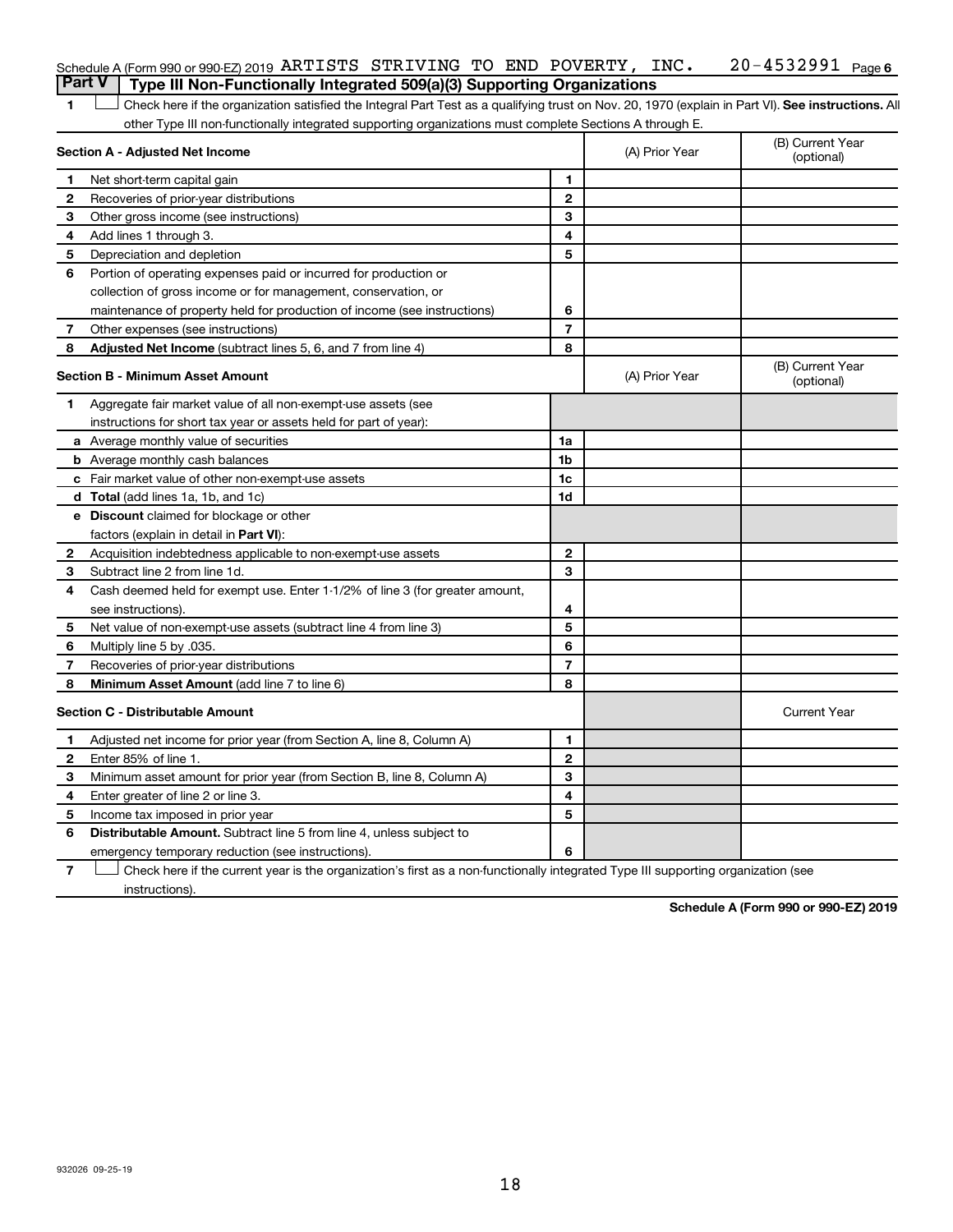Schedule A (Form 990 or 990-EZ) 2019 ARTISTS STRIVING TO END POVERTY, INC. 20-4532991 Page 6

## Part V | Type III Non-Functionally Integrated 509(a)(3) Supporting Organizations

1 ☐ Check here if the organization satisfied the Integral Part Test as a qualifying trust on Nov. 20, 1970 (explain in Part VI). **See instructions.** All other Type III non-functionally integrated supporting organizations must complete Sections A through E.

| **Section A - Adjusted Net Income** | | (A) Prior Year | (B) Current Year (optional) |
|---|---|---|---|
| **1** Net short-term capital gain | 1 | | |
| **2** Recoveries of prior-year distributions | 2 | | |
| **3** Other gross income (see instructions) | 3 | | |
| **4** Add lines 1 through 3. | 4 | | |
| **5** Depreciation and depletion | 5 | | |
| **6** Portion of operating expenses paid or incurred for production or collection of gross income or for management, conservation, or maintenance of property held for production of income (see instructions) | 6 | | |
| **7** Other expenses (see instructions) | 7 | | |
| **8** **Adjusted Net Income** (subtract lines 5, 6, and 7 from line 4) | 8 | | |

| **Section B - Minimum Asset Amount** | | (A) Prior Year | (B) Current Year (optional) |
|---|---|---|---|
| **1** Aggregate fair market value of all non-exempt-use assets (see instructions for short tax year or assets held for part of year): | | | |
| **a** Average monthly value of securities | 1a | | |
| **b** Average monthly cash balances | 1b | | |
| **c** Fair market value of other non-exempt-use assets | 1c | | |
| **d** **Total** (add lines 1a, 1b, and 1c) | 1d | | |
| **e** **Discount** claimed for blockage or other factors (explain in detail in **Part VI**): | | | |
| **2** Acquisition indebtedness applicable to non-exempt-use assets | 2 | | |
| **3** Subtract line 2 from line 1d. | 3 | | |
| **4** Cash deemed held for exempt use. Enter 1-1/2% of line 3 (for greater amount, see instructions). | 4 | | |
| **5** Net value of non-exempt-use assets (subtract line 4 from line 3) | 5 | | |
| **6** Multiply line 5 by .035. | 6 | | |
| **7** Recoveries of prior-year distributions | 7 | | |
| **8** **Minimum Asset Amount** (add line 7 to line 6) | 8 | | |

| **Section C - Distributable Amount** | | | Current Year |
|---|---|---|---|
| **1** Adjusted net income for prior year (from Section A, line 8, Column A) | 1 | | |
| **2** Enter 85% of line 1. | 2 | | |
| **3** Minimum asset amount for prior year (from Section B, line 8, Column A) | 3 | | |
| **4** Enter greater of line 2 or line 3. | 4 | | |
| **5** Income tax imposed in prior year | 5 | | |
| **6** **Distributable Amount.** Subtract line 5 from line 4, unless subject to emergency temporary reduction (see instructions). | 6 | | |

7 ☐ Check here if the current year is the organization's first as a non-functionally integrated Type III supporting organization (see instructions).

**Schedule A (Form 990 or 990-EZ) 2019**

932026 09-25-19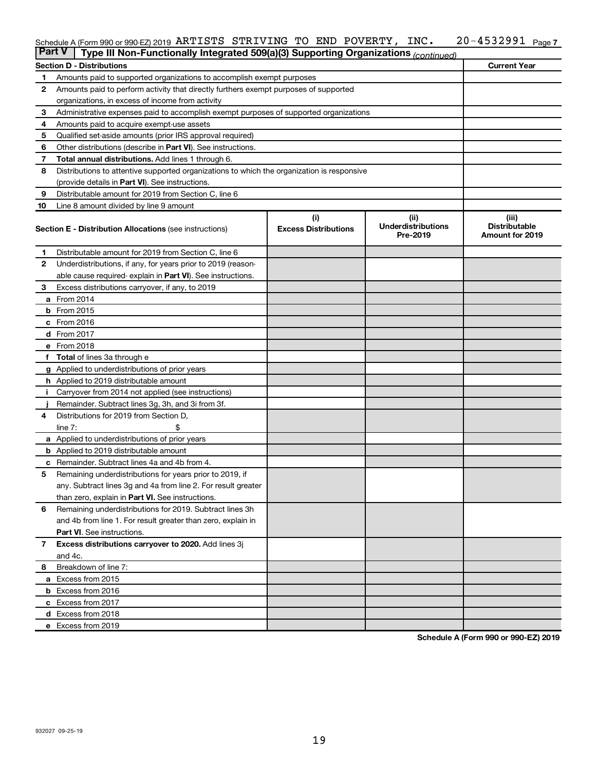Schedule A (Form 990 or 990-EZ) 2019 ARTISTS STRIVING TO END POVERTY, INC. 20-4532991 Page 7

**Part V** | **Type III Non-Functionally Integrated 509(a)(3) Supporting Organizations** *(continued)*

| **Section D - Distributions** | | **Current Year** |
|---|---|---|
| 1 | Amounts paid to supported organizations to accomplish exempt purposes | |
| 2 | Amounts paid to perform activity that directly furthers exempt purposes of supported organizations, in excess of income from activity | |
| 3 | Administrative expenses paid to accomplish exempt purposes of supported organizations | |
| 4 | Amounts paid to acquire exempt-use assets | |
| 5 | Qualified set-aside amounts (prior IRS approval required) | |
| 6 | Other distributions (describe in **Part VI**). See instructions. | |
| 7 | **Total annual distributions.** Add lines 1 through 6. | |
| 8 | Distributions to attentive supported organizations to which the organization is responsive (provide details in **Part VI**). See instructions. | |
| 9 | Distributable amount for 2019 from Section C, line 6 | |
| 10 | Line 8 amount divided by line 9 amount | |

| | **Section E - Distribution Allocations** (see instructions) | (i) **Excess Distributions** | (ii) **Underdistributions Pre-2019** | (iii) **Distributable Amount for 2019** |
|---|---|---|---|---|
| 1 | Distributable amount for 2019 from Section C, line 6 | | | |
| 2 | Underdistributions, if any, for years prior to 2019 (reasonable cause required- explain in **Part VI**). See instructions. | | | |
| 3 | Excess distributions carryover, if any, to 2019 | | | |
| a | From 2014 | | | |
| b | From 2015 | | | |
| c | From 2016 | | | |
| d | From 2017 | | | |
| e | From 2018 | | | |
| f | **Total** of lines 3a through e | | | |
| g | Applied to underdistributions of prior years | | | |
| h | Applied to 2019 distributable amount | | | |
| i | Carryover from 2014 not applied (see instructions) | | | |
| j | Remainder. Subtract lines 3g, 3h, and 3i from 3f. | | | |
| 4 | Distributions for 2019 from Section D, line 7: $ | | | |
| a | Applied to underdistributions of prior years | | | |
| b | Applied to 2019 distributable amount | | | |
| c | Remainder. Subtract lines 4a and 4b from 4. | | | |
| 5 | Remaining underdistributions for years prior to 2019, if any. Subtract lines 3g and 4a from line 2. For result greater than zero, explain in **Part VI.** See instructions. | | | |
| 6 | Remaining underdistributions for 2019. Subtract lines 3h and 4b from line 1. For result greater than zero, explain in **Part VI**. See instructions. | | | |
| 7 | **Excess distributions carryover to 2020.** Add lines 3j and 4c. | | | |
| 8 | Breakdown of line 7: | | | |
| a | Excess from 2015 | | | |
| b | Excess from 2016 | | | |
| c | Excess from 2017 | | | |
| d | Excess from 2018 | | | |
| e | Excess from 2019 | | | |

**Schedule A (Form 990 or 990-EZ) 2019**

932027 09-25-19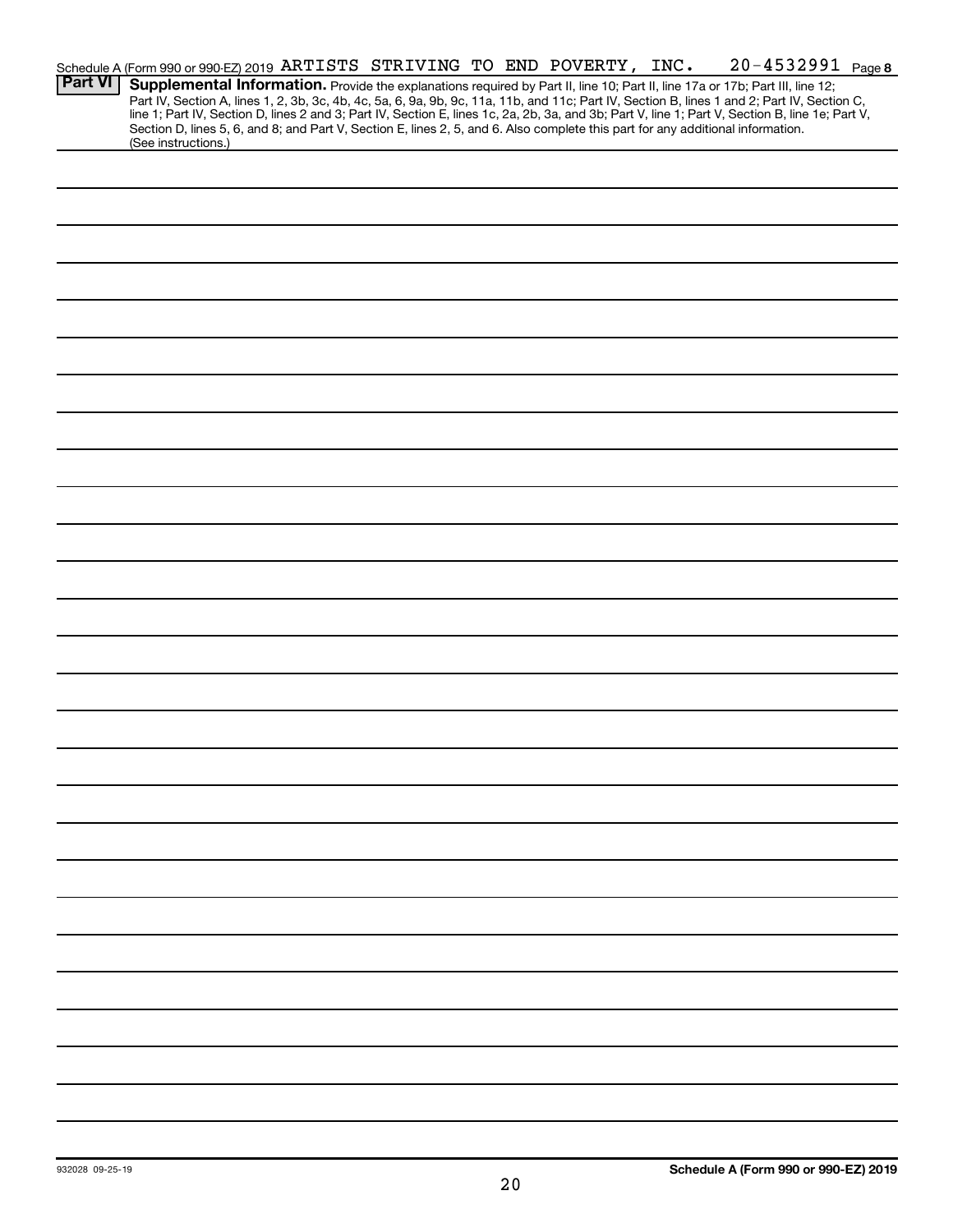Schedule A (Form 990 or 990-EZ) 2019 ARTISTS STRIVING TO END POVERTY, INC. 20-4532991 Page 8

**Part VI** **Supplemental Information.** Provide the explanations required by Part II, line 10; Part II, line 17a or 17b; Part III, line 12; Part IV, Section A, lines 1, 2, 3b, 3c, 4b, 4c, 5a, 6, 9a, 9b, 9c, 11a, 11b, and 11c; Part IV, Section B, lines 1 and 2; Part IV, Section C, line 1; Part IV, Section D, lines 2 and 3; Part IV, Section E, lines 1c, 2a, 2b, 3a, and 3b; Part V, line 1; Part V, Section B, line 1e; Part V, Section D, lines 5, 6, and 8; and Part V, Section E, lines 2, 5, and 6. Also complete this part for any additional information. (See instructions.)

932028 09-25-19

**Schedule A (Form 990 or 990-EZ) 2019**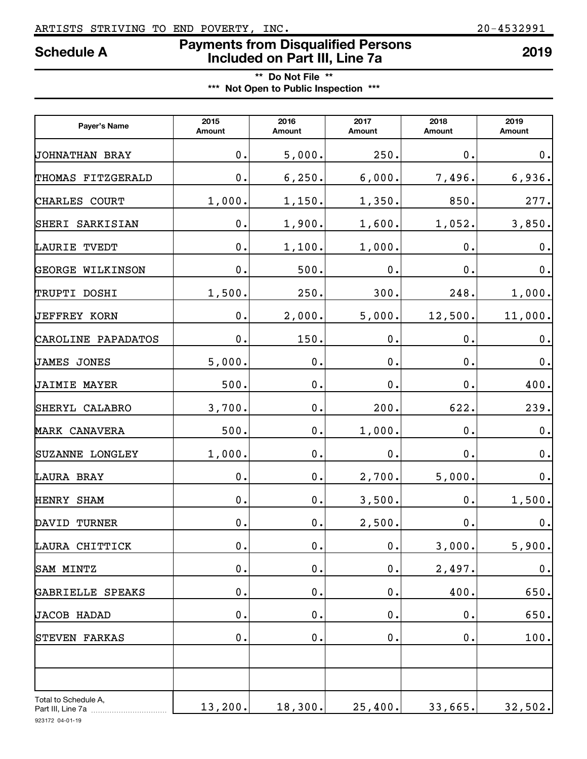ARTISTS STRIVING TO END POVERTY, INC. 20-4532991

## Schedule A — Payments from Disqualified Persons Included on Part III, Line 7a — 2019

**\*\* Do Not File \*\***
**\*\*\* Not Open to Public Inspection \*\*\***

| Payer's Name | 2015 Amount | 2016 Amount | 2017 Amount | 2018 Amount | 2019 Amount |
|---|---|---|---|---|---|
| JOHNATHAN BRAY | 0. | 5,000. | 250. | 0. | 0. |
| THOMAS FITZGERALD | 0. | 6,250. | 6,000. | 7,496. | 6,936. |
| CHARLES COURT | 1,000. | 1,150. | 1,350. | 850. | 277. |
| SHERI SARKISIAN | 0. | 1,900. | 1,600. | 1,052. | 3,850. |
| LAURIE TVEDT | 0. | 1,100. | 1,000. | 0. | 0. |
| GEORGE WILKINSON | 0. | 500. | 0. | 0. | 0. |
| TRUPTI DOSHI | 1,500. | 250. | 300. | 248. | 1,000. |
| JEFFREY KORN | 0. | 2,000. | 5,000. | 12,500. | 11,000. |
| CAROLINE PAPADATOS | 0. | 150. | 0. | 0. | 0. |
| JAMES JONES | 5,000. | 0. | 0. | 0. | 0. |
| JAIMIE MAYER | 500. | 0. | 0. | 0. | 400. |
| SHERYL CALABRO | 3,700. | 0. | 200. | 622. | 239. |
| MARK CANAVERA | 500. | 0. | 1,000. | 0. | 0. |
| SUZANNE LONGLEY | 1,000. | 0. | 0. | 0. | 0. |
| LAURA BRAY | 0. | 0. | 2,700. | 5,000. | 0. |
| HENRY SHAM | 0. | 0. | 3,500. | 0. | 1,500. |
| DAVID TURNER | 0. | 0. | 2,500. | 0. | 0. |
| LAURA CHITTICK | 0. | 0. | 0. | 3,000. | 5,900. |
| SAM MINTZ | 0. | 0. | 0. | 2,497. | 0. |
| GABRIELLE SPEAKS | 0. | 0. | 0. | 400. | 650. |
| JACOB HADAD | 0. | 0. | 0. | 0. | 650. |
| STEVEN FARKAS | 0. | 0. | 0. | 0. | 100. |
| | | | | | |
| | | | | | |
| Total to Schedule A, Part III, Line 7a | 13,200. | 18,300. | 25,400. | 33,665. | 32,502. |

923172 04-01-19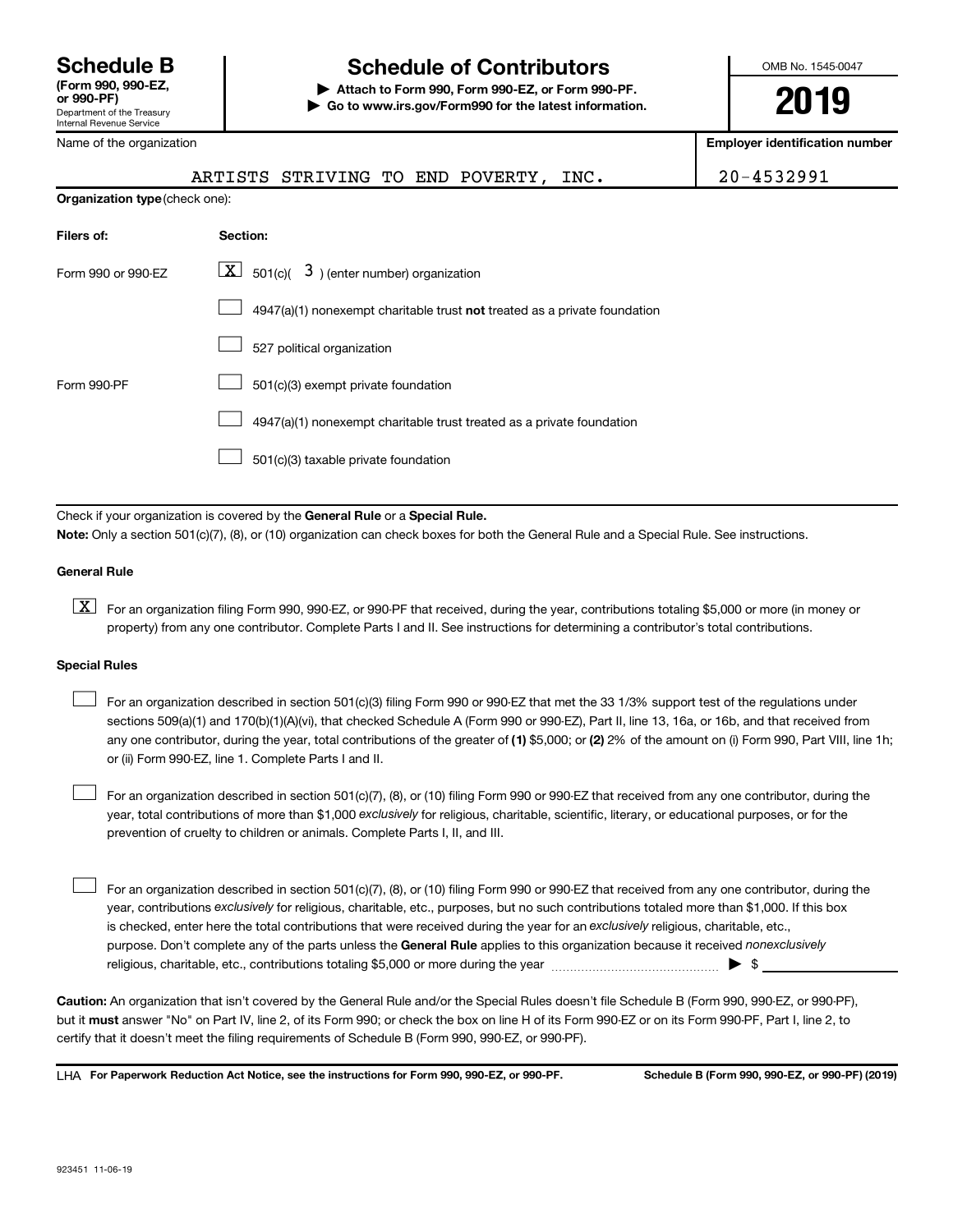# Schedule B

**(Form 990, 990-EZ, or 990-PF)**

Department of the Treasury
Internal Revenue Service

## Schedule of Contributors

▶ **Attach to Form 990, Form 990-EZ, or Form 990-PF.**

▶ **Go to www.irs.gov/Form990 for the latest information.**

OMB No. 1545-0047

**2019**

| Name of the organization | Employer identification number |
|---|---|
| ARTISTS STRIVING TO END POVERTY, INC. | 20-4532991 |

**Organization type** (check one):

| Filers of: | Section: |
|---|---|
| Form 990 or 990-EZ | [X] 501(c)( 3 ) (enter number) organization |
| | [ ] 4947(a)(1) nonexempt charitable trust **not** treated as a private foundation |
| | [ ] 527 political organization |
| Form 990-PF | [ ] 501(c)(3) exempt private foundation |
| | [ ] 4947(a)(1) nonexempt charitable trust treated as a private foundation |
| | [ ] 501(c)(3) taxable private foundation |

Check if your organization is covered by the **General Rule** or a **Special Rule.**

**Note:** Only a section 501(c)(7), (8), or (10) organization can check boxes for both the General Rule and a Special Rule. See instructions.

**General Rule**

[X] For an organization filing Form 990, 990-EZ, or 990-PF that received, during the year, contributions totaling $5,000 or more (in money or property) from any one contributor. Complete Parts I and II. See instructions for determining a contributor's total contributions.

**Special Rules**

[ ] For an organization described in section 501(c)(3) filing Form 990 or 990-EZ that met the 33 1/3% support test of the regulations under sections 509(a)(1) and 170(b)(1)(A)(vi), that checked Schedule A (Form 990 or 990-EZ), Part II, line 13, 16a, or 16b, and that received from any one contributor, during the year, total contributions of the greater of **(1)** $5,000; or **(2)** 2% of the amount on (i) Form 990, Part VIII, line 1h; or (ii) Form 990-EZ, line 1. Complete Parts I and II.

[ ] For an organization described in section 501(c)(7), (8), or (10) filing Form 990 or 990-EZ that received from any one contributor, during the year, total contributions of more than $1,000 *exclusively* for religious, charitable, scientific, literary, or educational purposes, or for the prevention of cruelty to children or animals. Complete Parts I, II, and III.

[ ] For an organization described in section 501(c)(7), (8), or (10) filing Form 990 or 990-EZ that received from any one contributor, during the year, contributions *exclusively* for religious, charitable, etc., purposes, but no such contributions totaled more than $1,000. If this box is checked, enter here the total contributions that were received during the year for an *exclusively* religious, charitable, etc., purpose. Don't complete any of the parts unless the **General Rule** applies to this organization because it received *nonexclusively* religious, charitable, etc., contributions totaling $5,000 or more during the year ▶ $ ____________

**Caution:** An organization that isn't covered by the General Rule and/or the Special Rules doesn't file Schedule B (Form 990, 990-EZ, or 990-PF), but it **must** answer "No" on Part IV, line 2, of its Form 990; or check the box on line H of its Form 990-EZ or on its Form 990-PF, Part I, line 2, to certify that it doesn't meet the filing requirements of Schedule B (Form 990, 990-EZ, or 990-PF).

LHA **For Paperwork Reduction Act Notice, see the instructions for Form 990, 990-EZ, or 990-PF.** **Schedule B (Form 990, 990-EZ, or 990-PF) (2019)**

923451 11-06-19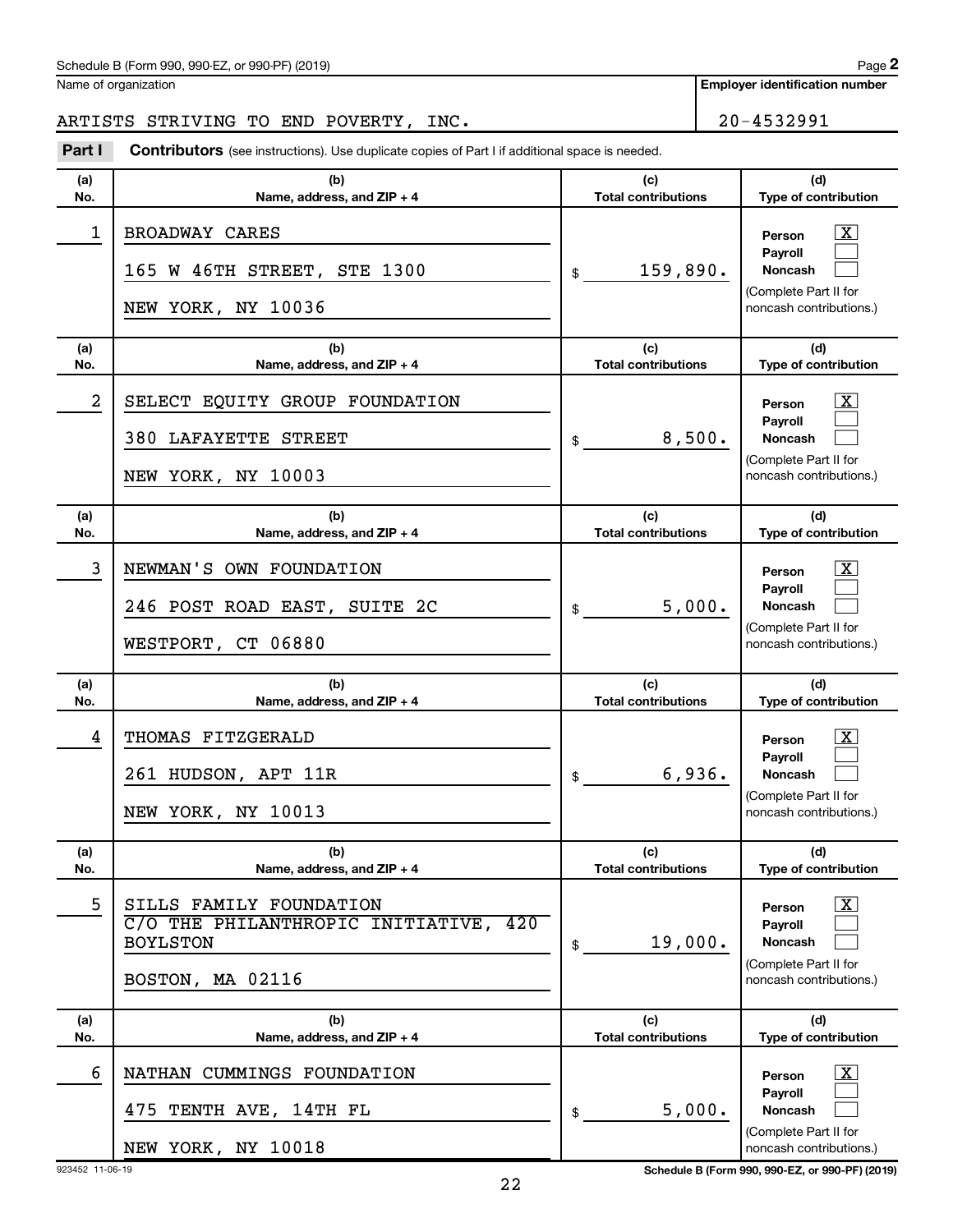Schedule B (Form 990, 990-EZ, or 990-PF) (2019)

Name of organization: ARTISTS STRIVING TO END POVERTY, INC.

Employer identification number: 20-4532991

**Part I** **Contributors** (see instructions). Use duplicate copies of Part I if additional space is needed.

| (a) No. | (b) Name, address, and ZIP + 4 | (c) Total contributions | (d) Type of contribution |
|---|---|---|---|
| 1 | BROADWAY CARES<br>165 W 46TH STREET, STE 1300<br>NEW YORK, NY 10036 | $ 159,890. | Person [X]<br>Payroll [ ]<br>Noncash [ ]<br>(Complete Part II for noncash contributions.) |
| 2 | SELECT EQUITY GROUP FOUNDATION<br>380 LAFAYETTE STREET<br>NEW YORK, NY 10003 | $ 8,500. | Person [X]<br>Payroll [ ]<br>Noncash [ ]<br>(Complete Part II for noncash contributions.) |
| 3 | NEWMAN'S OWN FOUNDATION<br>246 POST ROAD EAST, SUITE 2C<br>WESTPORT, CT 06880 | $ 5,000. | Person [X]<br>Payroll [ ]<br>Noncash [ ]<br>(Complete Part II for noncash contributions.) |
| 4 | THOMAS FITZGERALD<br>261 HUDSON, APT 11R<br>NEW YORK, NY 10013 | $ 6,936. | Person [X]<br>Payroll [ ]<br>Noncash [ ]<br>(Complete Part II for noncash contributions.) |
| 5 | SILLS FAMILY FOUNDATION<br>C/O THE PHILANTHROPIC INITIATIVE, 420 BOYLSTON<br>BOSTON, MA 02116 | $ 19,000. | Person [X]<br>Payroll [ ]<br>Noncash [ ]<br>(Complete Part II for noncash contributions.) |
| 6 | NATHAN CUMMINGS FOUNDATION<br>475 TENTH AVE, 14TH FL<br>NEW YORK, NY 10018 | $ 5,000. | Person [X]<br>Payroll [ ]<br>Noncash [ ]<br>(Complete Part II for noncash contributions.) |

923452 11-06-19

Schedule B (Form 990, 990-EZ, or 990-PF) (2019)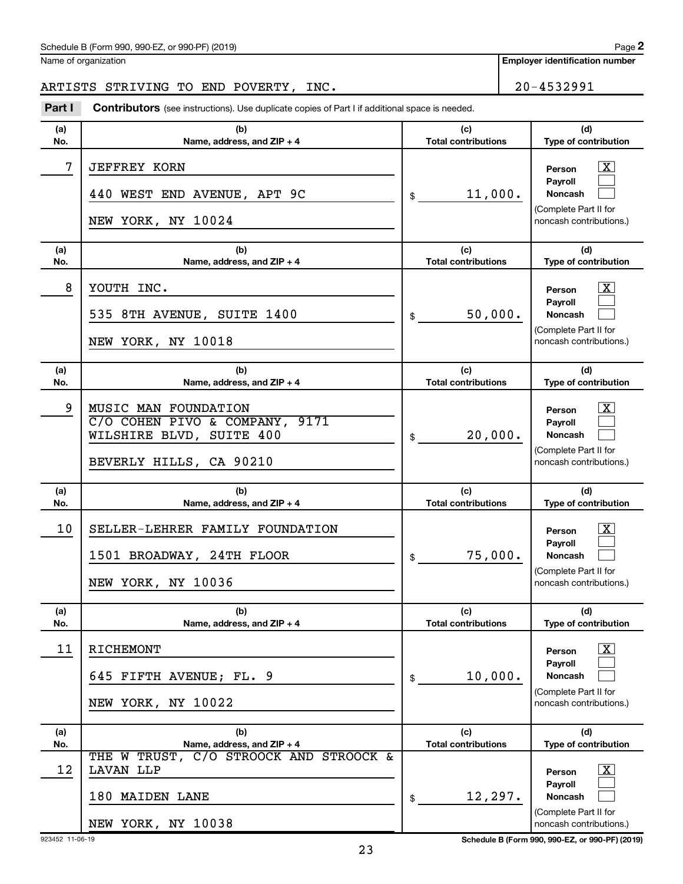Schedule B (Form 990, 990-EZ, or 990-PF) (2019) Page **2**

Name of organization: ARTISTS STRIVING TO END POVERTY, INC.

**Employer identification number**: 20-4532991

**Part I** **Contributors** (see instructions). Use duplicate copies of Part I if additional space is needed.

| (a) No. | (b) Name, address, and ZIP + 4 | (c) Total contributions | (d) Type of contribution |
|---|---|---|---|
| 7 | JEFFREY KORN<br>440 WEST END AVENUE, APT 9C<br>NEW YORK, NY 10024 | $ 11,000. | Person [X]<br>Payroll [ ]<br>Noncash [ ]<br>(Complete Part II for noncash contributions.) |
| 8 | YOUTH INC.<br>535 8TH AVENUE, SUITE 1400<br>NEW YORK, NY 10018 | $ 50,000. | Person [X]<br>Payroll [ ]<br>Noncash [ ]<br>(Complete Part II for noncash contributions.) |
| 9 | MUSIC MAN FOUNDATION<br>C/O COHEN PIVO & COMPANY, 9171 WILSHIRE BLVD, SUITE 400<br>BEVERLY HILLS, CA 90210 | $ 20,000. | Person [X]<br>Payroll [ ]<br>Noncash [ ]<br>(Complete Part II for noncash contributions.) |
| 10 | SELLER-LEHRER FAMILY FOUNDATION<br>1501 BROADWAY, 24TH FLOOR<br>NEW YORK, NY 10036 | $ 75,000. | Person [X]<br>Payroll [ ]<br>Noncash [ ]<br>(Complete Part II for noncash contributions.) |
| 11 | RICHEMONT<br>645 FIFTH AVENUE; FL. 9<br>NEW YORK, NY 10022 | $ 10,000. | Person [X]<br>Payroll [ ]<br>Noncash [ ]<br>(Complete Part II for noncash contributions.) |
| 12 | THE W TRUST, C/O STROOCK AND STROOCK & LAVAN LLP<br>180 MAIDEN LANE<br>NEW YORK, NY 10038 | $ 12,297. | Person [X]<br>Payroll [ ]<br>Noncash [ ]<br>(Complete Part II for noncash contributions.) |

923452 11-06-19 **Schedule B (Form 990, 990-EZ, or 990-PF) (2019)**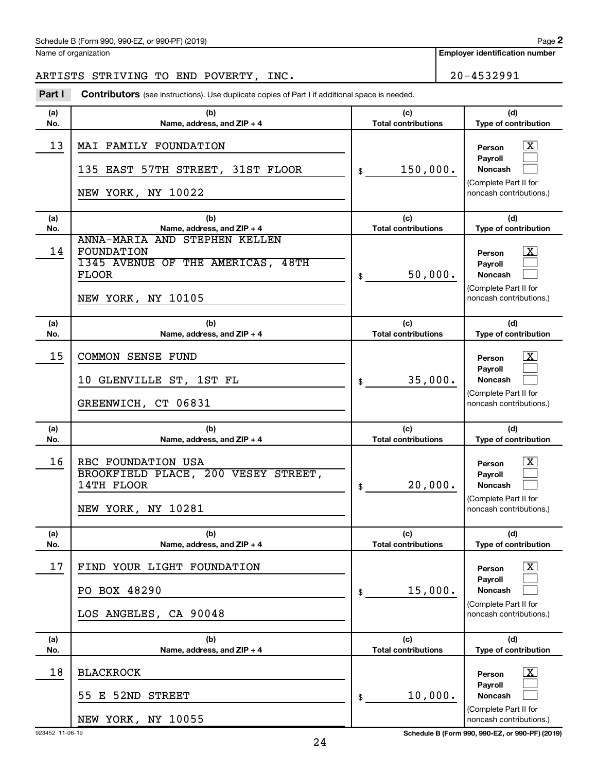Schedule B (Form 990, 990-EZ, or 990-PF) (2019)

Name of organization: ARTISTS STRIVING TO END POVERTY, INC.

Employer identification number: 20-4532991

**Part I** **Contributors** (see instructions). Use duplicate copies of Part I if additional space is needed.

| (a) No. | (b) Name, address, and ZIP + 4 | (c) Total contributions | (d) Type of contribution |
|---|---|---|---|
| 13 | MAI FAMILY FOUNDATION<br>135 EAST 57TH STREET, 31ST FLOOR<br>NEW YORK, NY 10022 | $ 150,000. | Person [X]<br>Payroll [ ]<br>Noncash [ ]<br>(Complete Part II for noncash contributions.) |
| 14 | ANNA-MARIA AND STEPHEN KELLEN FOUNDATION<br>1345 AVENUE OF THE AMERICAS, 48TH FLOOR<br>NEW YORK, NY 10105 | $ 50,000. | Person [X]<br>Payroll [ ]<br>Noncash [ ]<br>(Complete Part II for noncash contributions.) |
| 15 | COMMON SENSE FUND<br>10 GLENVILLE ST, 1ST FL<br>GREENWICH, CT 06831 | $ 35,000. | Person [X]<br>Payroll [ ]<br>Noncash [ ]<br>(Complete Part II for noncash contributions.) |
| 16 | RBC FOUNDATION USA<br>BROOKFIELD PLACE, 200 VESEY STREET, 14TH FLOOR<br>NEW YORK, NY 10281 | $ 20,000. | Person [X]<br>Payroll [ ]<br>Noncash [ ]<br>(Complete Part II for noncash contributions.) |
| 17 | FIND YOUR LIGHT FOUNDATION<br>PO BOX 48290<br>LOS ANGELES, CA 90048 | $ 15,000. | Person [X]<br>Payroll [ ]<br>Noncash [ ]<br>(Complete Part II for noncash contributions.) |
| 18 | BLACKROCK<br>55 E 52ND STREET<br>NEW YORK, NY 10055 | $ 10,000. | Person [X]<br>Payroll [ ]<br>Noncash [ ]<br>(Complete Part II for noncash contributions.) |

923452 11-06-19

Schedule B (Form 990, 990-EZ, or 990-PF) (2019)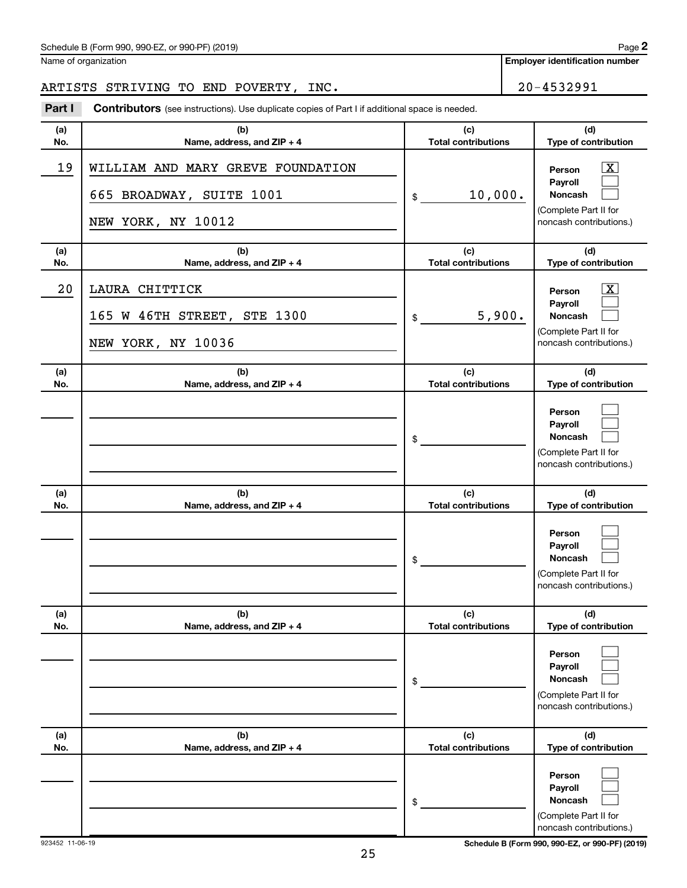Schedule B (Form 990, 990-EZ, or 990-PF) (2019) Page **2**

Name of organization: ARTISTS STRIVING TO END POVERTY, INC.

**Employer identification number:** 20-4532991

**Part I** **Contributors** (see instructions). Use duplicate copies of Part I if additional space is needed.

| (a) No. | (b) Name, address, and ZIP + 4 | (c) Total contributions | (d) Type of contribution |
|---|---|---|---|
| 19 | WILLIAM AND MARY GREVE FOUNDATION<br>665 BROADWAY, SUITE 1001<br>NEW YORK, NY 10012 | $ 10,000. | Person [X]<br>Payroll [ ]<br>Noncash [ ]<br>(Complete Part II for noncash contributions.) |
| 20 | LAURA CHITTICK<br>165 W 46TH STREET, STE 1300<br>NEW YORK, NY 10036 | $ 5,900. | Person [X]<br>Payroll [ ]<br>Noncash [ ]<br>(Complete Part II for noncash contributions.) |
| | | $ | Person [ ]<br>Payroll [ ]<br>Noncash [ ]<br>(Complete Part II for noncash contributions.) |
| | | $ | Person [ ]<br>Payroll [ ]<br>Noncash [ ]<br>(Complete Part II for noncash contributions.) |
| | | $ | Person [ ]<br>Payroll [ ]<br>Noncash [ ]<br>(Complete Part II for noncash contributions.) |
| | | $ | Person [ ]<br>Payroll [ ]<br>Noncash [ ]<br>(Complete Part II for noncash contributions.) |

923452 11-06-19 **Schedule B (Form 990, 990-EZ, or 990-PF) (2019)**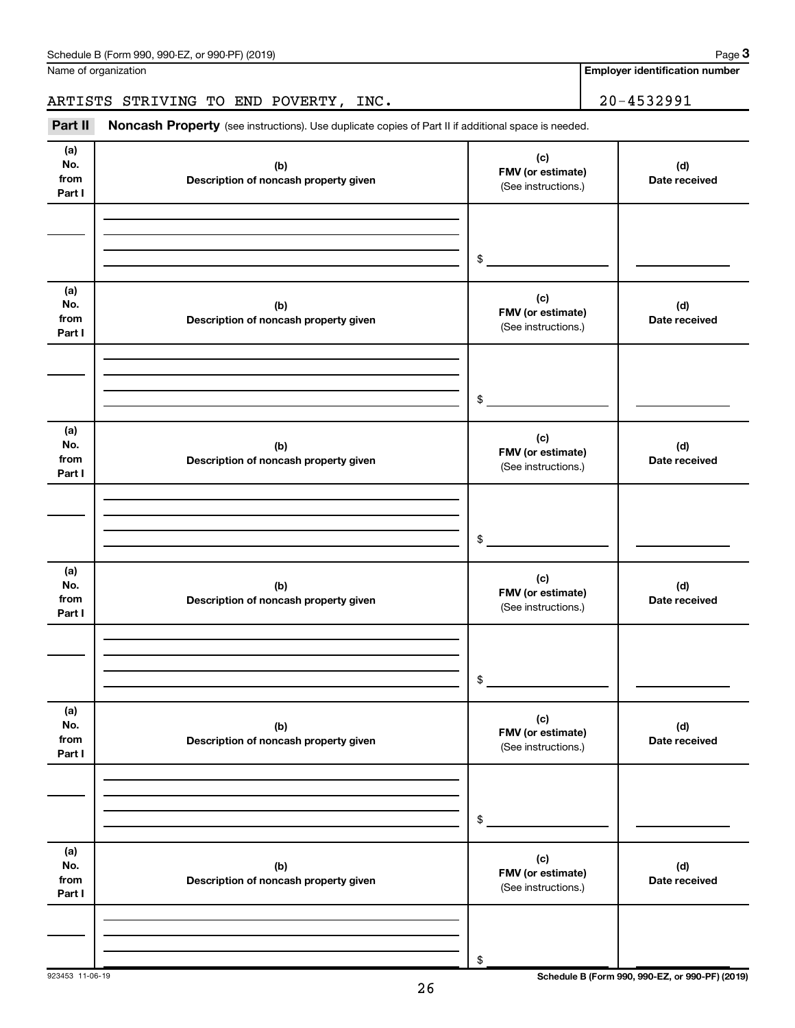Schedule B (Form 990, 990-EZ, or 990-PF) (2019) Page **3**

Name of organization | **Employer identification number**

ARTISTS STRIVING TO END POVERTY, INC. | 20-4532991

**Part II** **Noncash Property** (see instructions). Use duplicate copies of Part II if additional space is needed.

| (a) No. from Part I | (b) Description of noncash property given | (c) FMV (or estimate) (See instructions.) | (d) Date received |
|---|---|---|---|
| | | $ | |

| (a) No. from Part I | (b) Description of noncash property given | (c) FMV (or estimate) (See instructions.) | (d) Date received |
|---|---|---|---|
| | | $ | |

| (a) No. from Part I | (b) Description of noncash property given | (c) FMV (or estimate) (See instructions.) | (d) Date received |
|---|---|---|---|
| | | $ | |

| (a) No. from Part I | (b) Description of noncash property given | (c) FMV (or estimate) (See instructions.) | (d) Date received |
|---|---|---|---|
| | | $ | |

| (a) No. from Part I | (b) Description of noncash property given | (c) FMV (or estimate) (See instructions.) | (d) Date received |
|---|---|---|---|
| | | $ | |

| (a) No. from Part I | (b) Description of noncash property given | (c) FMV (or estimate) (See instructions.) | (d) Date received |
|---|---|---|---|
| | | $ | |

923453 11-06-19 **Schedule B (Form 990, 990-EZ, or 990-PF) (2019)**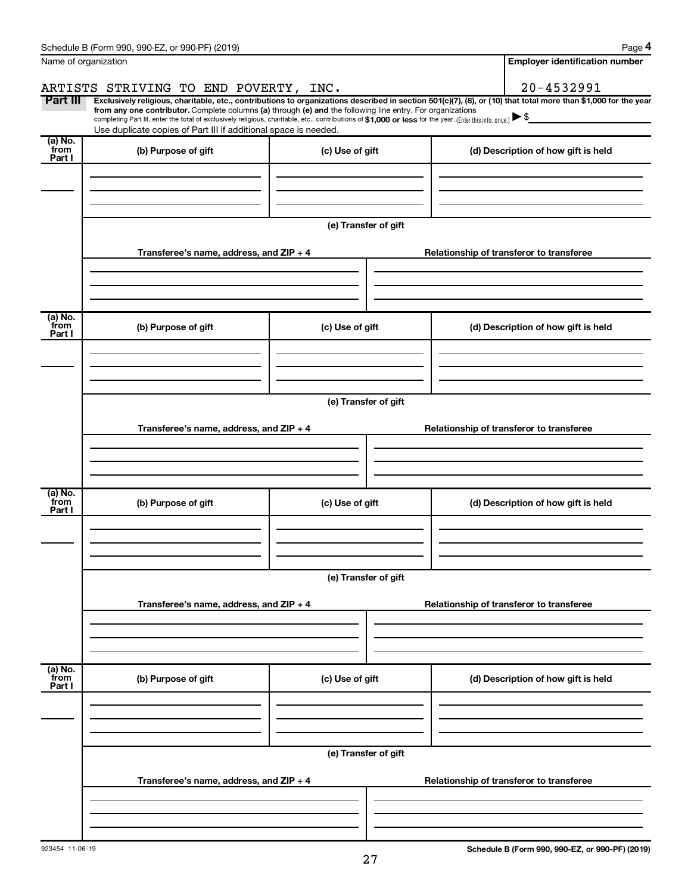Name of organization

ARTISTS STRIVING TO END POVERTY, INC.

**Employer identification number**

20-4532991

**Part III** **Exclusively religious, charitable, etc., contributions to organizations described in section 501(c)(7), (8), or (10) that total more than $1,000 for the year from any one contributor.** Complete columns **(a)** through **(e)** and the following line entry. For organizations completing Part III, enter the total of exclusively religious, charitable, etc., contributions of **$1,000 or less** for the year. (Enter this info. once.) ▶ $

Use duplicate copies of Part III if additional space is needed.

| (a) No. from Part I | (b) Purpose of gift | (c) Use of gift | (d) Description of how gift is held |
|---|---|---|---|
| | | | |

**(e) Transfer of gift**

| Transferee's name, address, and ZIP + 4 | Relationship of transferor to transferee |
|---|---|
| | |

| (a) No. from Part I | (b) Purpose of gift | (c) Use of gift | (d) Description of how gift is held |
|---|---|---|---|
| | | | |

**(e) Transfer of gift**

| Transferee's name, address, and ZIP + 4 | Relationship of transferor to transferee |
|---|---|
| | |

| (a) No. from Part I | (b) Purpose of gift | (c) Use of gift | (d) Description of how gift is held |
|---|---|---|---|
| | | | |

**(e) Transfer of gift**

| Transferee's name, address, and ZIP + 4 | Relationship of transferor to transferee |
|---|---|
| | |

| (a) No. from Part I | (b) Purpose of gift | (c) Use of gift | (d) Description of how gift is held |
|---|---|---|---|
| | | | |

**(e) Transfer of gift**

| Transferee's name, address, and ZIP + 4 | Relationship of transferor to transferee |
|---|---|
| | |

923454 11-06-19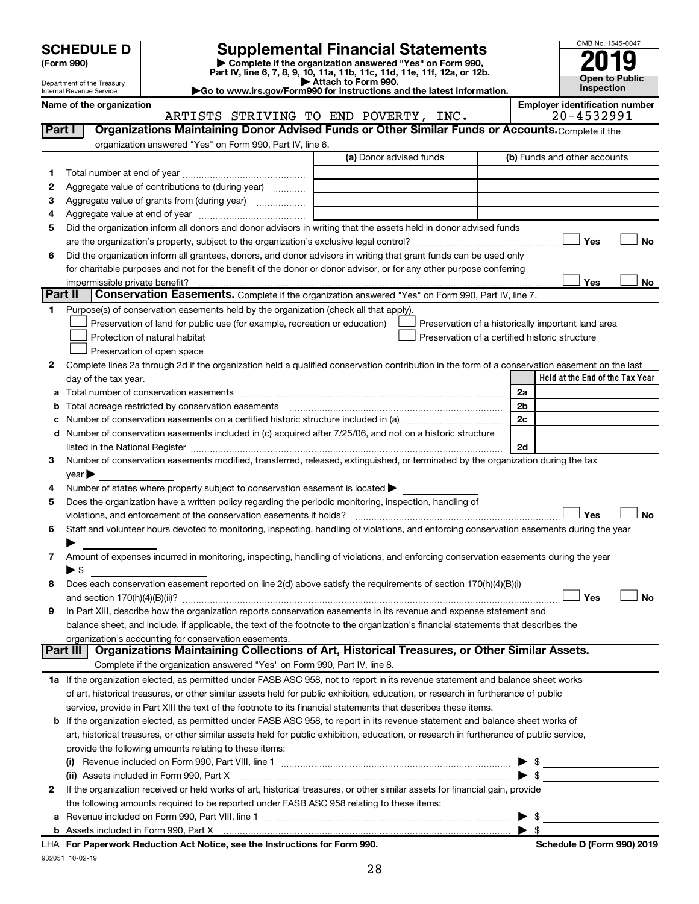# SCHEDULE D (Form 990)

Department of the Treasury
Internal Revenue Service

# Supplemental Financial Statements

▶ Complete if the organization answered "Yes" on Form 990, Part IV, line 6, 7, 8, 9, 10, 11a, 11b, 11c, 11d, 11e, 11f, 12a, or 12b.
▶ Attach to Form 990.
▶Go to www.irs.gov/Form990 for instructions and the latest information.

OMB No. 1545-0047

**2019**

**Open to Public Inspection**

**Name of the organization:** ARTISTS STRIVING TO END POVERTY, INC.

**Employer identification number:** 20-4532991

## Part I Organizations Maintaining Donor Advised Funds or Other Similar Funds or Accounts.

Complete if the organization answered "Yes" on Form 990, Part IV, line 6.

| | | (a) Donor advised funds | (b) Funds and other accounts |
|---|---|---|---|
| 1 | Total number at end of year | | |
| 2 | Aggregate value of contributions to (during year) | | |
| 3 | Aggregate value of grants from (during year) | | |
| 4 | Aggregate value at end of year | | |

5 Did the organization inform all donors and donor advisors in writing that the assets held in donor advised funds are the organization's property, subject to the organization's exclusive legal control? ☐ Yes ☐ No

6 Did the organization inform all grantees, donors, and donor advisors in writing that grant funds can be used only for charitable purposes and not for the benefit of the donor or donor advisor, or for any other purpose conferring impermissible private benefit? ☐ Yes ☐ No

## Part II Conservation Easements.

Complete if the organization answered "Yes" on Form 990, Part IV, line 7.

1 Purpose(s) of conservation easements held by the organization (check all that apply).

- ☐ Preservation of land for public use (for example, recreation or education)
- ☐ Protection of natural habitat
- ☐ Preservation of open space
- ☐ Preservation of a historically important land area
- ☐ Preservation of a certified historic structure

2 Complete lines 2a through 2d if the organization held a qualified conservation contribution in the form of a conservation easement on the last day of the tax year.

| | | | Held at the End of the Tax Year |
|---|---|---|---|
| a | Total number of conservation easements | 2a | |
| b | Total acreage restricted by conservation easements | 2b | |
| c | Number of conservation easements on a certified historic structure included in (a) | 2c | |
| d | Number of conservation easements included in (c) acquired after 7/25/06, and not on a historic structure listed in the National Register | 2d | |

3 Number of conservation easements modified, transferred, released, extinguished, or terminated by the organization during the tax year ▶

4 Number of states where property subject to conservation easement is located ▶

5 Does the organization have a written policy regarding the periodic monitoring, inspection, handling of violations, and enforcement of the conservation easements it holds? ☐ Yes ☐ No

6 Staff and volunteer hours devoted to monitoring, inspecting, handling of violations, and enforcing conservation easements during the year ▶

7 Amount of expenses incurred in monitoring, inspecting, handling of violations, and enforcing conservation easements during the year ▶ $

8 Does each conservation easement reported on line 2(d) above satisfy the requirements of section 170(h)(4)(B)(i) and section 170(h)(4)(B)(ii)? ☐ Yes ☐ No

9 In Part XIII, describe how the organization reports conservation easements in its revenue and expense statement and balance sheet, and include, if applicable, the text of the footnote to the organization's financial statements that describes the organization's accounting for conservation easements.

## Part III Organizations Maintaining Collections of Art, Historical Treasures, or Other Similar Assets.

Complete if the organization answered "Yes" on Form 990, Part IV, line 8.

1a If the organization elected, as permitted under FASB ASC 958, not to report in its revenue statement and balance sheet works of art, historical treasures, or other similar assets held for public exhibition, education, or research in furtherance of public service, provide in Part XIII the text of the footnote to its financial statements that describes these items.

b If the organization elected, as permitted under FASB ASC 958, to report in its revenue statement and balance sheet works of art, historical treasures, or other similar assets held for public exhibition, education, or research in furtherance of public service, provide the following amounts relating to these items:

(i) Revenue included on Form 990, Part VIII, line 1 ▶ $

(ii) Assets included in Form 990, Part X ▶ $

2 If the organization received or held works of art, historical treasures, or other similar assets for financial gain, provide the following amounts required to be reported under FASB ASC 958 relating to these items:

a Revenue included on Form 990, Part VIII, line 1 ▶ $

b Assets included in Form 990, Part X ▶ $

LHA **For Paperwork Reduction Act Notice, see the Instructions for Form 990.** **Schedule D (Form 990) 2019**

932051 10-02-19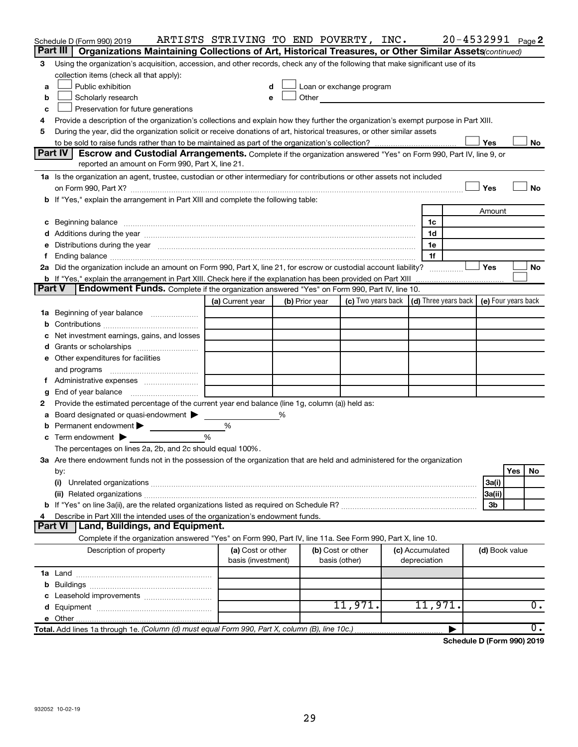Schedule D (Form 990) 2019 ARTISTS STRIVING TO END POVERTY, INC. 20-4532991 Page 2

**Part III | Organizations Maintaining Collections of Art, Historical Treasures, or Other Similar Assets** *(continued)*

3 Using the organization's acquisition, accession, and other records, check any of the following that make significant use of its collection items (check all that apply):

- a ☐ Public exhibition
- b ☐ Scholarly research
- c ☐ Preservation for future generations
- d ☐ Loan or exchange program
- e ☐ Other

4 Provide a description of the organization's collections and explain how they further the organization's exempt purpose in Part XIII.

5 During the year, did the organization solicit or receive donations of art, historical treasures, or other similar assets to be sold to raise funds rather than to be maintained as part of the organization's collection? ☐ Yes ☐ No

**Part IV | Escrow and Custodial Arrangements.** Complete if the organization answered "Yes" on Form 990, Part IV, line 9, or reported an amount on Form 990, Part X, line 21.

1a Is the organization an agent, trustee, custodian or other intermediary for contributions or other assets not included on Form 990, Part X? ☐ Yes ☐ No

b If "Yes," explain the arrangement in Part XIII and complete the following table:

| | | Amount |
|---|---|---|
| c Beginning balance | 1c | |
| d Additions during the year | 1d | |
| e Distributions during the year | 1e | |
| f Ending balance | 1f | |

2a Did the organization include an amount on Form 990, Part X, line 21, for escrow or custodial account liability? ☐ Yes ☐ No

b If "Yes," explain the arrangement in Part XIII. Check here if the explanation has been provided on Part XIII ☐

**Part V | Endowment Funds.** Complete if the organization answered "Yes" on Form 990, Part IV, line 10.

| | (a) Current year | (b) Prior year | (c) Two years back | (d) Three years back | (e) Four years back |
|---|---|---|---|---|---|
| 1a Beginning of year balance | | | | | |
| b Contributions | | | | | |
| c Net investment earnings, gains, and losses | | | | | |
| d Grants or scholarships | | | | | |
| e Other expenditures for facilities and programs | | | | | |
| f Administrative expenses | | | | | |
| g End of year balance | | | | | |

2 Provide the estimated percentage of the current year end balance (line 1g, column (a)) held as:

- a Board designated or quasi-endowment ▶ %
- b Permanent endowment ▶ %
- c Term endowment ▶ %

The percentages on lines 2a, 2b, and 2c should equal 100%.

3a Are there endowment funds not in the possession of the organization that are held and administered for the organization by:

| | | Yes | No |
|---|---|---|---|
| (i) Unrelated organizations | 3a(i) | | |
| (ii) Related organizations | 3a(ii) | | |
| b If "Yes" on line 3a(ii), are the related organizations listed as required on Schedule R? | 3b | | |

4 Describe in Part XIII the intended uses of the organization's endowment funds.

**Part VI | Land, Buildings, and Equipment.**

Complete if the organization answered "Yes" on Form 990, Part IV, line 11a. See Form 990, Part X, line 10.

| Description of property | (a) Cost or other basis (investment) | (b) Cost or other basis (other) | (c) Accumulated depreciation | (d) Book value |
|---|---|---|---|---|
| 1a Land | | | | |
| b Buildings | | | | |
| c Leasehold improvements | | | | |
| d Equipment | | 11,971. | 11,971. | 0. |
| e Other | | | | |
| **Total.** Add lines 1a through 1e. *(Column (d) must equal Form 990, Part X, column (B), line 10c.)* ▶ | | | | 0. |

**Schedule D (Form 990) 2019**

932052 10-02-19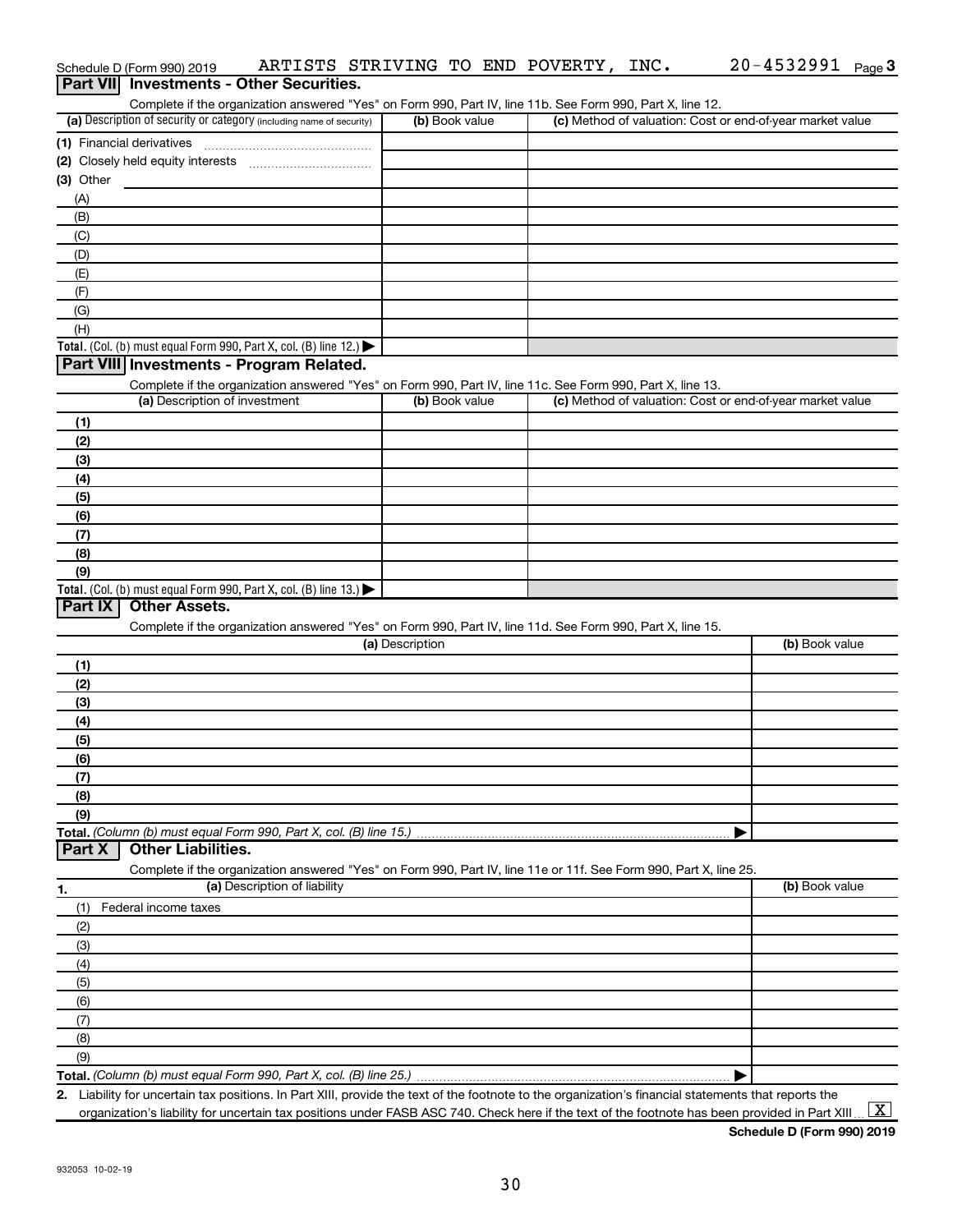Schedule D (Form 990) 2019 ARTISTS STRIVING TO END POVERTY, INC. 20-4532991 Page 3

## Part VII Investments - Other Securities.

Complete if the organization answered "Yes" on Form 990, Part IV, line 11b. See Form 990, Part X, line 12.

| (a) Description of security or category (including name of security) | (b) Book value | (c) Method of valuation: Cost or end-of-year market value |
|---|---|---|
| (1) Financial derivatives | | |
| (2) Closely held equity interests | | |
| (3) Other | | |
| (A) | | |
| (B) | | |
| (C) | | |
| (D) | | |
| (E) | | |
| (F) | | |
| (G) | | |
| (H) | | |
| **Total.** (Col. (b) must equal Form 990, Part X, col. (B) line 12.) ▶ | | |

## Part VIII Investments - Program Related.

Complete if the organization answered "Yes" on Form 990, Part IV, line 11c. See Form 990, Part X, line 13.

| (a) Description of investment | (b) Book value | (c) Method of valuation: Cost or end-of-year market value |
|---|---|---|
| (1) | | |
| (2) | | |
| (3) | | |
| (4) | | |
| (5) | | |
| (6) | | |
| (7) | | |
| (8) | | |
| (9) | | |
| **Total.** (Col. (b) must equal Form 990, Part X, col. (B) line 13.) ▶ | | |

## Part IX Other Assets.

Complete if the organization answered "Yes" on Form 990, Part IV, line 11d. See Form 990, Part X, line 15.

| (a) Description | (b) Book value |
|---|---|
| (1) | |
| (2) | |
| (3) | |
| (4) | |
| (5) | |
| (6) | |
| (7) | |
| (8) | |
| (9) | |
| **Total.** *(Column (b) must equal Form 990, Part X, col. (B) line 15.)* ▶ | |

## Part X Other Liabilities.

Complete if the organization answered "Yes" on Form 990, Part IV, line 11e or 11f. See Form 990, Part X, line 25.

| 1. (a) Description of liability | (b) Book value |
|---|---|
| (1) Federal income taxes | |
| (2) | |
| (3) | |
| (4) | |
| (5) | |
| (6) | |
| (7) | |
| (8) | |
| (9) | |
| **Total.** *(Column (b) must equal Form 990, Part X, col. (B) line 25.)* ▶ | |

2. Liability for uncertain tax positions. In Part XIII, provide the text of the footnote to the organization's financial statements that reports the organization's liability for uncertain tax positions under FASB ASC 740. Check here if the text of the footnote has been provided in Part XIII ... [X]

**Schedule D (Form 990) 2019**

932053 10-02-19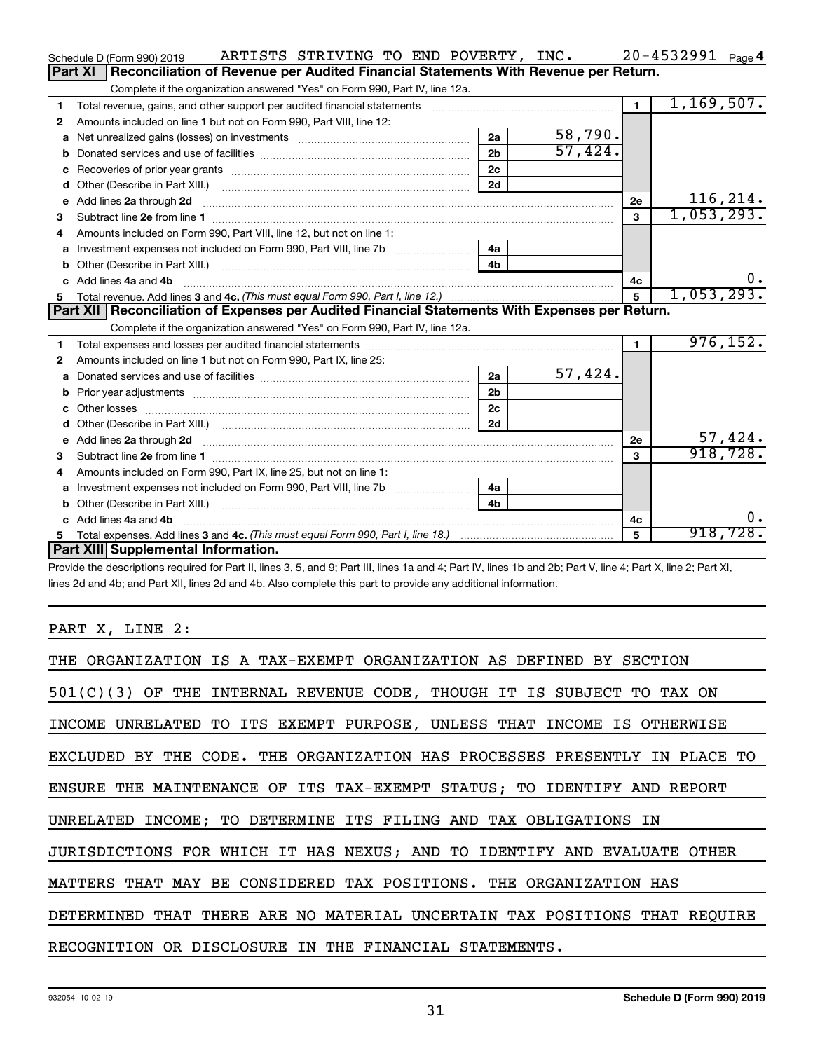Schedule D (Form 990) 2019 ARTISTS STRIVING TO END POVERTY, INC. 20-4532991 Page 4

**Part XI Reconciliation of Revenue per Audited Financial Statements With Revenue per Return.**

Complete if the organization answered "Yes" on Form 990, Part IV, line 12a.

| | | | | | |
|---|---|---|---|---|---|
| 1 | Total revenue, gains, and other support per audited financial statements | | | 1 | 1,169,507. |
| 2 | Amounts included on line 1 but not on Form 990, Part VIII, line 12: | | | | |
| a | Net unrealized gains (losses) on investments | 2a | 58,790. | | |
| b | Donated services and use of facilities | 2b | 57,424. | | |
| c | Recoveries of prior year grants | 2c | | | |
| d | Other (Describe in Part XIII.) | 2d | | | |
| e | Add lines 2a through 2d | | | 2e | 116,214. |
| 3 | Subtract line 2e from line 1 | | | 3 | 1,053,293. |
| 4 | Amounts included on Form 990, Part VIII, line 12, but not on line 1: | | | | |
| a | Investment expenses not included on Form 990, Part VIII, line 7b | 4a | | | |
| b | Other (Describe in Part XIII.) | 4b | | | |
| c | Add lines 4a and 4b | | | 4c | 0. |
| 5 | Total revenue. Add lines 3 and 4c. *(This must equal Form 990, Part I, line 12.)* | | | 5 | 1,053,293. |

**Part XII Reconciliation of Expenses per Audited Financial Statements With Expenses per Return.**

Complete if the organization answered "Yes" on Form 990, Part IV, line 12a.

| | | | | | |
|---|---|---|---|---|---|
| 1 | Total expenses and losses per audited financial statements | | | 1 | 976,152. |
| 2 | Amounts included on line 1 but not on Form 990, Part IX, line 25: | | | | |
| a | Donated services and use of facilities | 2a | 57,424. | | |
| b | Prior year adjustments | 2b | | | |
| c | Other losses | 2c | | | |
| d | Other (Describe in Part XIII.) | 2d | | | |
| e | Add lines 2a through 2d | | | 2e | 57,424. |
| 3 | Subtract line 2e from line 1 | | | 3 | 918,728. |
| 4 | Amounts included on Form 990, Part IX, line 25, but not on line 1: | | | | |
| a | Investment expenses not included on Form 990, Part VIII, line 7b | 4a | | | |
| b | Other (Describe in Part XIII.) | 4b | | | |
| c | Add lines 4a and 4b | | | 4c | 0. |
| 5 | Total expenses. Add lines 3 and 4c. *(This must equal Form 990, Part I, line 18.)* | | | 5 | 918,728. |

**Part XIII Supplemental Information.**

Provide the descriptions required for Part II, lines 3, 5, and 9; Part III, lines 1a and 4; Part IV, lines 1b and 2b; Part V, line 4; Part X, line 2; Part XI, lines 2d and 4b; and Part XII, lines 2d and 4b. Also complete this part to provide any additional information.

PART X, LINE 2:

THE ORGANIZATION IS A TAX-EXEMPT ORGANIZATION AS DEFINED BY SECTION 501(C)(3) OF THE INTERNAL REVENUE CODE, THOUGH IT IS SUBJECT TO TAX ON INCOME UNRELATED TO ITS EXEMPT PURPOSE, UNLESS THAT INCOME IS OTHERWISE EXCLUDED BY THE CODE. THE ORGANIZATION HAS PROCESSES PRESENTLY IN PLACE TO ENSURE THE MAINTENANCE OF ITS TAX-EXEMPT STATUS; TO IDENTIFY AND REPORT UNRELATED INCOME; TO DETERMINE ITS FILING AND TAX OBLIGATIONS IN JURISDICTIONS FOR WHICH IT HAS NEXUS; AND TO IDENTIFY AND EVALUATE OTHER MATTERS THAT MAY BE CONSIDERED TAX POSITIONS. THE ORGANIZATION HAS DETERMINED THAT THERE ARE NO MATERIAL UNCERTAIN TAX POSITIONS THAT REQUIRE RECOGNITION OR DISCLOSURE IN THE FINANCIAL STATEMENTS.

932054 10-02-19 **Schedule D (Form 990) 2019**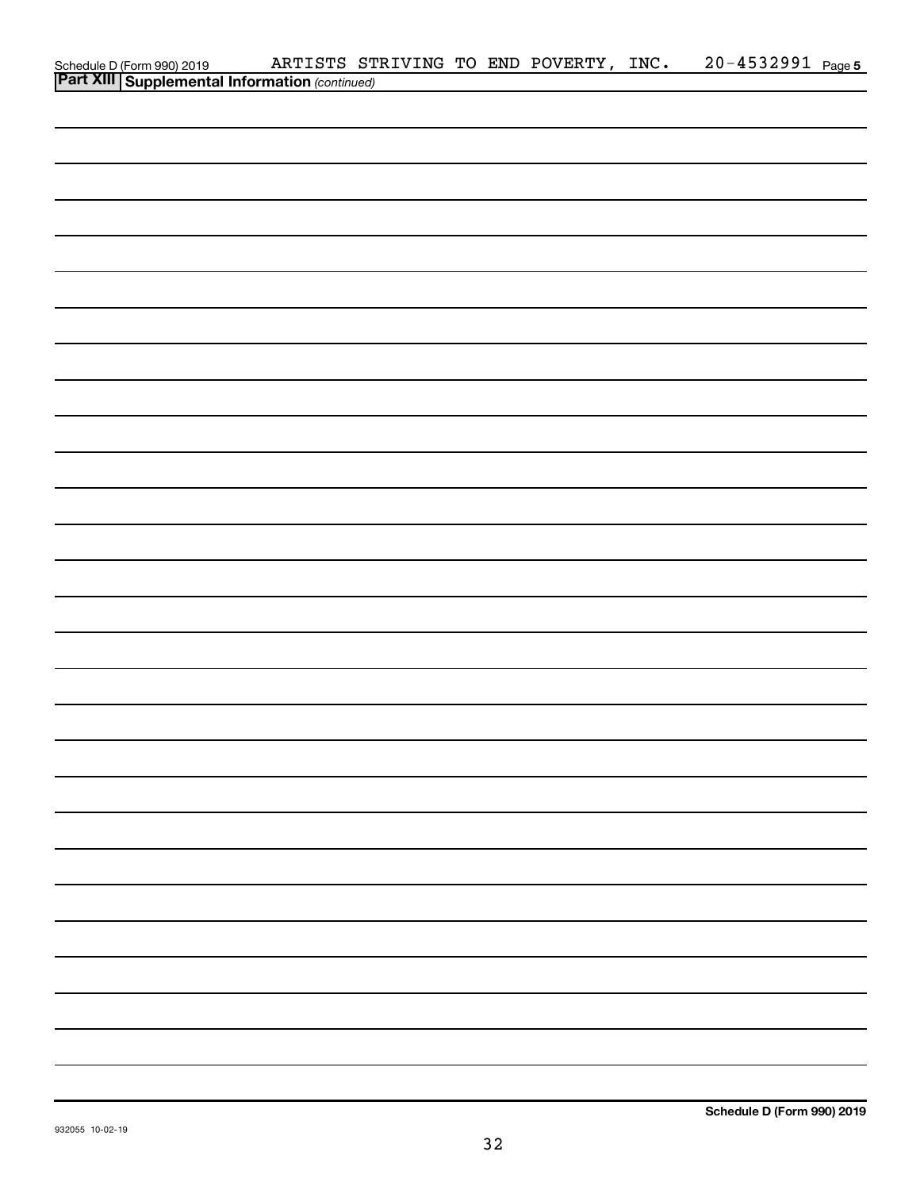Schedule D (Form 990) 2019 ARTISTS STRIVING TO END POVERTY, INC. 20-4532991 Page **5**

**Part XIII** **Supplemental Information** *(continued)*

**Schedule D (Form 990) 2019**

932055 10-02-19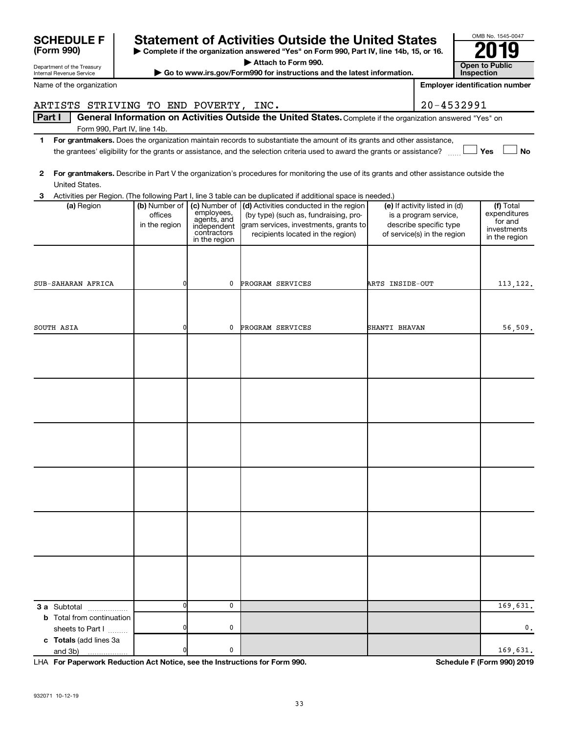# SCHEDULE F (Form 990)

Department of the Treasury
Internal Revenue Service

## Statement of Activities Outside the United States

▶ Complete if the organization answered "Yes" on Form 990, Part IV, line 14b, 15, or 16.
▶ Attach to Form 990.
▶ Go to www.irs.gov/Form990 for instructions and the latest information.

OMB No. 1545-0047
**2019**
**Open to Public Inspection**

Name of the organization: ARTISTS STRIVING TO END POVERTY, INC.

Employer identification number: 20-4532991

**Part I — General Information on Activities Outside the United States.** Complete if the organization answered "Yes" on Form 990, Part IV, line 14b.

**1** **For grantmakers.** Does the organization maintain records to substantiate the amount of its grants and other assistance, the grantees' eligibility for the grants or assistance, and the selection criteria used to award the grants or assistance? ☐ Yes ☐ No

**2** **For grantmakers.** Describe in Part V the organization's procedures for monitoring the use of its grants and other assistance outside the United States.

**3** Activities per Region. (The following Part I, line 3 table can be duplicated if additional space is needed.)

| (a) Region | (b) Number of offices in the region | (c) Number of employees, agents, and independent contractors in the region | (d) Activities conducted in the region (by type) (such as, fundraising, program services, investments, grants to recipients located in the region) | (e) If activity listed in (d) is a program service, describe specific type of service(s) in the region | (f) Total expenditures for and investments in the region |
|---|---|---|---|---|---|
| SUB-SAHARAN AFRICA | 0 | 0 | PROGRAM SERVICES | ARTS INSIDE-OUT | 113,122. |
| SOUTH ASIA | 0 | 0 | PROGRAM SERVICES | SHANTI BHAVAN | 56,509. |
| | | | | | |
| | | | | | |
| | | | | | |
| | | | | | |
| | | | | | |
| | | | | | |
| **3 a** Subtotal | 0 | 0 | | | 169,631. |
| **b** Total from continuation sheets to Part I | 0 | 0 | | | 0. |
| **c Totals** (add lines 3a and 3b) | 0 | 0 | | | 169,631. |

LHA **For Paperwork Reduction Act Notice, see the Instructions for Form 990.** **Schedule F (Form 990) 2019**

932071 10-12-19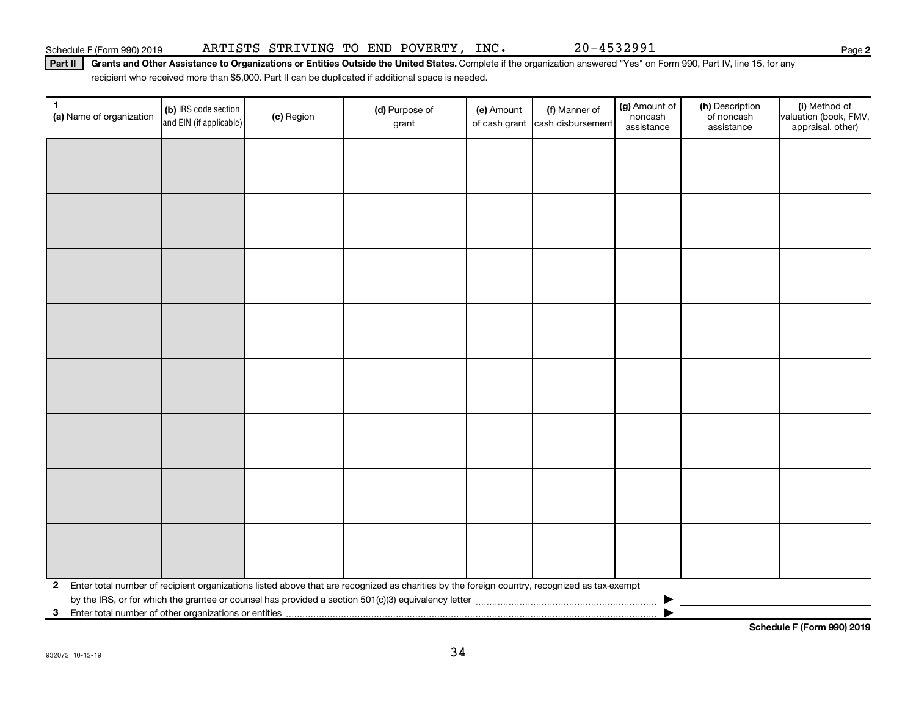Schedule F (Form 990) 2019 ARTISTS STRIVING TO END POVERTY, INC. 20-4532991

**Part II** **Grants and Other Assistance to Organizations or Entities Outside the United States.** Complete if the organization answered "Yes" on Form 990, Part IV, line 15, for any recipient who received more than $5,000. Part II can be duplicated if additional space is needed.

| 1 (a) Name of organization | (b) IRS code section and EIN (if applicable) | (c) Region | (d) Purpose of grant | (e) Amount of cash grant | (f) Manner of cash disbursement | (g) Amount of noncash assistance | (h) Description of noncash assistance | (i) Method of valuation (book, FMV, appraisal, other) |
|---|---|---|---|---|---|---|---|---|
| | | | | | | | | |
| | | | | | | | | |
| | | | | | | | | |
| | | | | | | | | |
| | | | | | | | | |
| | | | | | | | | |
| | | | | | | | | |
| | | | | | | | | |

**2** Enter total number of recipient organizations listed above that are recognized as charities by the foreign country, recognized as tax-exempt by the IRS, or for which the grantee or counsel has provided a section 501(c)(3) equivalency letter ▶

**3** Enter total number of other organizations or entities ▶

**Schedule F (Form 990) 2019**

932072 10-12-19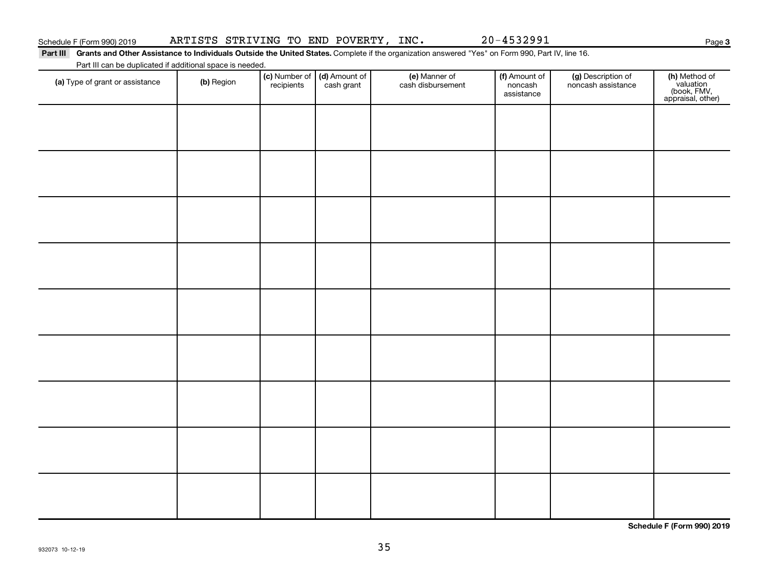Schedule F (Form 990) 2019 ARTISTS STRIVING TO END POVERTY, INC. 20-4532991 Page 3

**Part III** **Grants and Other Assistance to Individuals Outside the United States.** Complete if the organization answered "Yes" on Form 990, Part IV, line 16.

Part III can be duplicated if additional space is needed.

| (a) Type of grant or assistance | (b) Region | (c) Number of recipients | (d) Amount of cash grant | (e) Manner of cash disbursement | (f) Amount of noncash assistance | (g) Description of noncash assistance | (h) Method of valuation (book, FMV, appraisal, other) |
|---|---|---|---|---|---|---|---|
| | | | | | | | |
| | | | | | | | |
| | | | | | | | |
| | | | | | | | |
| | | | | | | | |
| | | | | | | | |
| | | | | | | | |
| | | | | | | | |
| | | | | | | | |

**Schedule F (Form 990) 2019**

932073 10-12-19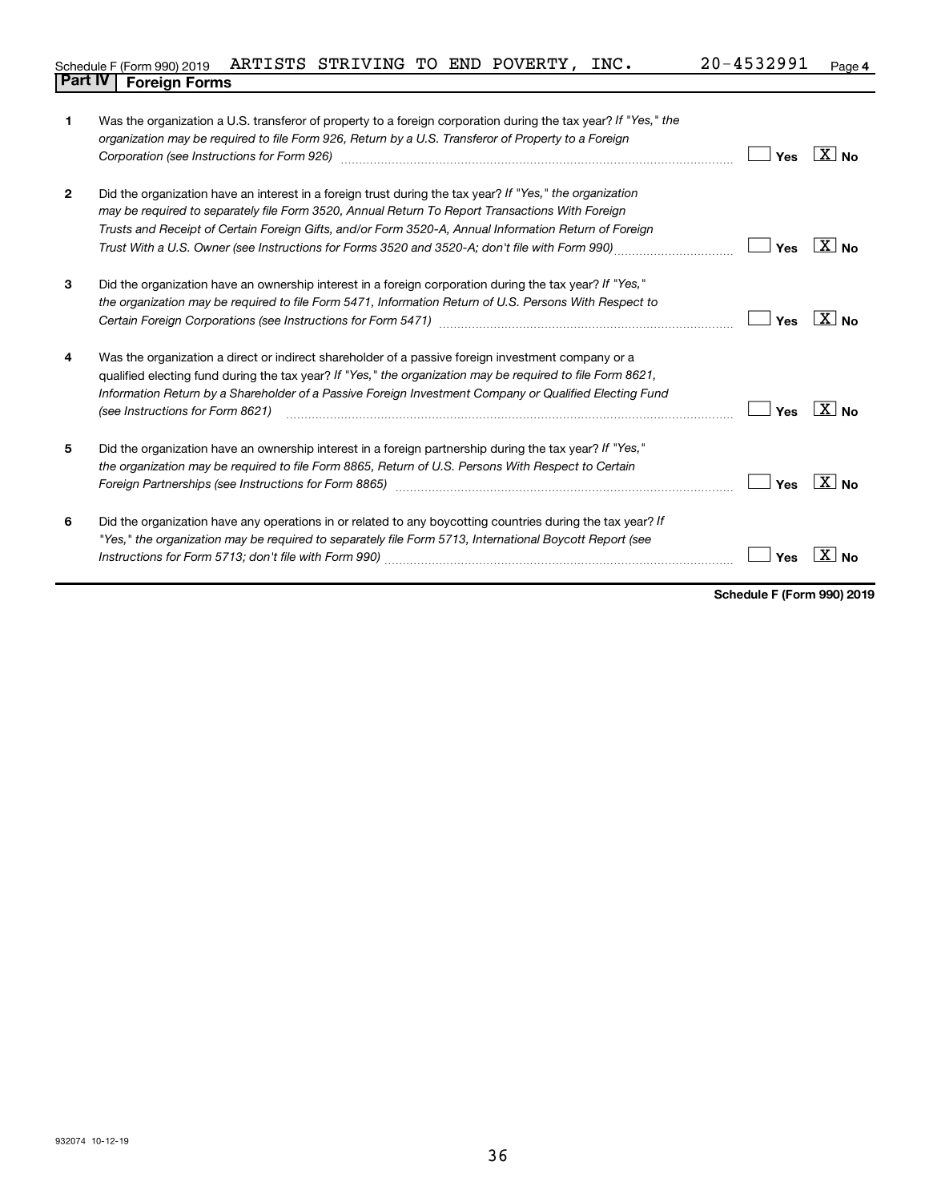Schedule F (Form 990) 2019 ARTISTS STRIVING TO END POVERTY, INC. 20-4532991 Page 4

## Part IV Foreign Forms

| | | | |
|---|---|---|---|
| 1 | Was the organization a U.S. transferor of property to a foreign corporation during the tax year? *If "Yes," the organization may be required to file Form 926, Return by a U.S. Transferor of Property to a Foreign Corporation (see Instructions for Form 926)* | Yes | [X] No |
| 2 | Did the organization have an interest in a foreign trust during the tax year? *If "Yes," the organization may be required to separately file Form 3520, Annual Return To Report Transactions With Foreign Trusts and Receipt of Certain Foreign Gifts, and/or Form 3520-A, Annual Information Return of Foreign Trust With a U.S. Owner (see Instructions for Forms 3520 and 3520-A; don't file with Form 990)* | Yes | [X] No |
| 3 | Did the organization have an ownership interest in a foreign corporation during the tax year? *If "Yes," the organization may be required to file Form 5471, Information Return of U.S. Persons With Respect to Certain Foreign Corporations (see Instructions for Form 5471)* | Yes | [X] No |
| 4 | Was the organization a direct or indirect shareholder of a passive foreign investment company or a qualified electing fund during the tax year? *If "Yes," the organization may be required to file Form 8621, Information Return by a Shareholder of a Passive Foreign Investment Company or Qualified Electing Fund (see Instructions for Form 8621)* | Yes | [X] No |
| 5 | Did the organization have an ownership interest in a foreign partnership during the tax year? *If "Yes," the organization may be required to file Form 8865, Return of U.S. Persons With Respect to Certain Foreign Partnerships (see Instructions for Form 8865)* | Yes | [X] No |
| 6 | Did the organization have any operations in or related to any boycotting countries during the tax year? *If "Yes," the organization may be required to separately file Form 5713, International Boycott Report (see Instructions for Form 5713; don't file with Form 990)* | Yes | [X] No |

**Schedule F (Form 990) 2019**

932074 10-12-19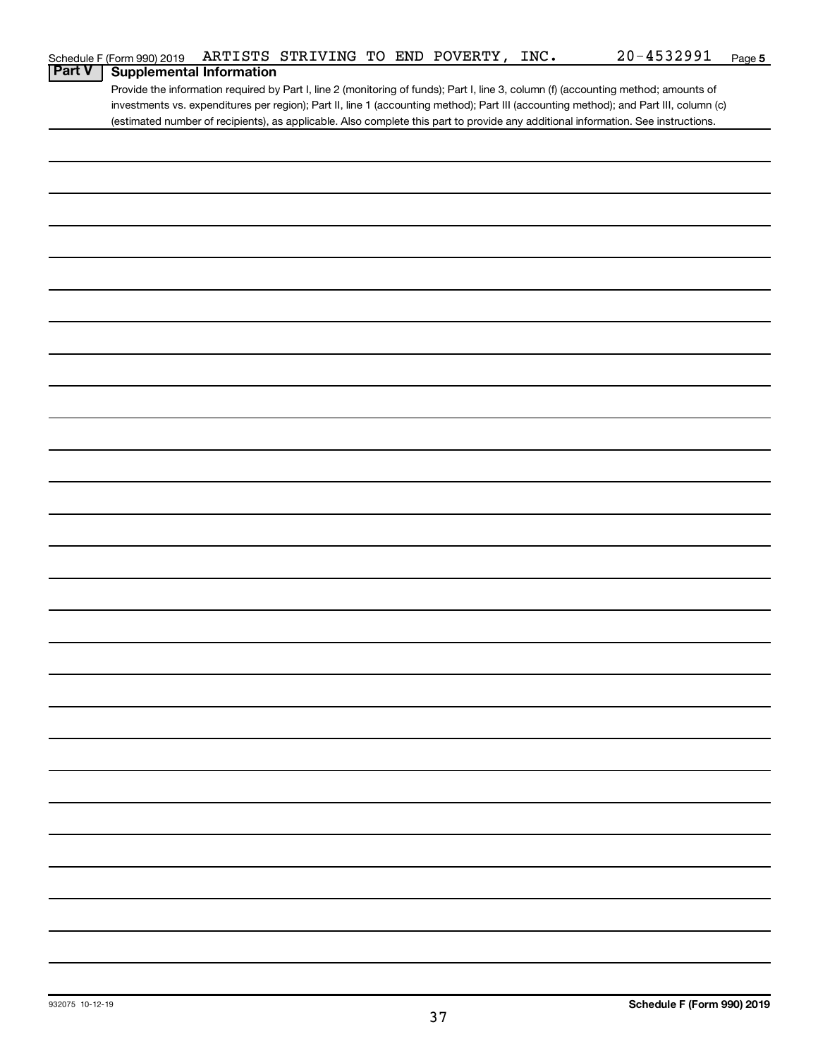Schedule F (Form 990) 2019 ARTISTS STRIVING TO END POVERTY, INC. 20-4532991 Page 5

## Part V Supplemental Information

Provide the information required by Part I, line 2 (monitoring of funds); Part I, line 3, column (f) (accounting method; amounts of investments vs. expenditures per region); Part II, line 1 (accounting method); Part III (accounting method); and Part III, column (c) (estimated number of recipients), as applicable. Also complete this part to provide any additional information. See instructions.

932075 10-12-19

Schedule F (Form 990) 2019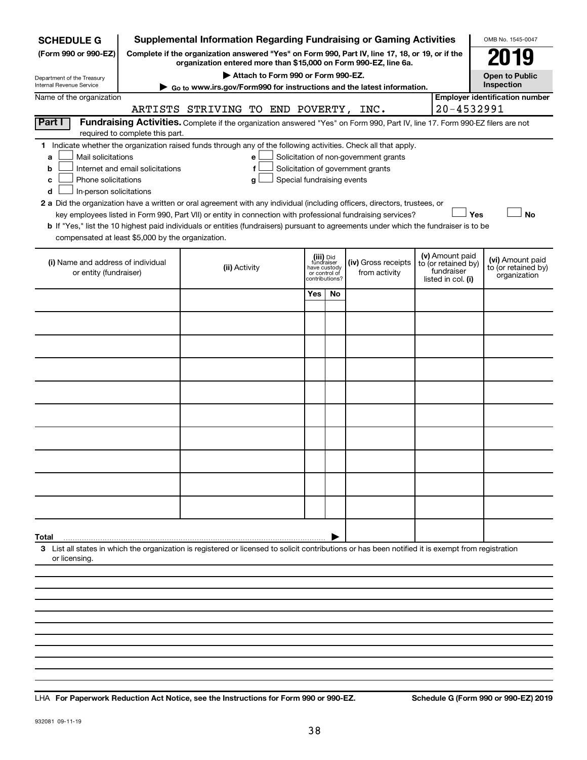| SCHEDULE G (Form 990 or 990-EZ) | Supplemental Information Regarding Fundraising or Gaming Activities | OMB No. 1545-0047 |
|---|---|---|
| Department of the Treasury Internal Revenue Service | Complete if the organization answered "Yes" on Form 990, Part IV, line 17, 18, or 19, or if the organization entered more than $15,000 on Form 990-EZ, line 6a. ▶ Attach to Form 990 or Form 990-EZ. ▶ Go to www.irs.gov/Form990 for instructions and the latest information. | 2019 Open to Public Inspection |

Name of the organization: ARTISTS STRIVING TO END POVERTY, INC.

Employer identification number: 20-4532991

**Part I** **Fundraising Activities.** Complete if the organization answered "Yes" on Form 990, Part IV, line 17. Form 990-EZ filers are not required to complete this part.

1 Indicate whether the organization raised funds through any of the following activities. Check all that apply.

- a ☐ Mail solicitations
- b ☐ Internet and email solicitations
- c ☐ Phone solicitations
- d ☐ In-person solicitations
- e ☐ Solicitation of non-government grants
- f ☐ Solicitation of government grants
- g ☐ Special fundraising events

2 a Did the organization have a written or oral agreement with any individual (including officers, directors, trustees, or key employees listed in Form 990, Part VII) or entity in connection with professional fundraising services? ☐ Yes ☐ No

b If "Yes," list the 10 highest paid individuals or entities (fundraisers) pursuant to agreements under which the fundraiser is to be compensated at least $5,000 by the organization.

| (i) Name and address of individual or entity (fundraiser) | (ii) Activity | (iii) Did fundraiser have custody or control of contributions? Yes | No | (iv) Gross receipts from activity | (v) Amount paid to (or retained by) fundraiser listed in col. (i) | (vi) Amount paid to (or retained by) organization |
|---|---|---|---|---|---|---|
| | | | | | | |
| | | | | | | |
| | | | | | | |
| | | | | | | |
| | | | | | | |
| | | | | | | |
| | | | | | | |
| | | | | | | |
| | | | | | | |
| | | | | | | |
| Total ▶ | | | | | | |

3 List all states in which the organization is registered or licensed to solicit contributions or has been notified it is exempt from registration or licensing.

LHA For Paperwork Reduction Act Notice, see the Instructions for Form 990 or 990-EZ. Schedule G (Form 990 or 990-EZ) 2019

932081 09-11-19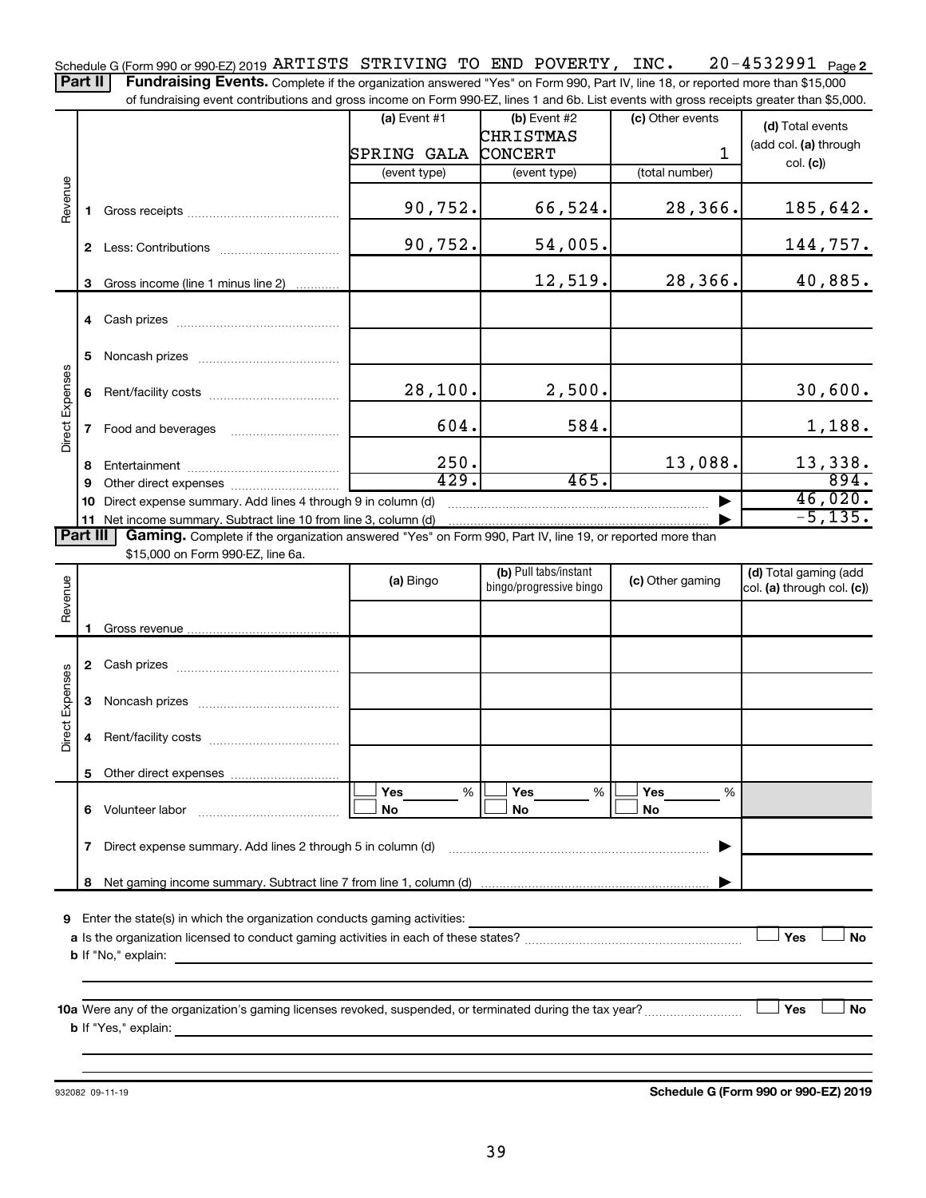Schedule G (Form 990 or 990-EZ) 2019 ARTISTS STRIVING TO END POVERTY, INC. 20-4532991 Page 2

**Part II** **Fundraising Events.** Complete if the organization answered "Yes" on Form 990, Part IV, line 18, or reported more than $15,000 of fundraising event contributions and gross income on Form 990-EZ, lines 1 and 6b. List events with gross receipts greater than $5,000.

| | | (a) Event #1 | (b) Event #2 | (c) Other events | (d) Total events (add col. (a) through col. (c)) |
|---|---|---|---|---|---|
| | | SPRING GALA | CHRISTMAS CONCERT | 1 | |
| | | (event type) | (event type) | (total number) | |
| Revenue | 1 Gross receipts | 90,752. | 66,524. | 28,366. | 185,642. |
| | 2 Less: Contributions | 90,752. | 54,005. | | 144,757. |
| | 3 Gross income (line 1 minus line 2) | | 12,519. | 28,366. | 40,885. |
| Direct Expenses | 4 Cash prizes | | | | |
| | 5 Noncash prizes | | | | |
| | 6 Rent/facility costs | 28,100. | 2,500. | | 30,600. |
| | 7 Food and beverages | 604. | 584. | | 1,188. |
| | 8 Entertainment | 250. | | 13,088. | 13,338. |
| | 9 Other direct expenses | 429. | 465. | | 894. |
| | 10 Direct expense summary. Add lines 4 through 9 in column (d) | | | ▶ | 46,020. |
| | 11 Net income summary. Subtract line 10 from line 3, column (d) | | | ▶ | -5,135. |

**Part III** **Gaming.** Complete if the organization answered "Yes" on Form 990, Part IV, line 19, or reported more than $15,000 on Form 990-EZ, line 6a.

| | | (a) Bingo | (b) Pull tabs/instant bingo/progressive bingo | (c) Other gaming | (d) Total gaming (add col. (a) through col. (c)) |
|---|---|---|---|---|---|
| Revenue | 1 Gross revenue | | | | |
| Direct Expenses | 2 Cash prizes | | | | |
| | 3 Noncash prizes | | | | |
| | 4 Rent/facility costs | | | | |
| | 5 Other direct expenses | | | | |
| | 6 Volunteer labor | ☐ Yes ___ % ☐ No | ☐ Yes ___ % ☐ No | ☐ Yes ___ % ☐ No | |
| | 7 Direct expense summary. Add lines 2 through 5 in column (d) | | | ▶ | |
| | 8 Net gaming income summary. Subtract line 7 from line 1, column (d) | | | ▶ | |

**9** Enter the state(s) in which the organization conducts gaming activities: \_\_\_\_\_\_\_\_\_\_

**a** Is the organization licensed to conduct gaming activities in each of these states? ☐ Yes ☐ No

**b** If "No," explain:

**10a** Were any of the organization's gaming licenses revoked, suspended, or terminated during the tax year? ☐ Yes ☐ No

**b** If "Yes," explain:

932082 09-11-19 **Schedule G (Form 990 or 990-EZ) 2019**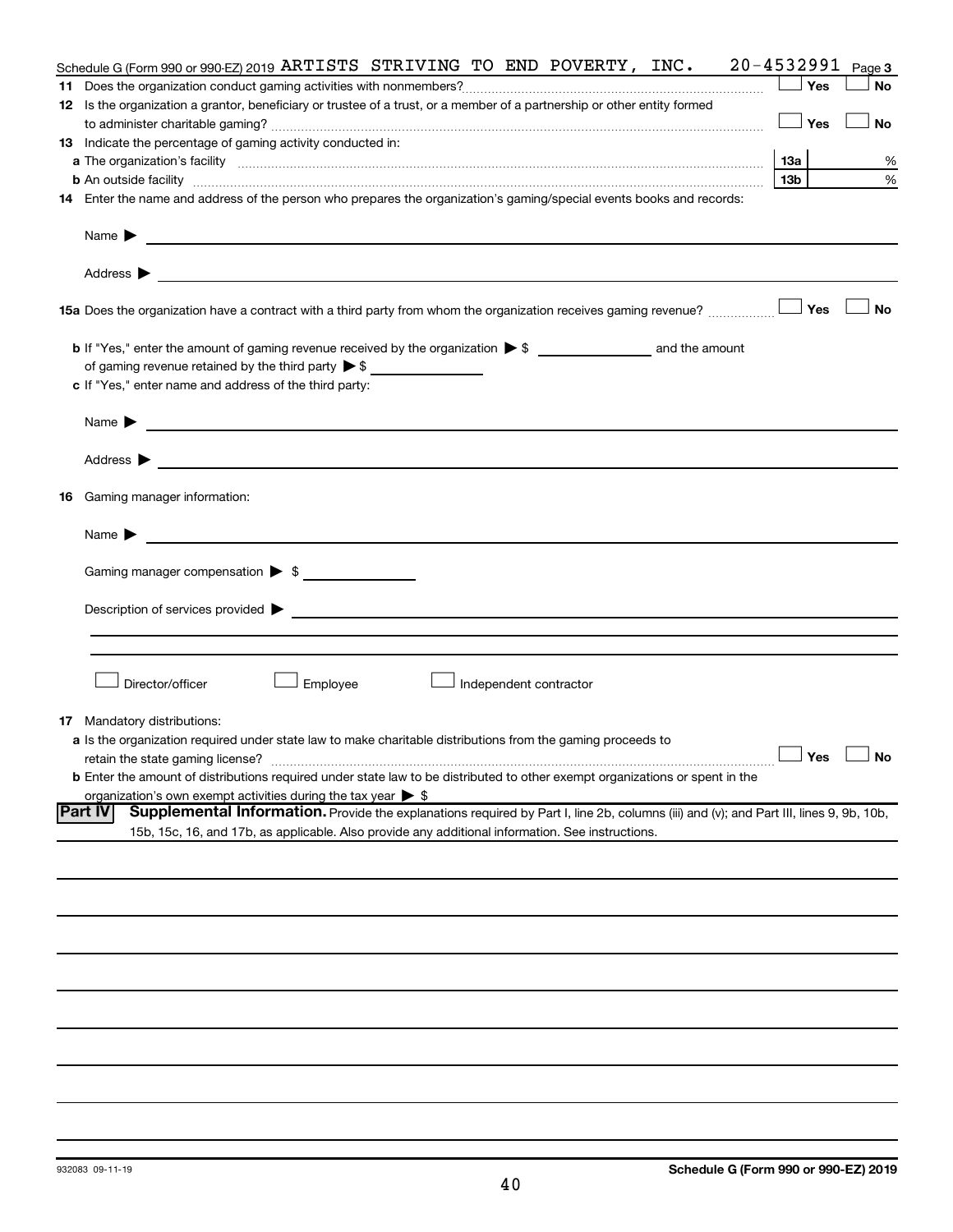Schedule G (Form 990 or 990-EZ) 2019 ARTISTS STRIVING TO END POVERTY, INC. 20-4532991 Page 3

**11** Does the organization conduct gaming activities with nonmembers? ☐ Yes ☐ No

**12** Is the organization a grantor, beneficiary or trustee of a trust, or a member of a partnership or other entity formed to administer charitable gaming? ☐ Yes ☐ No

**13** Indicate the percentage of gaming activity conducted in:

**a** The organization's facility **13a** %

**b** An outside facility **13b** %

**14** Enter the name and address of the person who prepares the organization's gaming/special events books and records:

Name ▶

Address ▶

**15a** Does the organization have a contract with a third party from whom the organization receives gaming revenue? ☐ Yes ☐ No

**b** If "Yes," enter the amount of gaming revenue received by the organization ▶ $ ______ and the amount of gaming revenue retained by the third party ▶ $ ______

**c** If "Yes," enter name and address of the third party:

Name ▶

Address ▶

**16** Gaming manager information:

Name ▶

Gaming manager compensation ▶ $

Description of services provided ▶

☐ Director/officer ☐ Employee ☐ Independent contractor

**17** Mandatory distributions:

**a** Is the organization required under state law to make charitable distributions from the gaming proceeds to retain the state gaming license? ☐ Yes ☐ No

**b** Enter the amount of distributions required under state law to be distributed to other exempt organizations or spent in the organization's own exempt activities during the tax year ▶ $

**Part IV** **Supplemental Information.** Provide the explanations required by Part I, line 2b, columns (iii) and (v); and Part III, lines 9, 9b, 10b, 15b, 15c, 16, and 17b, as applicable. Also provide any additional information. See instructions.

932083 09-11-19 **Schedule G (Form 990 or 990-EZ) 2019**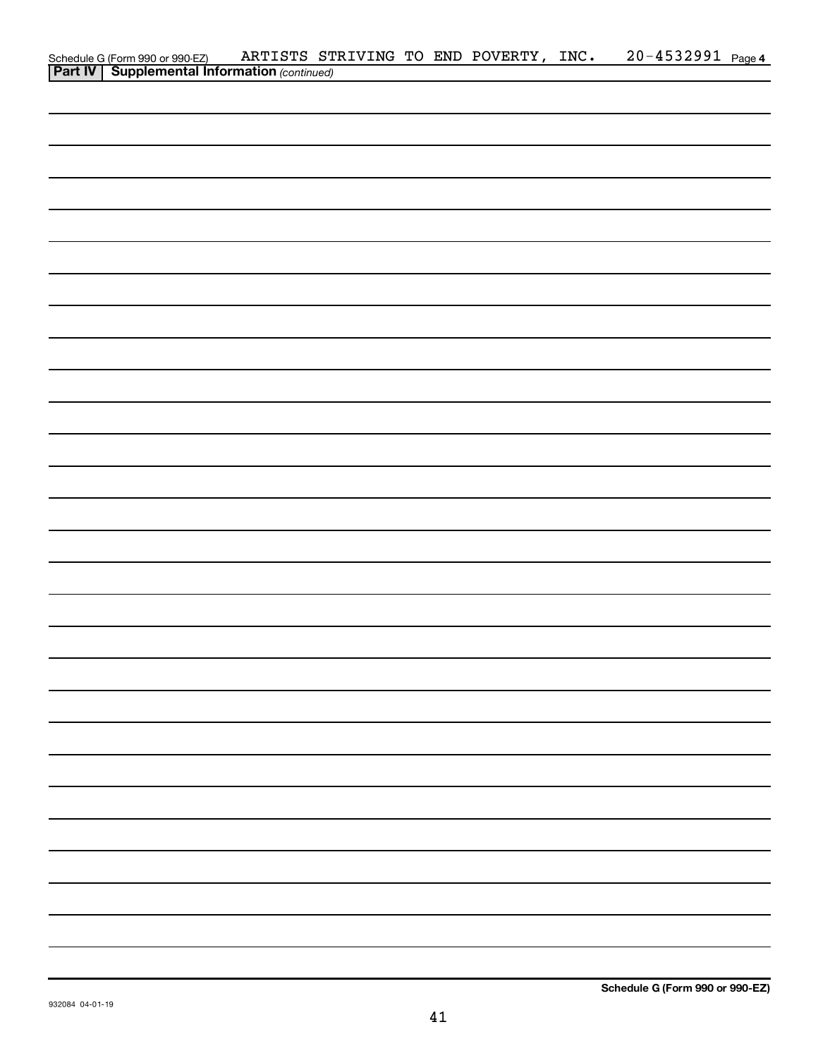Schedule G (Form 990 or 990-EZ) ARTISTS STRIVING TO END POVERTY, INC. 20-4532991 Page **4**

**Part IV | Supplemental Information** *(continued)*

**Schedule G (Form 990 or 990-EZ)**

932084 04-01-19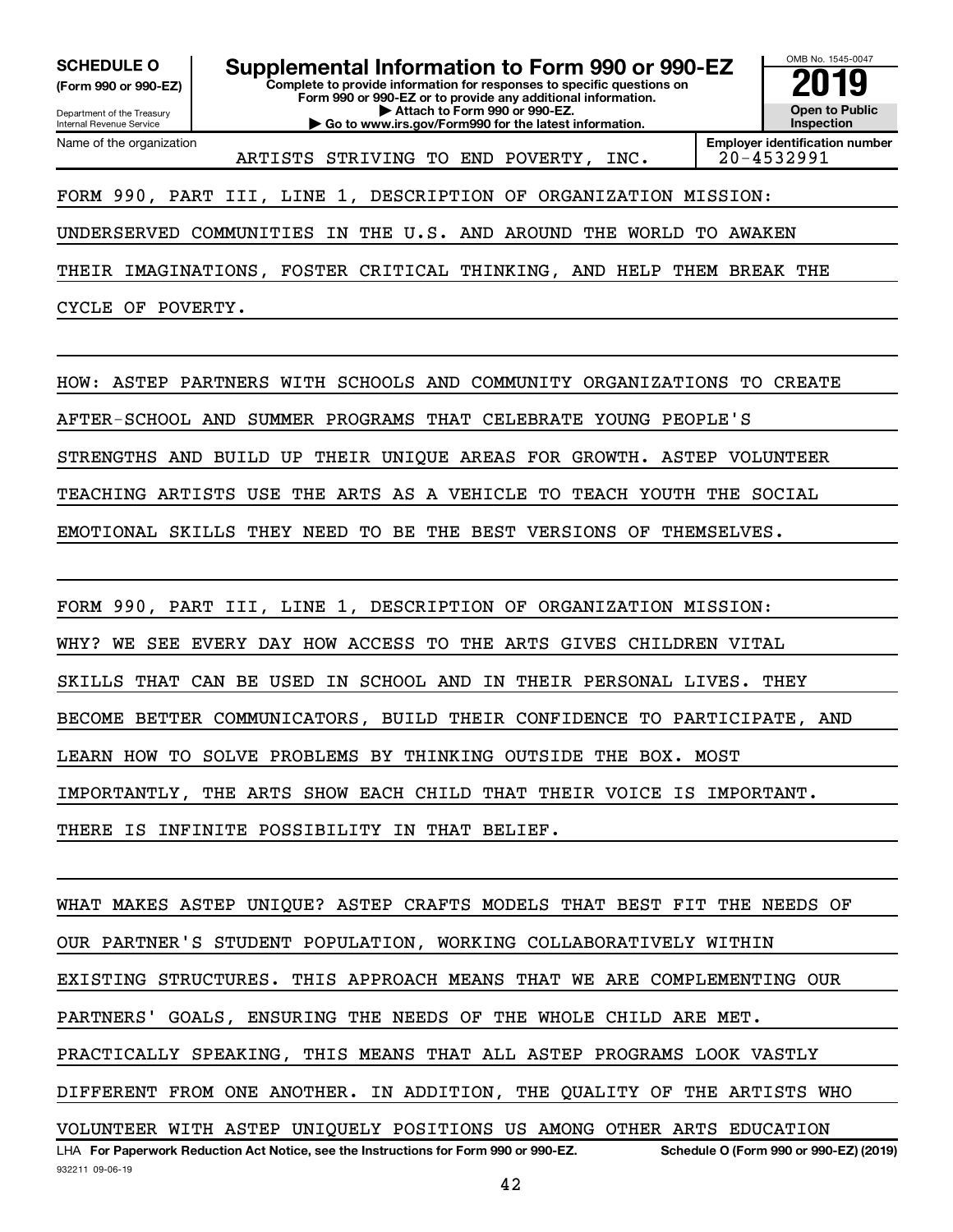**SCHEDULE O** (Form 990 or 990-EZ)

Department of the Treasury
Internal Revenue Service

# Supplemental Information to Form 990 or 990-EZ

**Complete to provide information for responses to specific questions on Form 990 or 990-EZ or to provide any additional information.**
**▶ Attach to Form 990 or 990-EZ.**
**▶ Go to www.irs.gov/Form990 for the latest information.**

OMB No. 1545-0047

**2019**

**Open to Public Inspection**

Name of the organization: ARTISTS STRIVING TO END POVERTY, INC.

**Employer identification number** 20-4532991

FORM 990, PART III, LINE 1, DESCRIPTION OF ORGANIZATION MISSION:
UNDERSERVED COMMUNITIES IN THE U.S. AND AROUND THE WORLD TO AWAKEN THEIR IMAGINATIONS, FOSTER CRITICAL THINKING, AND HELP THEM BREAK THE CYCLE OF POVERTY.

HOW: ASTEP PARTNERS WITH SCHOOLS AND COMMUNITY ORGANIZATIONS TO CREATE AFTER-SCHOOL AND SUMMER PROGRAMS THAT CELEBRATE YOUNG PEOPLE'S STRENGTHS AND BUILD UP THEIR UNIQUE AREAS FOR GROWTH. ASTEP VOLUNTEER TEACHING ARTISTS USE THE ARTS AS A VEHICLE TO TEACH YOUTH THE SOCIAL EMOTIONAL SKILLS THEY NEED TO BE THE BEST VERSIONS OF THEMSELVES.

FORM 990, PART III, LINE 1, DESCRIPTION OF ORGANIZATION MISSION:
WHY? WE SEE EVERY DAY HOW ACCESS TO THE ARTS GIVES CHILDREN VITAL SKILLS THAT CAN BE USED IN SCHOOL AND IN THEIR PERSONAL LIVES. THEY BECOME BETTER COMMUNICATORS, BUILD THEIR CONFIDENCE TO PARTICIPATE, AND LEARN HOW TO SOLVE PROBLEMS BY THINKING OUTSIDE THE BOX. MOST IMPORTANTLY, THE ARTS SHOW EACH CHILD THAT THEIR VOICE IS IMPORTANT. THERE IS INFINITE POSSIBILITY IN THAT BELIEF.

WHAT MAKES ASTEP UNIQUE? ASTEP CRAFTS MODELS THAT BEST FIT THE NEEDS OF OUR PARTNER'S STUDENT POPULATION, WORKING COLLABORATIVELY WITHIN EXISTING STRUCTURES. THIS APPROACH MEANS THAT WE ARE COMPLEMENTING OUR PARTNERS' GOALS, ENSURING THE NEEDS OF THE WHOLE CHILD ARE MET. PRACTICALLY SPEAKING, THIS MEANS THAT ALL ASTEP PROGRAMS LOOK VASTLY DIFFERENT FROM ONE ANOTHER. IN ADDITION, THE QUALITY OF THE ARTISTS WHO VOLUNTEER WITH ASTEP UNIQUELY POSITIONS US AMONG OTHER ARTS EDUCATION

LHA **For Paperwork Reduction Act Notice, see the Instructions for Form 990 or 990-EZ.** **Schedule O (Form 990 or 990-EZ) (2019)**

932211 09-06-19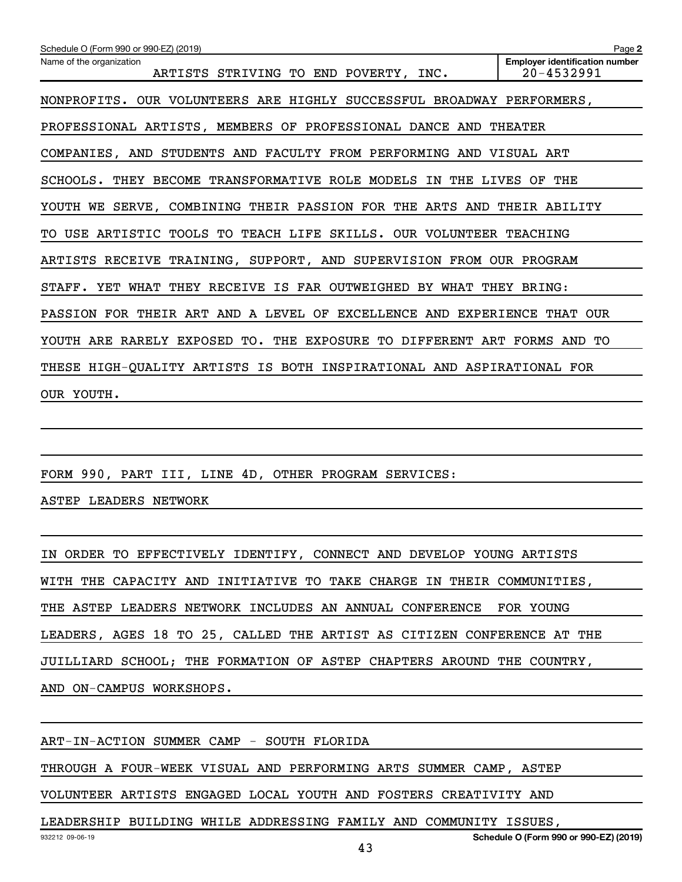Schedule O (Form 990 or 990-EZ) (2019) Page **2**

Name of the organization: ARTISTS STRIVING TO END POVERTY, INC.

**Employer identification number** 20-4532991

NONPROFITS. OUR VOLUNTEERS ARE HIGHLY SUCCESSFUL BROADWAY PERFORMERS, PROFESSIONAL ARTISTS, MEMBERS OF PROFESSIONAL DANCE AND THEATER COMPANIES, AND STUDENTS AND FACULTY FROM PERFORMING AND VISUAL ART SCHOOLS. THEY BECOME TRANSFORMATIVE ROLE MODELS IN THE LIVES OF THE YOUTH WE SERVE, COMBINING THEIR PASSION FOR THE ARTS AND THEIR ABILITY TO USE ARTISTIC TOOLS TO TEACH LIFE SKILLS. OUR VOLUNTEER TEACHING ARTISTS RECEIVE TRAINING, SUPPORT, AND SUPERVISION FROM OUR PROGRAM STAFF. YET WHAT THEY RECEIVE IS FAR OUTWEIGHED BY WHAT THEY BRING: PASSION FOR THEIR ART AND A LEVEL OF EXCELLENCE AND EXPERIENCE THAT OUR YOUTH ARE RARELY EXPOSED TO. THE EXPOSURE TO DIFFERENT ART FORMS AND TO THESE HIGH-QUALITY ARTISTS IS BOTH INSPIRATIONAL AND ASPIRATIONAL FOR OUR YOUTH.

FORM 990, PART III, LINE 4D, OTHER PROGRAM SERVICES:

ASTEP LEADERS NETWORK

IN ORDER TO EFFECTIVELY IDENTIFY, CONNECT AND DEVELOP YOUNG ARTISTS WITH THE CAPACITY AND INITIATIVE TO TAKE CHARGE IN THEIR COMMUNITIES, THE ASTEP LEADERS NETWORK INCLUDES AN ANNUAL CONFERENCE FOR YOUNG LEADERS, AGES 18 TO 25, CALLED THE ARTIST AS CITIZEN CONFERENCE AT THE JUILLIARD SCHOOL; THE FORMATION OF ASTEP CHAPTERS AROUND THE COUNTRY, AND ON-CAMPUS WORKSHOPS.

ART-IN-ACTION SUMMER CAMP - SOUTH FLORIDA

THROUGH A FOUR-WEEK VISUAL AND PERFORMING ARTS SUMMER CAMP, ASTEP VOLUNTEER ARTISTS ENGAGED LOCAL YOUTH AND FOSTERS CREATIVITY AND LEADERSHIP BUILDING WHILE ADDRESSING FAMILY AND COMMUNITY ISSUES,

932212 09-06-19 **Schedule O (Form 990 or 990-EZ) (2019)**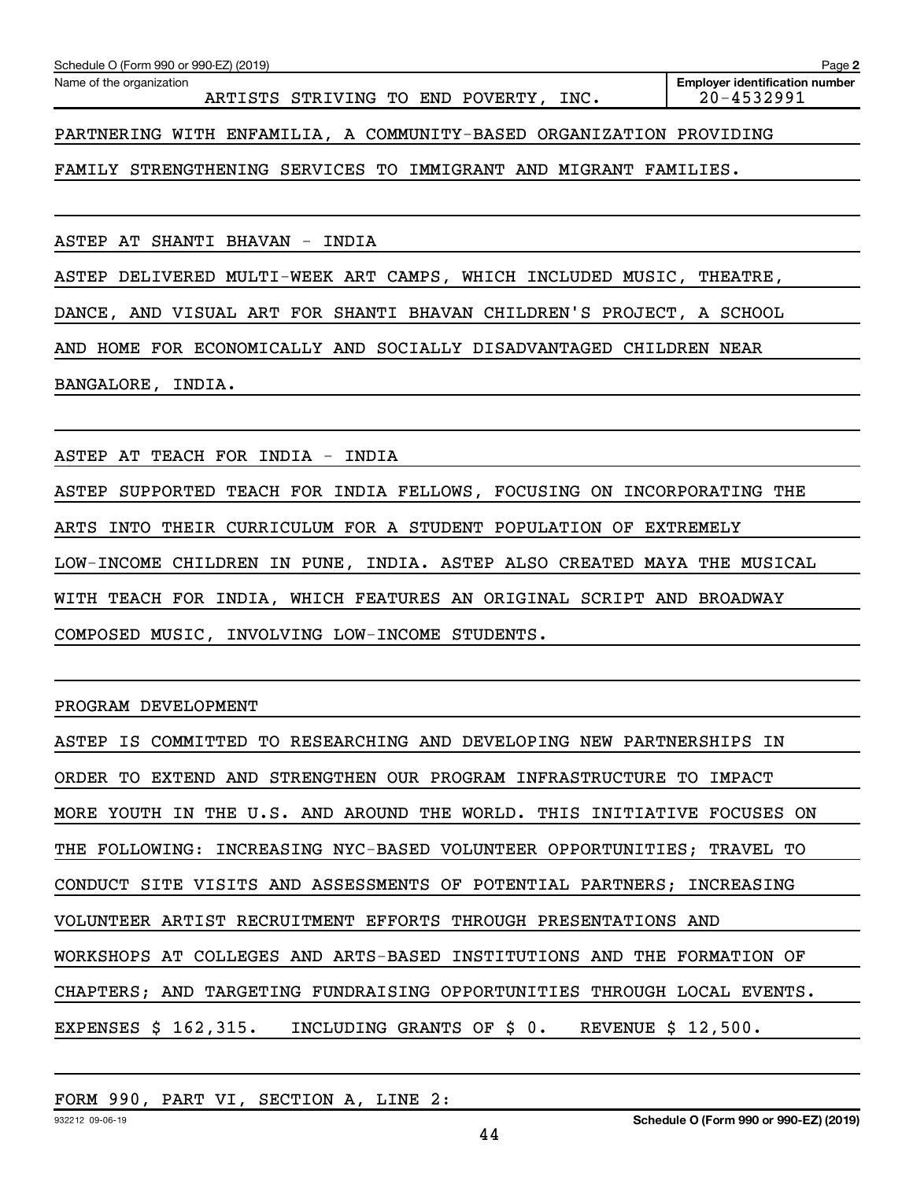PARTNERING WITH ENFAMILIA, A COMMUNITY-BASED ORGANIZATION PROVIDING FAMILY STRENGTHENING SERVICES TO IMMIGRANT AND MIGRANT FAMILIES.

ASTEP AT SHANTI BHAVAN - INDIA

ASTEP DELIVERED MULTI-WEEK ART CAMPS, WHICH INCLUDED MUSIC, THEATRE, DANCE, AND VISUAL ART FOR SHANTI BHAVAN CHILDREN'S PROJECT, A SCHOOL AND HOME FOR ECONOMICALLY AND SOCIALLY DISADVANTAGED CHILDREN NEAR BANGALORE, INDIA.

ASTEP AT TEACH FOR INDIA - INDIA

ASTEP SUPPORTED TEACH FOR INDIA FELLOWS, FOCUSING ON INCORPORATING THE ARTS INTO THEIR CURRICULUM FOR A STUDENT POPULATION OF EXTREMELY LOW-INCOME CHILDREN IN PUNE, INDIA. ASTEP ALSO CREATED MAYA THE MUSICAL WITH TEACH FOR INDIA, WHICH FEATURES AN ORIGINAL SCRIPT AND BROADWAY COMPOSED MUSIC, INVOLVING LOW-INCOME STUDENTS.

PROGRAM DEVELOPMENT

ASTEP IS COMMITTED TO RESEARCHING AND DEVELOPING NEW PARTNERSHIPS IN ORDER TO EXTEND AND STRENGTHEN OUR PROGRAM INFRASTRUCTURE TO IMPACT MORE YOUTH IN THE U.S. AND AROUND THE WORLD. THIS INITIATIVE FOCUSES ON THE FOLLOWING: INCREASING NYC-BASED VOLUNTEER OPPORTUNITIES; TRAVEL TO CONDUCT SITE VISITS AND ASSESSMENTS OF POTENTIAL PARTNERS; INCREASING VOLUNTEER ARTIST RECRUITMENT EFFORTS THROUGH PRESENTATIONS AND WORKSHOPS AT COLLEGES AND ARTS-BASED INSTITUTIONS AND THE FORMATION OF CHAPTERS; AND TARGETING FUNDRAISING OPPORTUNITIES THROUGH LOCAL EVENTS.
EXPENSES $ 162,315. INCLUDING GRANTS OF $ 0. REVENUE $ 12,500.

FORM 990, PART VI, SECTION A, LINE 2: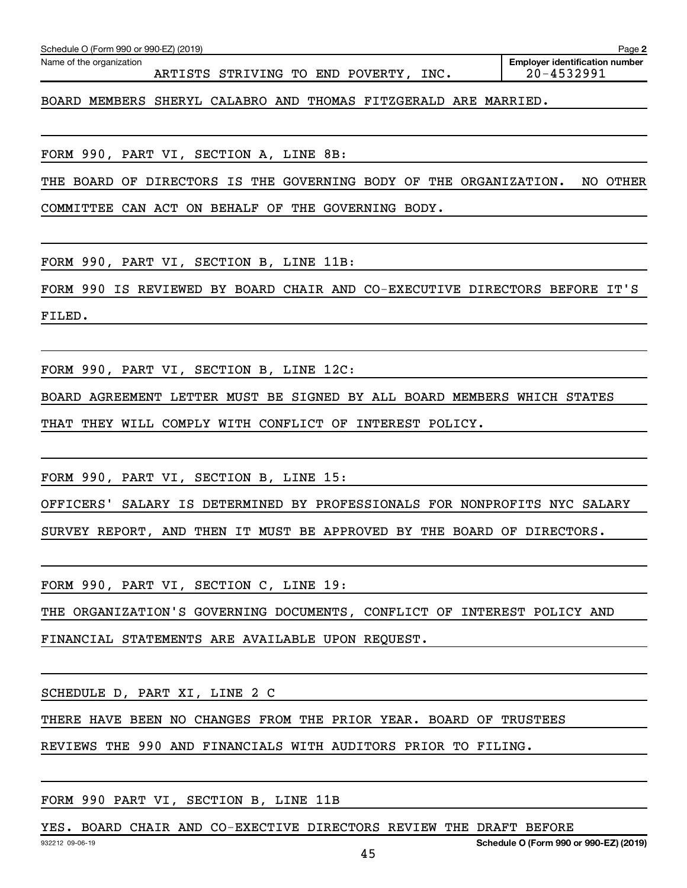Schedule O (Form 990 or 990-EZ) (2019)

Name of the organization: ARTISTS STRIVING TO END POVERTY, INC.

Employer identification number: 20-4532991

BOARD MEMBERS SHERYL CALABRO AND THOMAS FITZGERALD ARE MARRIED.

FORM 990, PART VI, SECTION A, LINE 8B:

THE BOARD OF DIRECTORS IS THE GOVERNING BODY OF THE ORGANIZATION. NO OTHER COMMITTEE CAN ACT ON BEHALF OF THE GOVERNING BODY.

FORM 990, PART VI, SECTION B, LINE 11B:

FORM 990 IS REVIEWED BY BOARD CHAIR AND CO-EXECUTIVE DIRECTORS BEFORE IT'S FILED.

FORM 990, PART VI, SECTION B, LINE 12C:

BOARD AGREEMENT LETTER MUST BE SIGNED BY ALL BOARD MEMBERS WHICH STATES THAT THEY WILL COMPLY WITH CONFLICT OF INTEREST POLICY.

FORM 990, PART VI, SECTION B, LINE 15:

OFFICERS' SALARY IS DETERMINED BY PROFESSIONALS FOR NONPROFITS NYC SALARY SURVEY REPORT, AND THEN IT MUST BE APPROVED BY THE BOARD OF DIRECTORS.

FORM 990, PART VI, SECTION C, LINE 19:

THE ORGANIZATION'S GOVERNING DOCUMENTS, CONFLICT OF INTEREST POLICY AND FINANCIAL STATEMENTS ARE AVAILABLE UPON REQUEST.

SCHEDULE D, PART XI, LINE 2 C

THERE HAVE BEEN NO CHANGES FROM THE PRIOR YEAR. BOARD OF TRUSTEES REVIEWS THE 990 AND FINANCIALS WITH AUDITORS PRIOR TO FILING.

FORM 990 PART VI, SECTION B, LINE 11B

YES. BOARD CHAIR AND CO-EXECTIVE DIRECTORS REVIEW THE DRAFT BEFORE

932212 09-06-19

Schedule O (Form 990 or 990-EZ) (2019)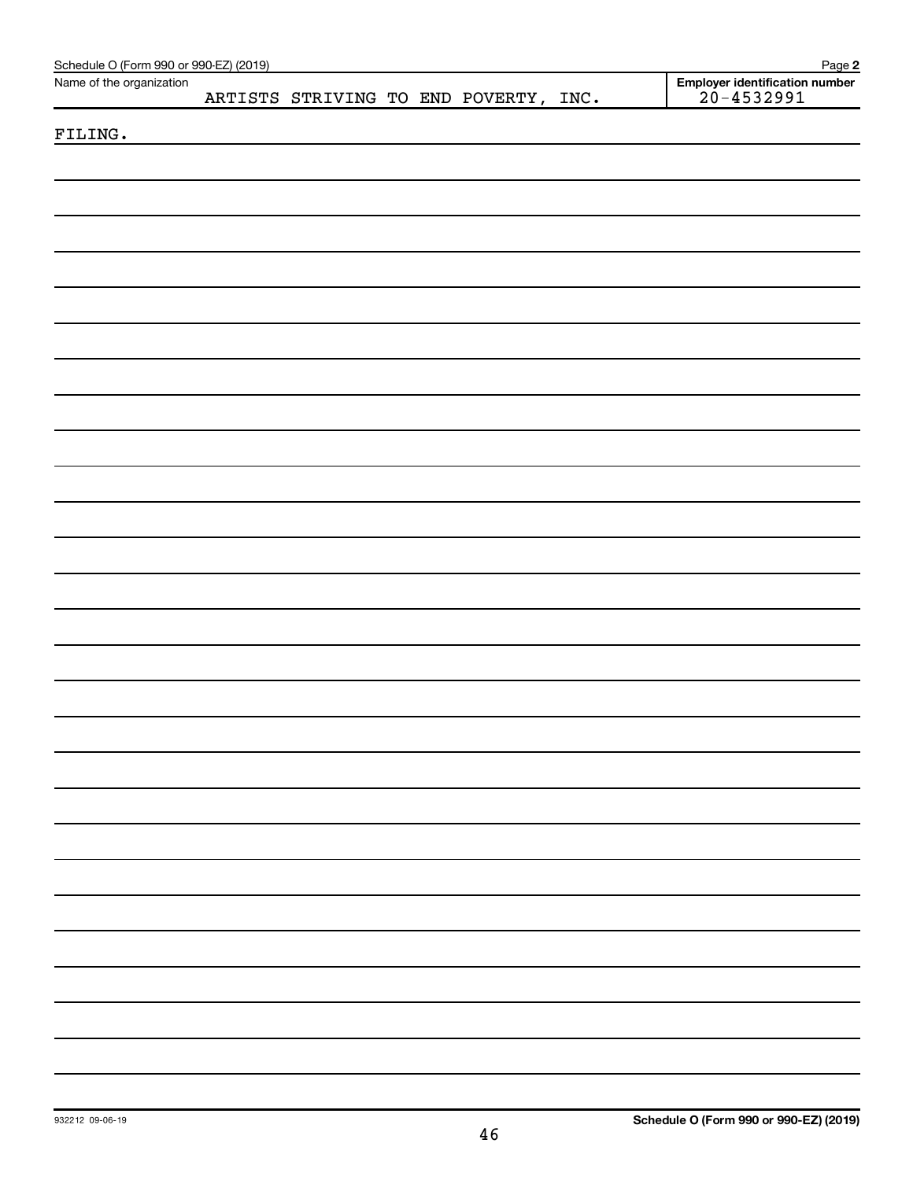Schedule O (Form 990 or 990-EZ) (2019)

Name of the organization: ARTISTS STRIVING TO END POVERTY, INC.

Employer identification number: 20-4532991

FILING.

932212 09-06-19

Schedule O (Form 990 or 990-EZ) (2019)